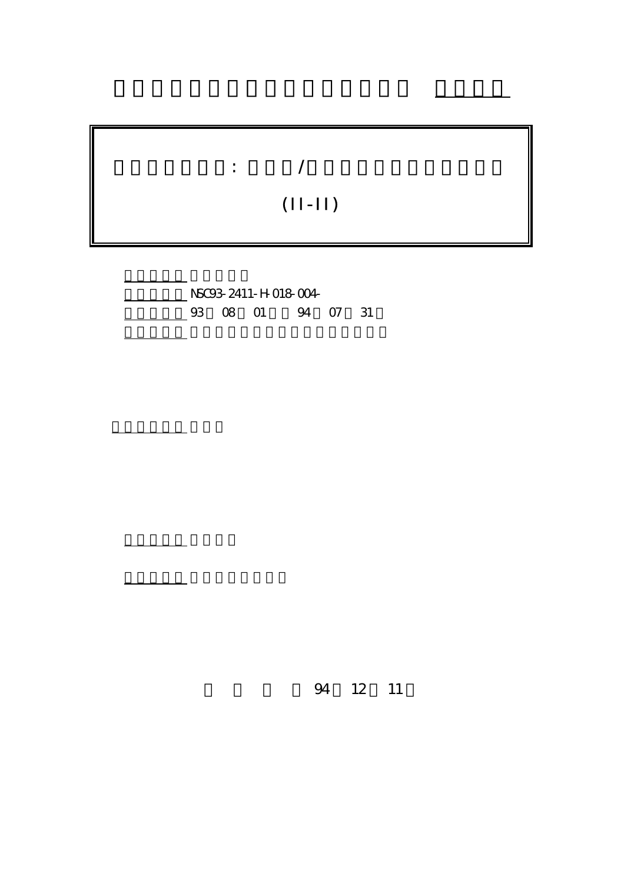: /

(II-II)

NSC93-2411-H-018-004-

93 08 01 94 07 31

94 12 11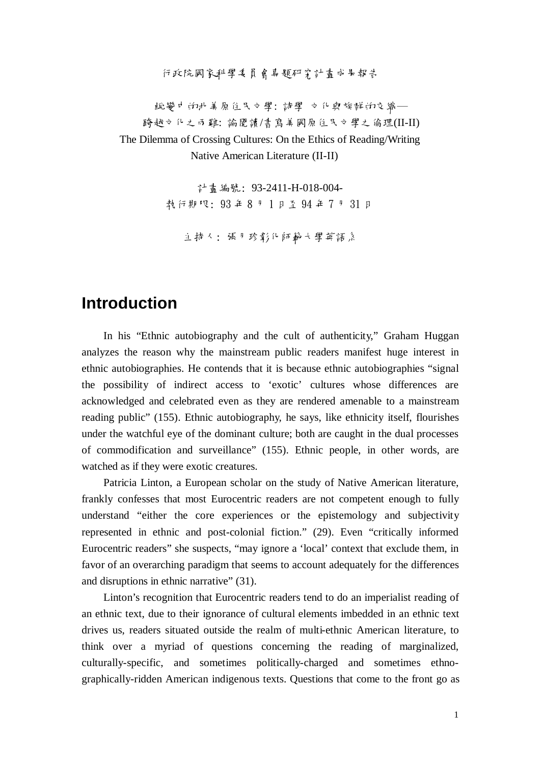行政院國家科學委員會專題研究計畫成果報告

跨越中的北美原住民文學：詩學、文化與族群的交織—

跨越文化之兩難：論閱讀/書寫美國原住民文學之倫理(II-II)

The Dilemma of Crossing Cultures: On the Ethics of Reading/Writing Native American Literature (II-II)

計畫編號：93-2411-H-018-004-

執行期限：93 年 8 月 1 日至 94 年 7 月 31 日

主持人：張月珍彰化師範大學英語系

# Introduction

In his "Ethnic autobiography and the cult of authenticity," Graham Huggan analyzes the reason why the mainstream public readers manifest huge interest in ethnic autobiographies. He contends that it is because ethnic autobiographies "signal the possibility of indirect access to 'exotic' cultures whose differences are acknowledged and celebrated even as they are rendered amenable to a mainstream reading public" (155). Ethnic autobiography, he says, like ethnicity itself, flourishes under the watchful eye of the dominant culture; both are caught in the dual processes of commodification and surveillance" (155). Ethnic people, in other words, are watched as if they were exotic creatures.

Patricia Linton, a European scholar on the study of Native American literature, frankly confesses that most Eurocentric readers are not competent enough to fully understand "either the core experiences or the epistemology and subjectivity represented in ethnic and post-colonial fiction." (29). Even "critically informed Eurocentric readers" she suspects, "may ignore a 'local' context that exclude them, in favor of an overarching paradigm that seems to account adequately for the differences and disruptions in ethnic narrative" (31).

Linton's recognition that Eurocentric readers tend to do an imperialist reading of an ethnic text, due to their ignorance of cultural elements imbedded in an ethnic text drives us, readers situated outside the realm of multi-ethnic American literature, to think over a myriad of questions concerning the reading of marginalized, culturally-specific, and sometimes politically-charged and sometimes ethno-graphically-ridden American indigenous texts. Questions that come to the front go as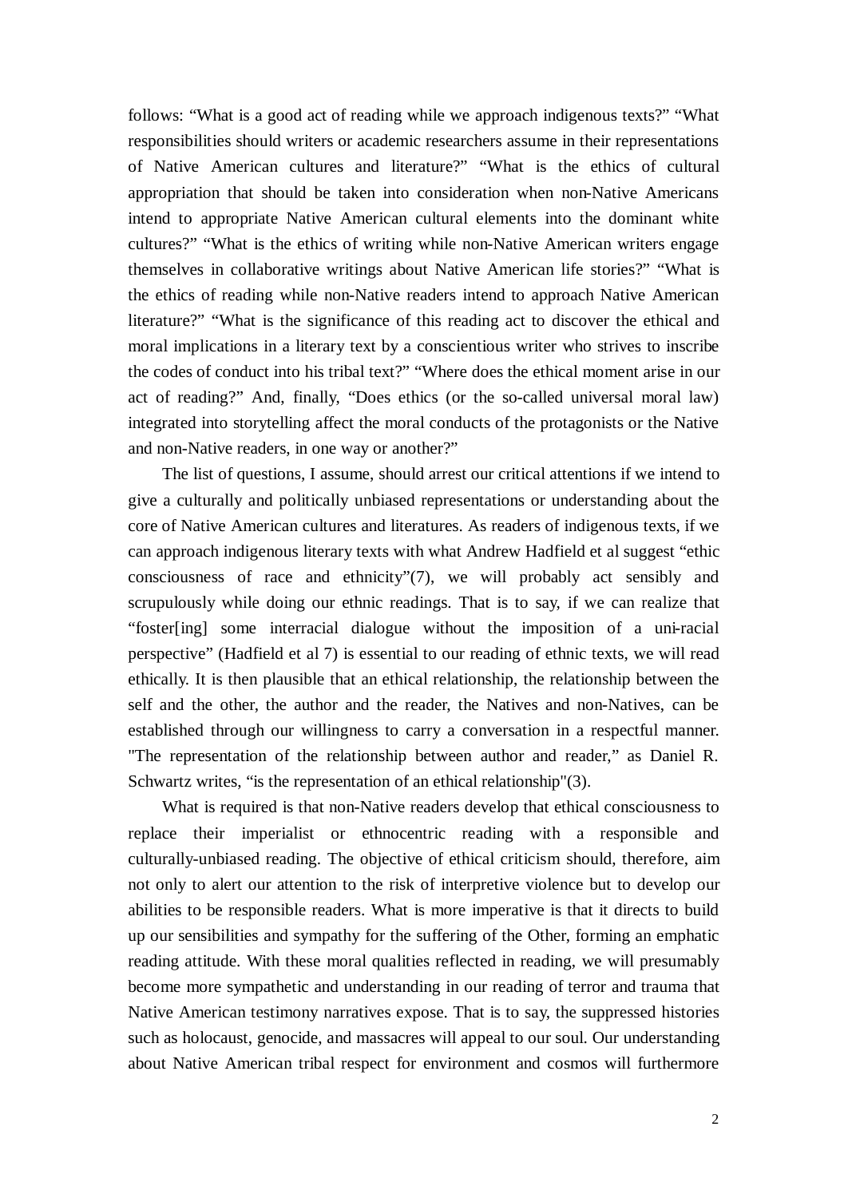follows: "What is a good act of reading while we approach indigenous texts?" "What responsibilities should writers or academic researchers assume in their representations of Native American cultures and literature?" "What is the ethics of cultural appropriation that should be taken into consideration when non-Native Americans intend to appropriate Native American cultural elements into the dominant white cultures?" "What is the ethics of writing while non-Native American writers engage themselves in collaborative writings about Native American life stories?" "What is the ethics of reading while non-Native readers intend to approach Native American literature?" "What is the significance of this reading act to discover the ethical and moral implications in a literary text by a conscientious writer who strives to inscribe the codes of conduct into his tribal text?" "Where does the ethical moment arise in our act of reading?" And, finally, "Does ethics (or the so-called universal moral law) integrated into storytelling affect the moral conducts of the protagonists or the Native and non-Native readers, in one way or another?"

The list of questions, I assume, should arrest our critical attentions if we intend to give a culturally and politically unbiased representations or understanding about the core of Native American cultures and literatures. As readers of indigenous texts, if we can approach indigenous literary texts with what Andrew Hadfield et al suggest "ethic consciousness of race and ethnicity"(7), we will probably act sensibly and scrupulously while doing our ethnic readings. That is to say, if we can realize that "foster[ing] some interracial dialogue without the imposition of a uni-racial perspective" (Hadfield et al 7) is essential to our reading of ethnic texts, we will read ethically. It is then plausible that an ethical relationship, the relationship between the self and the other, the author and the reader, the Natives and non-Natives, can be established through our willingness to carry a conversation in a respectful manner. "The representation of the relationship between author and reader," as Daniel R. Schwartz writes, "is the representation of an ethical relationship"(3).

What is required is that non-Native readers develop that ethical consciousness to replace their imperialist or ethnocentric reading with a responsible and culturally-unbiased reading. The objective of ethical criticism should, therefore, aim not only to alert our attention to the risk of interpretive violence but to develop our abilities to be responsible readers. What is more imperative is that it directs to build up our sensibilities and sympathy for the suffering of the Other, forming an emphatic reading attitude. With these moral qualities reflected in reading, we will presumably become more sympathetic and understanding in our reading of terror and trauma that Native American testimony narratives expose. That is to say, the suppressed histories such as holocaust, genocide, and massacres will appeal to our soul. Our understanding about Native American tribal respect for environment and cosmos will furthermore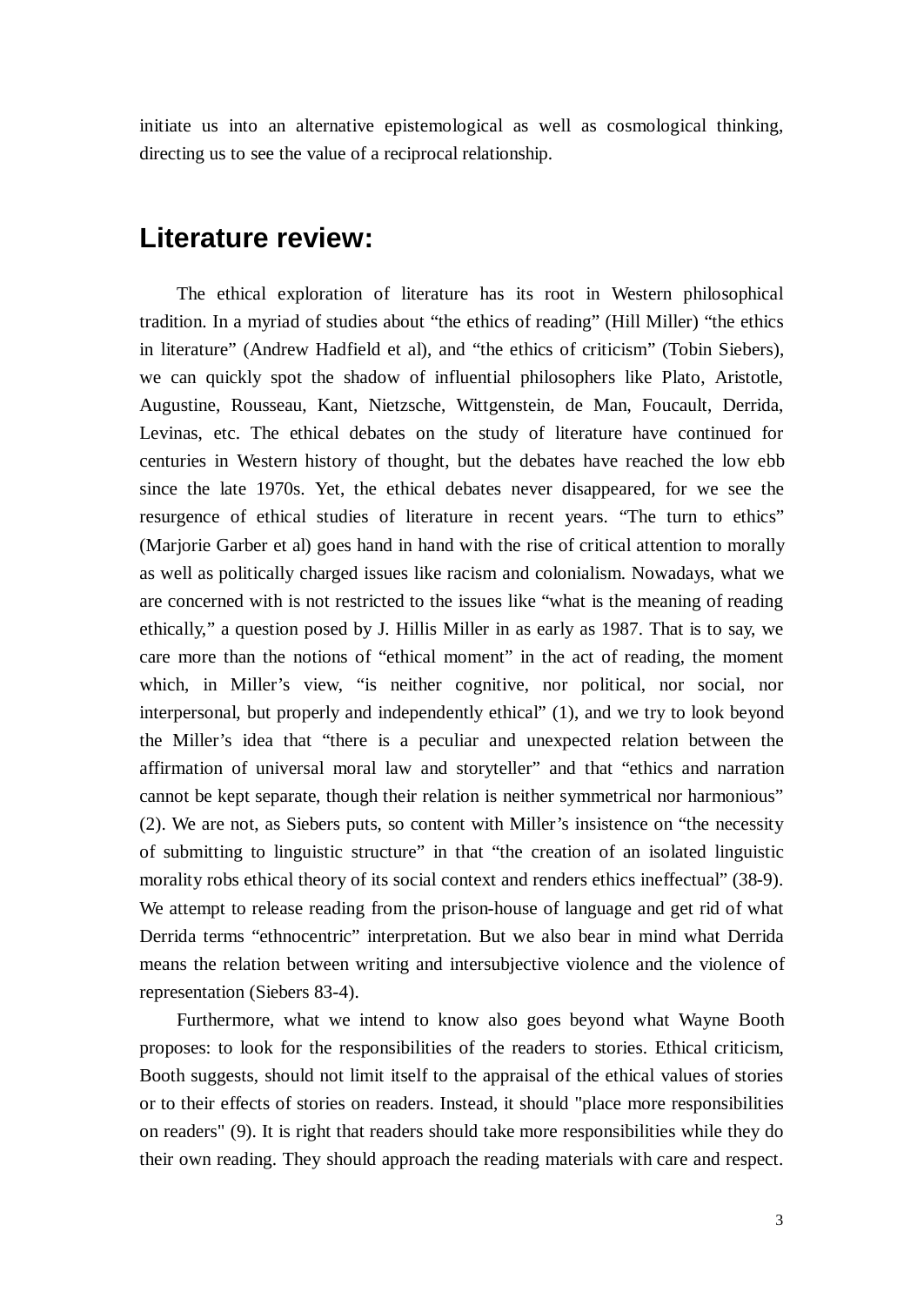initiate us into an alternative epistemological as well as cosmological thinking, directing us to see the value of a reciprocal relationship.

## Literature review:

The ethical exploration of literature has its root in Western philosophical tradition. In a myriad of studies about "the ethics of reading" (Hill Miller) "the ethics in literature" (Andrew Hadfield et al), and "the ethics of criticism" (Tobin Siebers), we can quickly spot the shadow of influential philosophers like Plato, Aristotle, Augustine, Rousseau, Kant, Nietzsche, Wittgenstein, de Man, Foucault, Derrida, Levinas, etc. The ethical debates on the study of literature have continued for centuries in Western history of thought, but the debates have reached the low ebb since the late 1970s. Yet, the ethical debates never disappeared, for we see the resurgence of ethical studies of literature in recent years. "The turn to ethics" (Marjorie Garber et al) goes hand in hand with the rise of critical attention to morally as well as politically charged issues like racism and colonialism. Nowadays, what we are concerned with is not restricted to the issues like "what is the meaning of reading ethically," a question posed by J. Hillis Miller in as early as 1987. That is to say, we care more than the notions of "ethical moment" in the act of reading, the moment which, in Miller's view, "is neither cognitive, nor political, nor social, nor interpersonal, but properly and independently ethical" (1), and we try to look beyond the Miller's idea that "there is a peculiar and unexpected relation between the affirmation of universal moral law and storyteller" and that "ethics and narration cannot be kept separate, though their relation is neither symmetrical nor harmonious" (2). We are not, as Siebers puts, so content with Miller's insistence on "the necessity of submitting to linguistic structure" in that "the creation of an isolated linguistic morality robs ethical theory of its social context and renders ethics ineffectual" (38-9). We attempt to release reading from the prison-house of language and get rid of what Derrida terms "ethnocentric" interpretation. But we also bear in mind what Derrida means the relation between writing and intersubjective violence and the violence of representation (Siebers 83-4).

Furthermore, what we intend to know also goes beyond what Wayne Booth proposes: to look for the responsibilities of the readers to stories. Ethical criticism, Booth suggests, should not limit itself to the appraisal of the ethical values of stories or to their effects of stories on readers. Instead, it should "place more responsibilities on readers" (9). It is right that readers should take more responsibilities while they do their own reading. They should approach the reading materials with care and respect.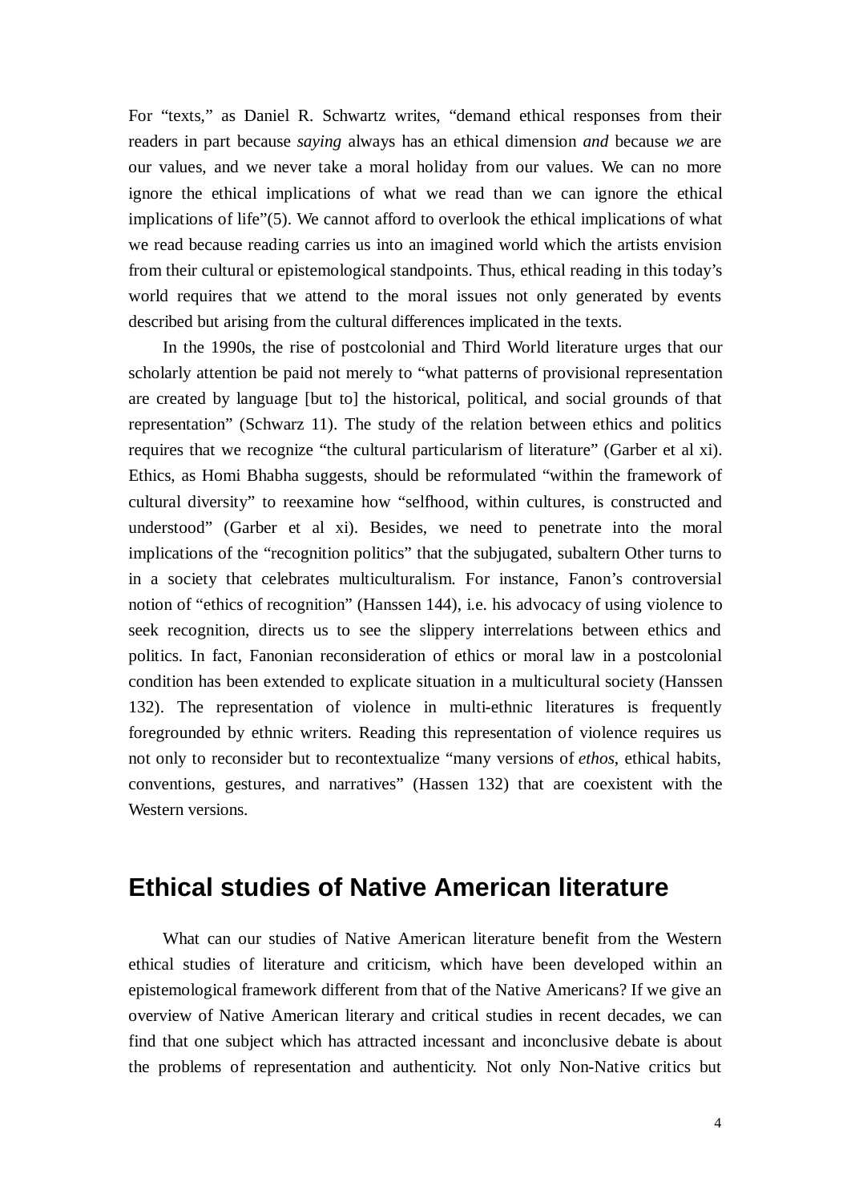For “texts,” as Daniel R. Schwartz writes, “demand ethical responses from their readers in part because *saying* always has an ethical dimension *and* because *we* are our values, and we never take a moral holiday from our values. We can no more ignore the ethical implications of what we read than we can ignore the ethical implications of life”(5). We cannot afford to overlook the ethical implications of what we read because reading carries us into an imagined world which the artists envision from their cultural or epistemological standpoints. Thus, ethical reading in this today’s world requires that we attend to the moral issues not only generated by events described but arising from the cultural differences implicated in the texts.

In the 1990s, the rise of postcolonial and Third World literature urges that our scholarly attention be paid not merely to “what patterns of provisional representation are created by language [but to] the historical, political, and social grounds of that representation” (Schwarz 11). The study of the relation between ethics and politics requires that we recognize “the cultural particularism of literature” (Garber et al xi). Ethics, as Homi Bhabha suggests, should be reformulated “within the framework of cultural diversity” to reexamine how “selfhood, within cultures, is constructed and understood” (Garber et al xi). Besides, we need to penetrate into the moral implications of the “recognition politics” that the subjugated, subaltern Other turns to in a society that celebrates multiculturalism. For instance, Fanon’s controversial notion of “ethics of recognition” (Hanssen 144), i.e. his advocacy of using violence to seek recognition, directs us to see the slippery interrelations between ethics and politics. In fact, Fanonian reconsideration of ethics or moral law in a postcolonial condition has been extended to explicate situation in a multicultural society (Hanssen 132). The representation of violence in multi-ethnic literatures is frequently foregrounded by ethnic writers. Reading this representation of violence requires us not only to reconsider but to recontextualize “many versions of *ethos*, ethical habits, conventions, gestures, and narratives” (Hassen 132) that are coexistent with the Western versions.

## Ethical studies of Native American literature

What can our studies of Native American literature benefit from the Western ethical studies of literature and criticism, which have been developed within an epistemological framework different from that of the Native Americans? If we give an overview of Native American literary and critical studies in recent decades, we can find that one subject which has attracted incessant and inconclusive debate is about the problems of representation and authenticity. Not only Non-Native critics but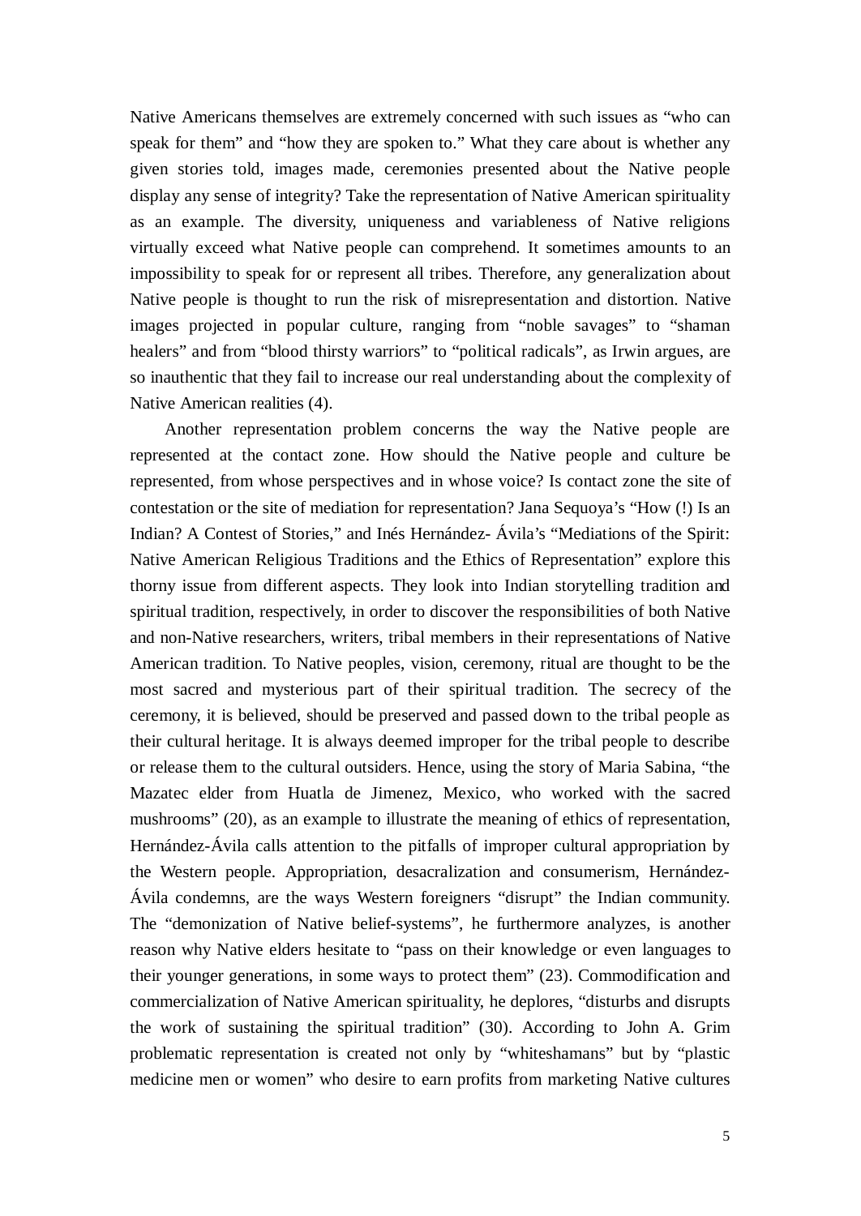Native Americans themselves are extremely concerned with such issues as “who can speak for them” and “how they are spoken to.” What they care about is whether any given stories told, images made, ceremonies presented about the Native people display any sense of integrity? Take the representation of Native American spirituality as an example. The diversity, uniqueness and variableness of Native religions virtually exceed what Native people can comprehend. It sometimes amounts to an impossibility to speak for or represent all tribes. Therefore, any generalization about Native people is thought to run the risk of misrepresentation and distortion. Native images projected in popular culture, ranging from “noble savages” to “shaman healers” and from “blood thirsty warriors” to “political radicals”, as Irwin argues, are so inauthentic that they fail to increase our real understanding about the complexity of Native American realities (4).

Another representation problem concerns the way the Native people are represented at the contact zone. How should the Native people and culture be represented, from whose perspectives and in whose voice? Is contact zone the site of contestation or the site of mediation for representation? Jana Sequoya’s “How (!) Is an Indian? A Contest of Stories,” and Inés Hernández- Ávila’s “Mediations of the Spirit: Native American Religious Traditions and the Ethics of Representation” explore this thorny issue from different aspects. They look into Indian storytelling tradition and spiritual tradition, respectively, in order to discover the responsibilities of both Native and non-Native researchers, writers, tribal members in their representations of Native American tradition. To Native peoples, vision, ceremony, ritual are thought to be the most sacred and mysterious part of their spiritual tradition. The secrecy of the ceremony, it is believed, should be preserved and passed down to the tribal people as their cultural heritage. It is always deemed improper for the tribal people to describe or release them to the cultural outsiders. Hence, using the story of Maria Sabina, “the Mazatec elder from Huatla de Jimenez, Mexico, who worked with the sacred mushrooms” (20), as an example to illustrate the meaning of ethics of representation, Hernández-Ávila calls attention to the pitfalls of improper cultural appropriation by the Western people. Appropriation, desacralization and consumerism, Hernández-Ávila condemns, are the ways Western foreigners “disrupt” the Indian community. The “demonization of Native belief-systems”, he furthermore analyzes, is another reason why Native elders hesitate to “pass on their knowledge or even languages to their younger generations, in some ways to protect them” (23). Commodification and commercialization of Native American spirituality, he deplores, “disturbs and disrupts the work of sustaining the spiritual tradition” (30). According to John A. Grim problematic representation is created not only by “whiteshamans” but by “plastic medicine men or women” who desire to earn profits from marketing Native cultures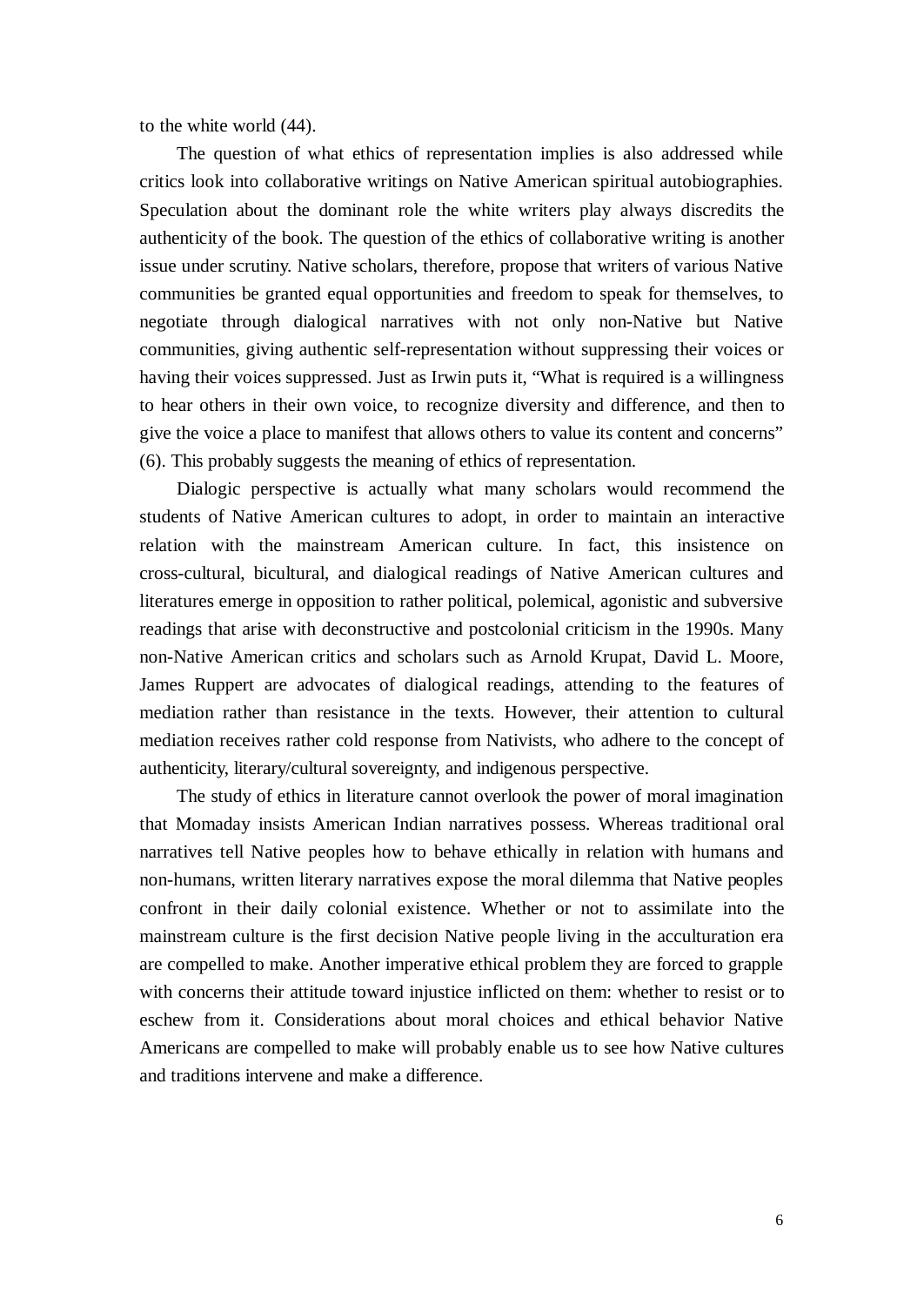to the white world (44).

The question of what ethics of representation implies is also addressed while critics look into collaborative writings on Native American spiritual autobiographies. Speculation about the dominant role the white writers play always discredits the authenticity of the book. The question of the ethics of collaborative writing is another issue under scrutiny. Native scholars, therefore, propose that writers of various Native communities be granted equal opportunities and freedom to speak for themselves, to negotiate through dialogical narratives with not only non-Native but Native communities, giving authentic self-representation without suppressing their voices or having their voices suppressed. Just as Irwin puts it, "What is required is a willingness to hear others in their own voice, to recognize diversity and difference, and then to give the voice a place to manifest that allows others to value its content and concerns" (6). This probably suggests the meaning of ethics of representation.

Dialogic perspective is actually what many scholars would recommend the students of Native American cultures to adopt, in order to maintain an interactive relation with the mainstream American culture. In fact, this insistence on cross-cultural, bicultural, and dialogical readings of Native American cultures and literatures emerge in opposition to rather political, polemical, agonistic and subversive readings that arise with deconstructive and postcolonial criticism in the 1990s. Many non-Native American critics and scholars such as Arnold Krupat, David L. Moore, James Ruppert are advocates of dialogical readings, attending to the features of mediation rather than resistance in the texts. However, their attention to cultural mediation receives rather cold response from Nativists, who adhere to the concept of authenticity, literary/cultural sovereignty, and indigenous perspective.

The study of ethics in literature cannot overlook the power of moral imagination that Momaday insists American Indian narratives possess. Whereas traditional oral narratives tell Native peoples how to behave ethically in relation with humans and non-humans, written literary narratives expose the moral dilemma that Native peoples confront in their daily colonial existence. Whether or not to assimilate into the mainstream culture is the first decision Native people living in the acculturation era are compelled to make. Another imperative ethical problem they are forced to grapple with concerns their attitude toward injustice inflicted on them: whether to resist or to eschew from it. Considerations about moral choices and ethical behavior Native Americans are compelled to make will probably enable us to see how Native cultures and traditions intervene and make a difference.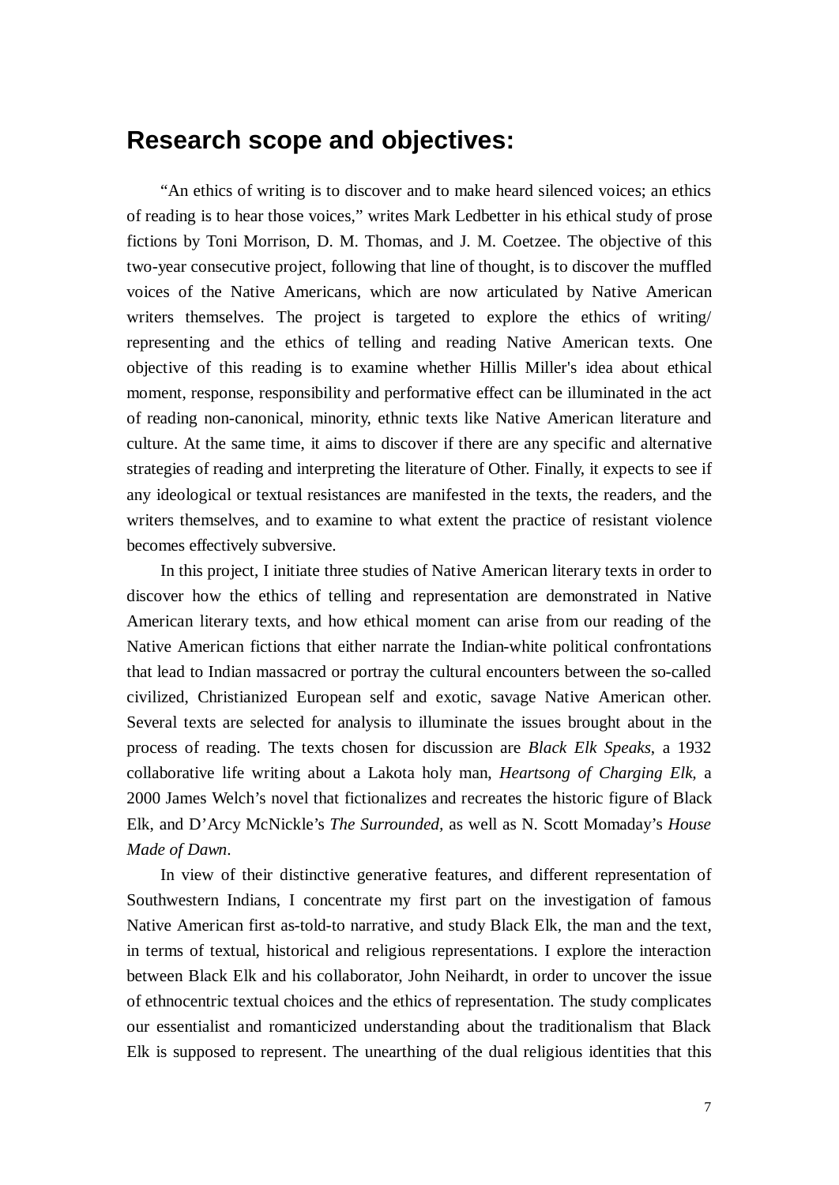## Research scope and objectives:

"An ethics of writing is to discover and to make heard silenced voices; an ethics of reading is to hear those voices," writes Mark Ledbetter in his ethical study of prose fictions by Toni Morrison, D. M. Thomas, and J. M. Coetzee. The objective of this two-year consecutive project, following that line of thought, is to discover the muffled voices of the Native Americans, which are now articulated by Native American writers themselves. The project is targeted to explore the ethics of writing/ representing and the ethics of telling and reading Native American texts. One objective of this reading is to examine whether Hillis Miller's idea about ethical moment, response, responsibility and performative effect can be illuminated in the act of reading non-canonical, minority, ethnic texts like Native American literature and culture. At the same time, it aims to discover if there are any specific and alternative strategies of reading and interpreting the literature of Other. Finally, it expects to see if any ideological or textual resistances are manifested in the texts, the readers, and the writers themselves, and to examine to what extent the practice of resistant violence becomes effectively subversive.

In this project, I initiate three studies of Native American literary texts in order to discover how the ethics of telling and representation are demonstrated in Native American literary texts, and how ethical moment can arise from our reading of the Native American fictions that either narrate the Indian-white political confrontations that lead to Indian massacred or portray the cultural encounters between the so-called civilized, Christianized European self and exotic, savage Native American other. Several texts are selected for analysis to illuminate the issues brought about in the process of reading. The texts chosen for discussion are *Black Elk Speaks*, a 1932 collaborative life writing about a Lakota holy man, *Heartsong of Charging Elk*, a 2000 James Welch's novel that fictionalizes and recreates the historic figure of Black Elk, and D'Arcy McNickle's *The Surrounded*, as well as N. Scott Momaday's *House Made of Dawn*.

In view of their distinctive generative features, and different representation of Southwestern Indians, I concentrate my first part on the investigation of famous Native American first as-told-to narrative, and study Black Elk, the man and the text, in terms of textual, historical and religious representations. I explore the interaction between Black Elk and his collaborator, John Neihardt, in order to uncover the issue of ethnocentric textual choices and the ethics of representation. The study complicates our essentialist and romanticized understanding about the traditionalism that Black Elk is supposed to represent. The unearthing of the dual religious identities that this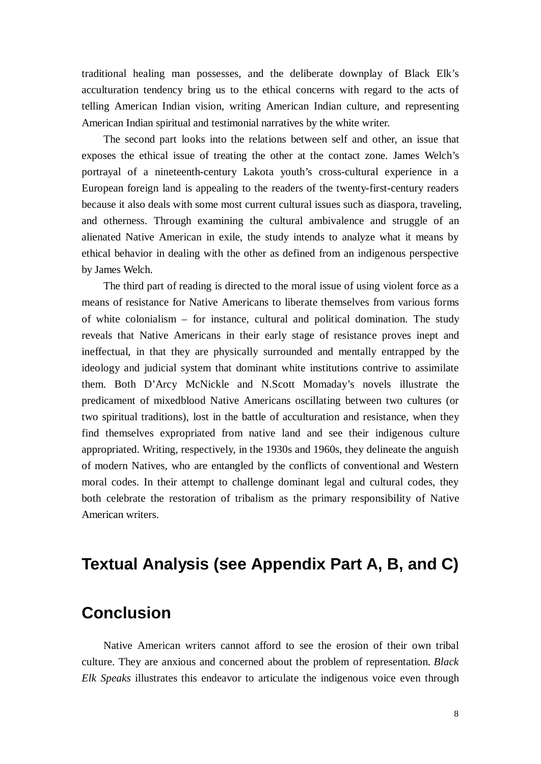traditional healing man possesses, and the deliberate downplay of Black Elk's acculturation tendency bring us to the ethical concerns with regard to the acts of telling American Indian vision, writing American Indian culture, and representing American Indian spiritual and testimonial narratives by the white writer.

The second part looks into the relations between self and other, an issue that exposes the ethical issue of treating the other at the contact zone. James Welch's portrayal of a nineteenth-century Lakota youth's cross-cultural experience in a European foreign land is appealing to the readers of the twenty-first-century readers because it also deals with some most current cultural issues such as diaspora, traveling, and otherness. Through examining the cultural ambivalence and struggle of an alienated Native American in exile, the study intends to analyze what it means by ethical behavior in dealing with the other as defined from an indigenous perspective by James Welch.

The third part of reading is directed to the moral issue of using violent force as a means of resistance for Native Americans to liberate themselves from various forms of white colonialism – for instance, cultural and political domination. The study reveals that Native Americans in their early stage of resistance proves inept and ineffectual, in that they are physically surrounded and mentally entrapped by the ideology and judicial system that dominant white institutions contrive to assimilate them. Both D'Arcy McNickle and N.Scott Momaday's novels illustrate the predicament of mixedblood Native Americans oscillating between two cultures (or two spiritual traditions), lost in the battle of acculturation and resistance, when they find themselves expropriated from native land and see their indigenous culture appropriated. Writing, respectively, in the 1930s and 1960s, they delineate the anguish of modern Natives, who are entangled by the conflicts of conventional and Western moral codes. In their attempt to challenge dominant legal and cultural codes, they both celebrate the restoration of tribalism as the primary responsibility of Native American writers.

## Textual Analysis (see Appendix Part A, B, and C)

## Conclusion

Native American writers cannot afford to see the erosion of their own tribal culture. They are anxious and concerned about the problem of representation. *Black Elk Speaks* illustrates this endeavor to articulate the indigenous voice even through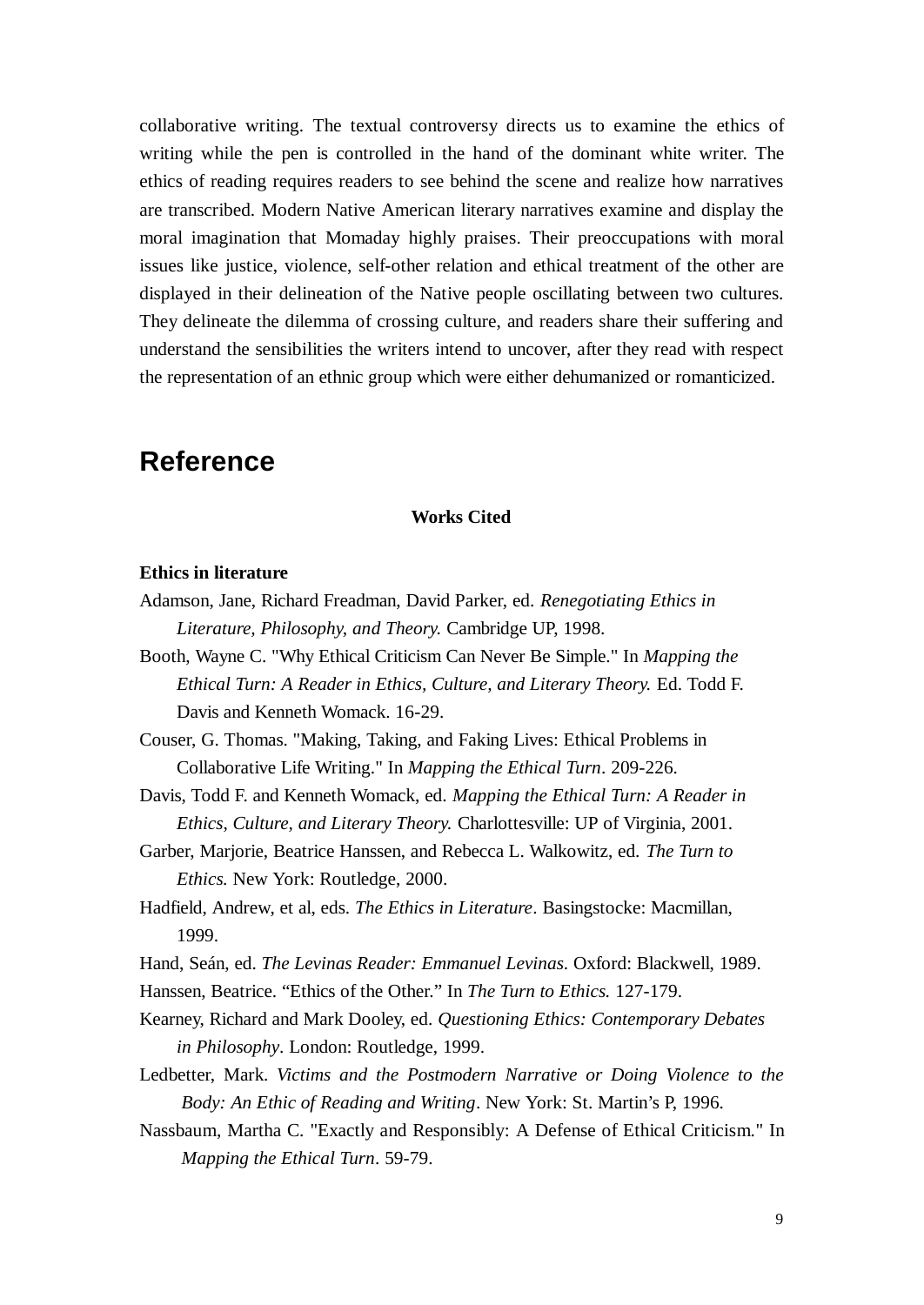collaborative writing. The textual controversy directs us to examine the ethics of writing while the pen is controlled in the hand of the dominant white writer. The ethics of reading requires readers to see behind the scene and realize how narratives are transcribed. Modern Native American literary narratives examine and display the moral imagination that Momaday highly praises. Their preoccupations with moral issues like justice, violence, self-other relation and ethical treatment of the other are displayed in their delineation of the Native people oscillating between two cultures. They delineate the dilemma of crossing culture, and readers share their suffering and understand the sensibilities the writers intend to uncover, after they read with respect the representation of an ethnic group which were either dehumanized or romanticized.

# Reference

**Works Cited**

**Ethics in literature**

Adamson, Jane, Richard Freadman, David Parker, ed. *Renegotiating Ethics in Literature, Philosophy, and Theory.* Cambridge UP, 1998.

Booth, Wayne C. "Why Ethical Criticism Can Never Be Simple." In *Mapping the Ethical Turn: A Reader in Ethics, Culture, and Literary Theory.* Ed. Todd F. Davis and Kenneth Womack. 16-29.

Couser, G. Thomas. "Making, Taking, and Faking Lives: Ethical Problems in Collaborative Life Writing." In *Mapping the Ethical Turn*. 209-226.

Davis, Todd F. and Kenneth Womack, ed. *Mapping the Ethical Turn: A Reader in Ethics, Culture, and Literary Theory.* Charlottesville: UP of Virginia, 2001.

Garber, Marjorie, Beatrice Hanssen, and Rebecca L. Walkowitz, ed. *The Turn to Ethics.* New York: Routledge, 2000.

Hadfield, Andrew, et al, eds. *The Ethics in Literature*. Basingstocke: Macmillan, 1999.

Hand, Seán, ed. *The Levinas Reader: Emmanuel Levinas.* Oxford: Blackwell, 1989.

Hanssen, Beatrice. "Ethics of the Other." In *The Turn to Ethics.* 127-179.

Kearney, Richard and Mark Dooley, ed. *Questioning Ethics: Contemporary Debates in Philosophy*. London: Routledge, 1999.

Ledbetter, Mark. *Victims and the Postmodern Narrative or Doing Violence to the Body: An Ethic of Reading and Writing*. New York: St. Martin's P, 1996.

Nassbaum, Martha C. "Exactly and Responsibly: A Defense of Ethical Criticism." In *Mapping the Ethical Turn*. 59-79.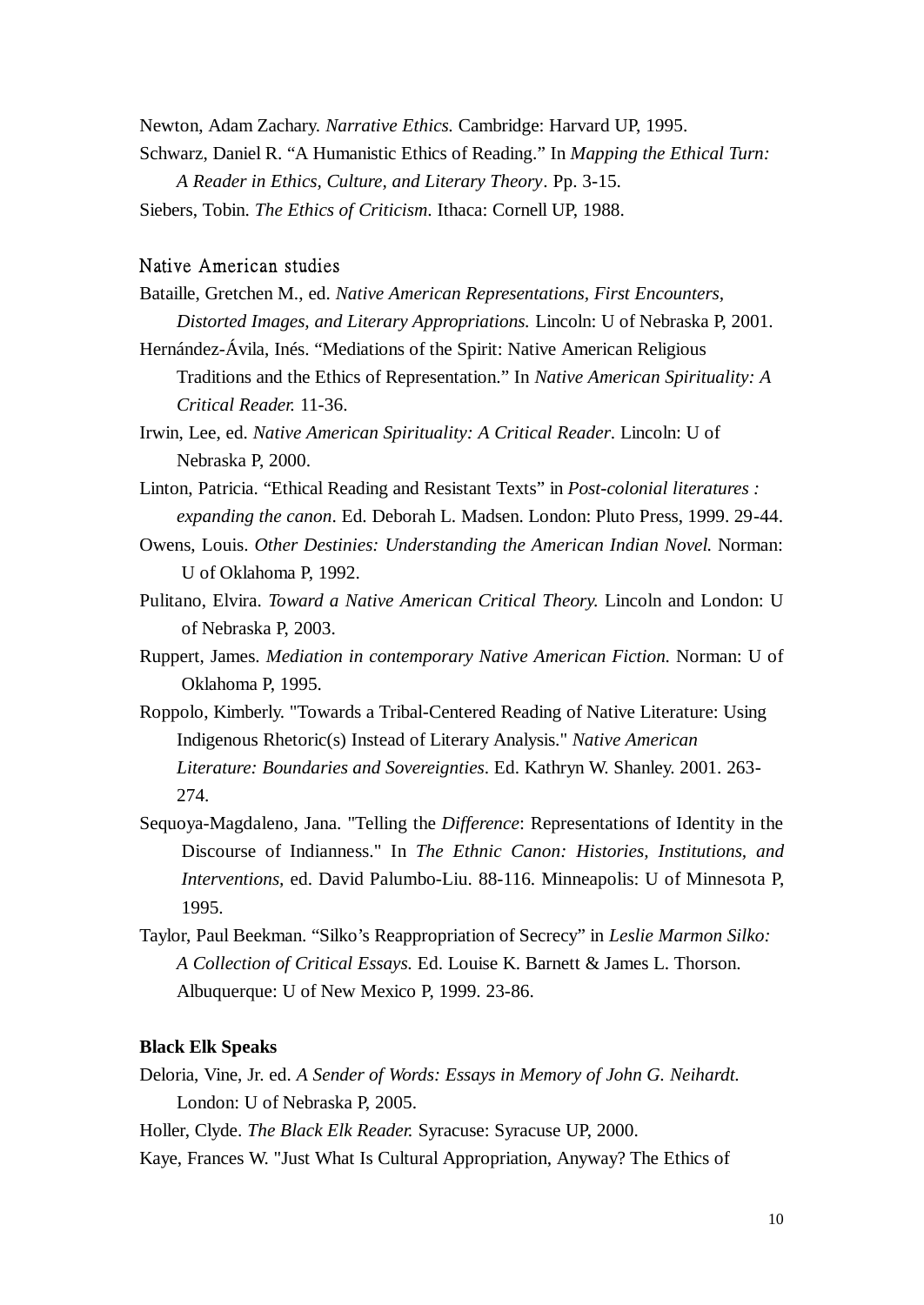Newton, Adam Zachary. *Narrative Ethics.* Cambridge: Harvard UP, 1995.

Schwarz, Daniel R. "A Humanistic Ethics of Reading." In *Mapping the Ethical Turn: A Reader in Ethics, Culture, and Literary Theory*. Pp. 3-15.

Siebers, Tobin. *The Ethics of Criticism*. Ithaca: Cornell UP, 1988.

### Native American studies

Bataille, Gretchen M., ed. *Native American Representations, First Encounters, Distorted Images, and Literary Appropriations.* Lincoln: U of Nebraska P, 2001.

Hernández-Ávila, Inés. "Mediations of the Spirit: Native American Religious Traditions and the Ethics of Representation." In *Native American Spirituality: A Critical Reader.* 11-36.

Irwin, Lee, ed. *Native American Spirituality: A Critical Reader*. Lincoln: U of Nebraska P, 2000.

Linton, Patricia. "Ethical Reading and Resistant Texts" in *Post-colonial literatures : expanding the canon*. Ed. Deborah L. Madsen. London: Pluto Press, 1999. 29-44.

Owens, Louis. *Other Destinies: Understanding the American Indian Novel.* Norman: U of Oklahoma P, 1992.

Pulitano, Elvira. *Toward a Native American Critical Theory.* Lincoln and London: U of Nebraska P, 2003.

Ruppert, James. *Mediation in contemporary Native American Fiction.* Norman: U of Oklahoma P, 1995.

Roppolo, Kimberly. "Towards a Tribal-Centered Reading of Native Literature: Using Indigenous Rhetoric(s) Instead of Literary Analysis." *Native American Literature: Boundaries and Sovereignties*. Ed. Kathryn W. Shanley. 2001. 263-274.

Sequoya-Magdaleno, Jana. "Telling the *Difference*: Representations of Identity in the Discourse of Indianness." In *The Ethnic Canon: Histories, Institutions, and Interventions,* ed. David Palumbo-Liu. 88-116. Minneapolis: U of Minnesota P, 1995.

Taylor, Paul Beekman. "Silko's Reappropriation of Secrecy" in *Leslie Marmon Silko: A Collection of Critical Essays.* Ed. Louise K. Barnett & James L. Thorson. Albuquerque: U of New Mexico P, 1999. 23-86.

**Black Elk Speaks**

Deloria, Vine, Jr. ed. *A Sender of Words: Essays in Memory of John G. Neihardt.* London: U of Nebraska P, 2005.

Holler, Clyde. *The Black Elk Reader.* Syracuse: Syracuse UP, 2000.

Kaye, Frances W. "Just What Is Cultural Appropriation, Anyway? The Ethics of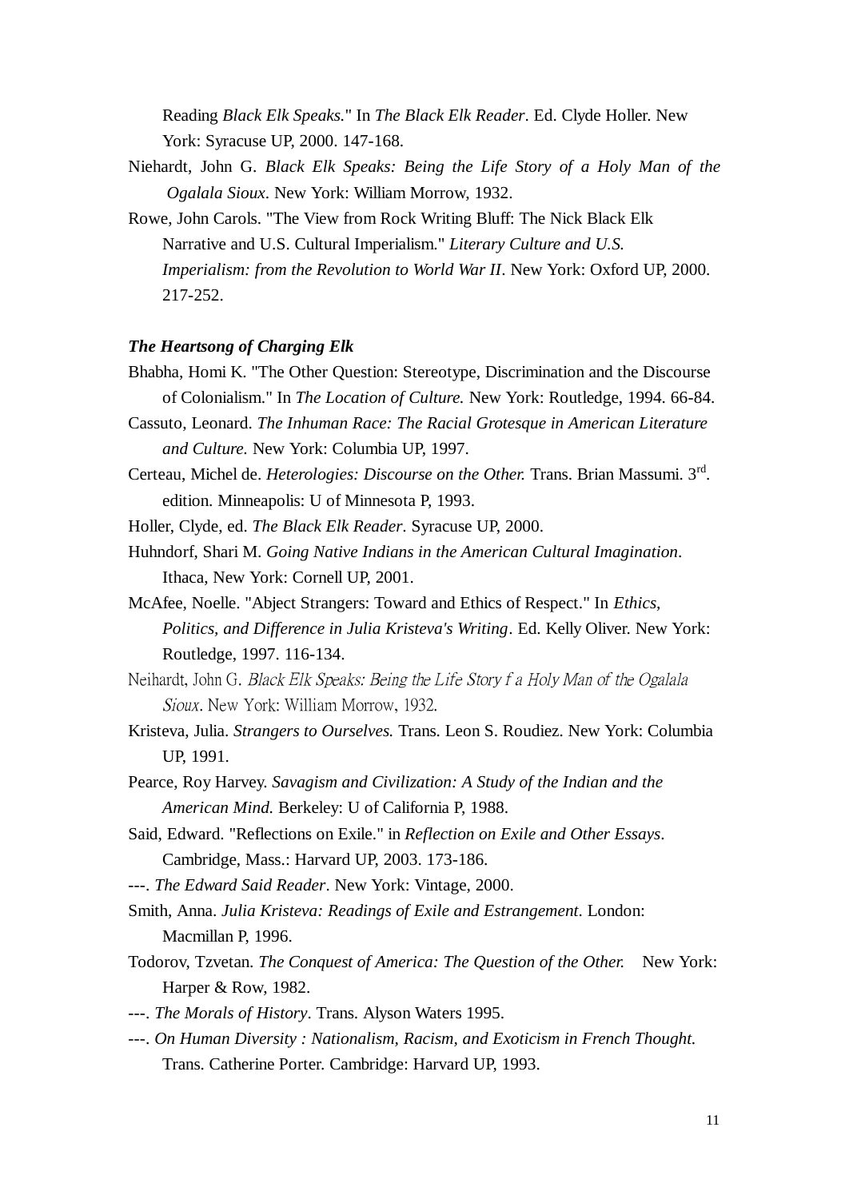Reading *Black Elk Speaks*." In *The Black Elk Reader*. Ed. Clyde Holler. New York: Syracuse UP, 2000. 147-168.

Niehardt, John G. *Black Elk Speaks: Being the Life Story of a Holy Man of the Ogalala Sioux*. New York: William Morrow, 1932.

Rowe, John Carols. "The View from Rock Writing Bluff: The Nick Black Elk Narrative and U.S. Cultural Imperialism." *Literary Culture and U.S. Imperialism: from the Revolution to World War II*. New York: Oxford UP, 2000. 217-252.

***The Heartsong of Charging Elk***

Bhabha, Homi K. "The Other Question: Stereotype, Discrimination and the Discourse of Colonialism." In *The Location of Culture.* New York: Routledge, 1994. 66-84.

Cassuto, Leonard. *The Inhuman Race: The Racial Grotesque in American Literature and Culture.* New York: Columbia UP, 1997.

Certeau, Michel de. *Heterologies: Discourse on the Other.* Trans. Brian Massumi. 3rd. edition. Minneapolis: U of Minnesota P, 1993.

Holler, Clyde, ed. *The Black Elk Reader*. Syracuse UP, 2000.

Huhndorf, Shari M. *Going Native Indians in the American Cultural Imagination*. Ithaca, New York: Cornell UP, 2001.

McAfee, Noelle. "Abject Strangers: Toward and Ethics of Respect." In *Ethics, Politics, and Difference in Julia Kristeva's Writing*. Ed. Kelly Oliver. New York: Routledge, 1997. 116-134.

Neihardt, John G. *Black Elk Speaks: Being the Life Story f a Holy Man of the Ogalala Sioux*. New York: William Morrow, 1932.

Kristeva, Julia. *Strangers to Ourselves.* Trans. Leon S. Roudiez. New York: Columbia UP, 1991.

Pearce, Roy Harvey. *Savagism and Civilization: A Study of the Indian and the American Mind.* Berkeley: U of California P, 1988.

Said, Edward. "Reflections on Exile." in *Reflection on Exile and Other Essays*. Cambridge, Mass.: Harvard UP, 2003. 173-186.

---. *The Edward Said Reader*. New York: Vintage, 2000.

Smith, Anna. *Julia Kristeva: Readings of Exile and Estrangement*. London: Macmillan P, 1996.

Todorov, Tzvetan. *The Conquest of America: The Question of the Other.* New York: Harper & Row, 1982.

---. *The Morals of History*. Trans. Alyson Waters 1995.

---. *On Human Diversity : Nationalism, Racism, and Exoticism in French Thought.* Trans. Catherine Porter. Cambridge: Harvard UP, 1993.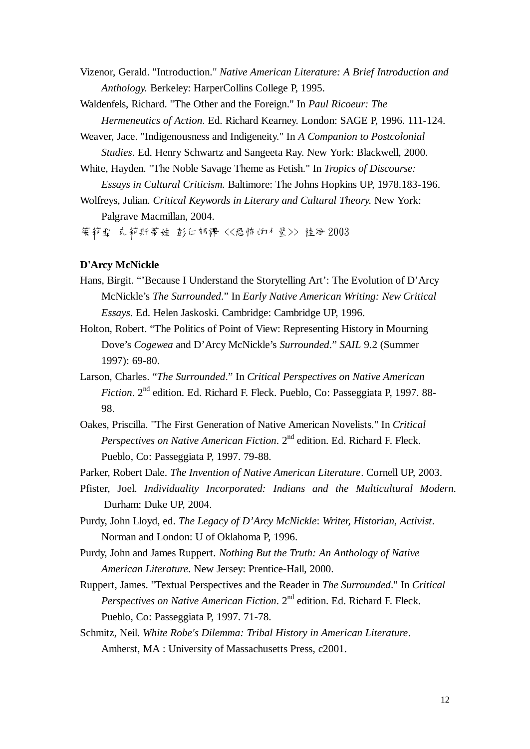Vizenor, Gerald. "Introduction." *Native American Literature: A Brief Introduction and Anthology.* Berkeley: HarperCollins College P, 1995.

Waldenfels, Richard. "The Other and the Foreign." In *Paul Ricoeur: The Hermeneutics of Action*. Ed. Richard Kearney. London: SAGE P, 1996. 111-124.

Weaver, Jace. "Indigenousness and Indigeneity." In *A Companion to Postcolonial Studies*. Ed. Henry Schwartz and Sangeeta Ray. New York: Blackwell, 2000.

White, Hayden. "The Noble Savage Theme as Fetish." In *Tropics of Discourse: Essays in Cultural Criticism.* Baltimore: The Johns Hopkins UP, 1978.183-196.

Wolfreys, Julian. *Critical Keywords in Literary and Cultural Theory.* New York: Palgrave Macmillan, 2004.

茱莉亞 克莉斯蒂娃 彭仁郁譯 <<恐怖的力量>> 桂冠 2003

**D'Arcy McNickle**

Hans, Birgit. "'Because I Understand the Storytelling Art': The Evolution of D'Arcy McNickle's *The Surrounded*." In *Early Native American Writing: New Critical Essays*. Ed. Helen Jaskoski. Cambridge: Cambridge UP, 1996.

Holton, Robert. "The Politics of Point of View: Representing History in Mourning Dove's *Cogewea* and D'Arcy McNickle's *Surrounded*." *SAIL* 9.2 (Summer 1997): 69-80.

Larson, Charles. "*The Surrounded*." In *Critical Perspectives on Native American Fiction*. 2nd edition. Ed. Richard F. Fleck. Pueblo, Co: Passeggiata P, 1997. 88-98.

Oakes, Priscilla. "The First Generation of Native American Novelists." In *Critical Perspectives on Native American Fiction*. 2nd edition. Ed. Richard F. Fleck. Pueblo, Co: Passeggiata P, 1997. 79-88.

Parker, Robert Dale. *The Invention of Native American Literature*. Cornell UP, 2003.

Pfister, Joel. *Individuality Incorporated: Indians and the Multicultural Modern.* Durham: Duke UP, 2004.

Purdy, John Lloyd, ed. *The Legacy of D'Arcy McNickle*: *Writer, Historian, Activist*. Norman and London: U of Oklahoma P, 1996.

Purdy, John and James Ruppert. *Nothing But the Truth: An Anthology of Native American Literature.* New Jersey: Prentice-Hall, 2000.

Ruppert, James. "Textual Perspectives and the Reader in *The Surrounded*." In *Critical Perspectives on Native American Fiction*. 2nd edition. Ed. Richard F. Fleck. Pueblo, Co: Passeggiata P, 1997. 71-78.

Schmitz, Neil. *White Robe's Dilemma: Tribal History in American Literature*. Amherst, MA : University of Massachusetts Press, c2001.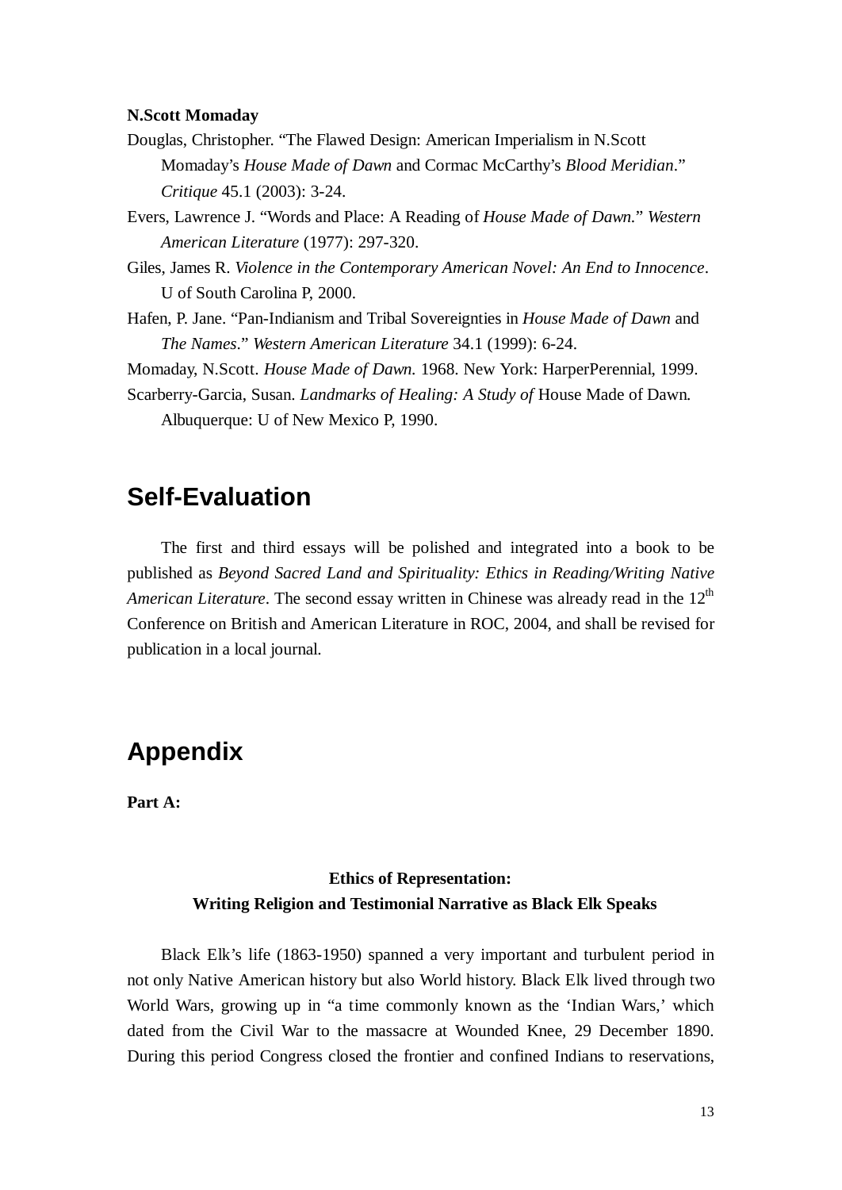**N.Scott Momaday**

Douglas, Christopher. "The Flawed Design: American Imperialism in N.Scott Momaday's *House Made of Dawn* and Cormac McCarthy's *Blood Meridian*." *Critique* 45.1 (2003): 3-24.

Evers, Lawrence J. "Words and Place: A Reading of *House Made of Dawn.*" *Western American Literature* (1977): 297-320.

Giles, James R. *Violence in the Contemporary American Novel: An End to Innocence*. U of South Carolina P, 2000.

Hafen, P. Jane. "Pan-Indianism and Tribal Sovereignties in *House Made of Dawn* and *The Names*." *Western American Literature* 34.1 (1999): 6-24.

Momaday, N.Scott. *House Made of Dawn.* 1968. New York: HarperPerennial, 1999.

Scarberry-Garcia, Susan. *Landmarks of Healing: A Study of* House Made of Dawn. Albuquerque: U of New Mexico P, 1990.

## Self-Evaluation

The first and third essays will be polished and integrated into a book to be published as *Beyond Sacred Land and Spirituality: Ethics in Reading/Writing Native American Literature*. The second essay written in Chinese was already read in the 12th Conference on British and American Literature in ROC, 2004, and shall be revised for publication in a local journal.

## Appendix

**Part A:**

**Ethics of Representation:**
**Writing Religion and Testimonial Narrative as Black Elk Speaks**

Black Elk's life (1863-1950) spanned a very important and turbulent period in not only Native American history but also World history. Black Elk lived through two World Wars, growing up in "a time commonly known as the 'Indian Wars,' which dated from the Civil War to the massacre at Wounded Knee, 29 December 1890. During this period Congress closed the frontier and confined Indians to reservations,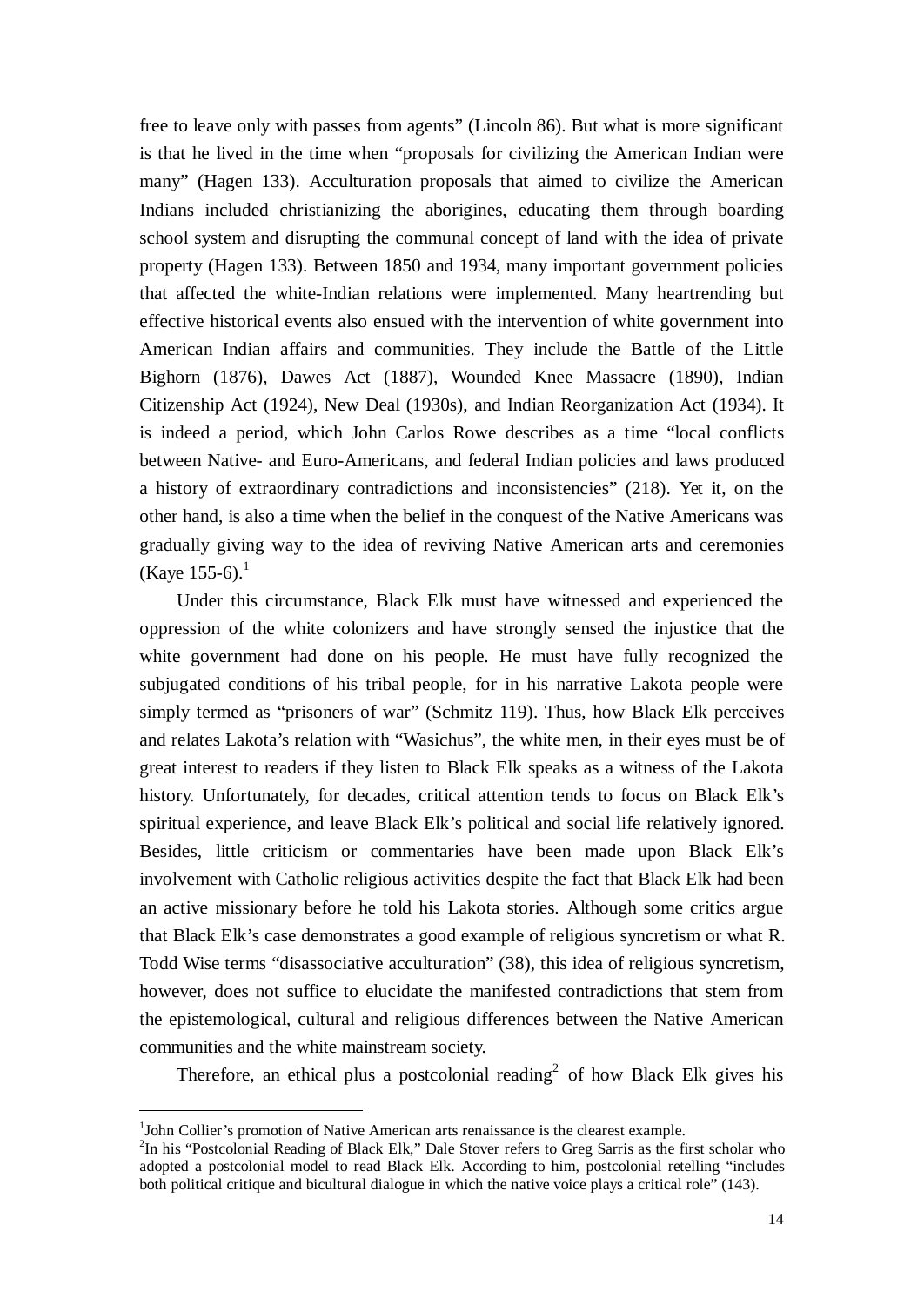free to leave only with passes from agents" (Lincoln 86). But what is more significant is that he lived in the time when "proposals for civilizing the American Indian were many" (Hagen 133). Acculturation proposals that aimed to civilize the American Indians included christianizing the aborigines, educating them through boarding school system and disrupting the communal concept of land with the idea of private property (Hagen 133). Between 1850 and 1934, many important government policies that affected the white-Indian relations were implemented. Many heartrending but effective historical events also ensued with the intervention of white government into American Indian affairs and communities. They include the Battle of the Little Bighorn (1876), Dawes Act (1887), Wounded Knee Massacre (1890), Indian Citizenship Act (1924), New Deal (1930s), and Indian Reorganization Act (1934). It is indeed a period, which John Carlos Rowe describes as a time "local conflicts between Native- and Euro-Americans, and federal Indian policies and laws produced a history of extraordinary contradictions and inconsistencies" (218). Yet it, on the other hand, is also a time when the belief in the conquest of the Native Americans was gradually giving way to the idea of reviving Native American arts and ceremonies (Kaye 155-6).[1]

Under this circumstance, Black Elk must have witnessed and experienced the oppression of the white colonizers and have strongly sensed the injustice that the white government had done on his people. He must have fully recognized the subjugated conditions of his tribal people, for in his narrative Lakota people were simply termed as "prisoners of war" (Schmitz 119). Thus, how Black Elk perceives and relates Lakota's relation with "Wasichus", the white men, in their eyes must be of great interest to readers if they listen to Black Elk speaks as a witness of the Lakota history. Unfortunately, for decades, critical attention tends to focus on Black Elk's spiritual experience, and leave Black Elk's political and social life relatively ignored. Besides, little criticism or commentaries have been made upon Black Elk's involvement with Catholic religious activities despite the fact that Black Elk had been an active missionary before he told his Lakota stories. Although some critics argue that Black Elk's case demonstrates a good example of religious syncretism or what R. Todd Wise terms "disassociative acculturation" (38), this idea of religious syncretism, however, does not suffice to elucidate the manifested contradictions that stem from the epistemological, cultural and religious differences between the Native American communities and the white mainstream society.

Therefore, an ethical plus a postcolonial reading[2] of how Black Elk gives his

---

[1] John Collier's promotion of Native American arts renaissance is the clearest example.

[2] In his "Postcolonial Reading of Black Elk," Dale Stover refers to Greg Sarris as the first scholar who adopted a postcolonial model to read Black Elk. According to him, postcolonial retelling "includes both political critique and bicultural dialogue in which the native voice plays a critical role" (143).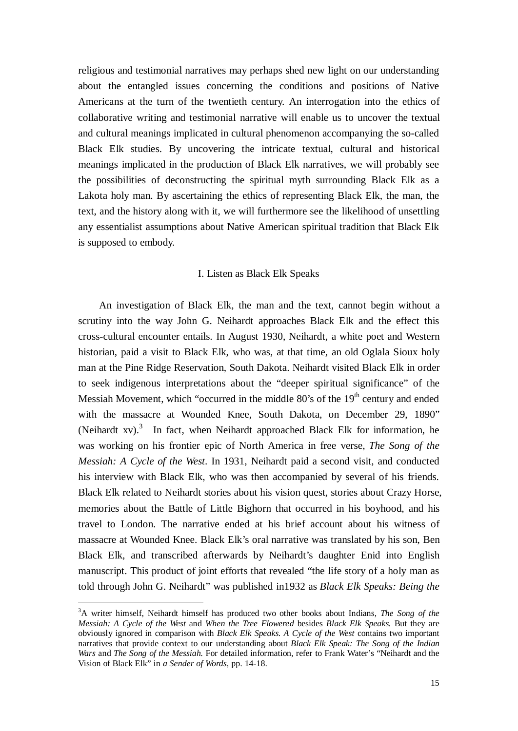religious and testimonial narratives may perhaps shed new light on our understanding about the entangled issues concerning the conditions and positions of Native Americans at the turn of the twentieth century. An interrogation into the ethics of collaborative writing and testimonial narrative will enable us to uncover the textual and cultural meanings implicated in cultural phenomenon accompanying the so-called Black Elk studies. By uncovering the intricate textual, cultural and historical meanings implicated in the production of Black Elk narratives, we will probably see the possibilities of deconstructing the spiritual myth surrounding Black Elk as a Lakota holy man. By ascertaining the ethics of representing Black Elk, the man, the text, and the history along with it, we will furthermore see the likelihood of unsettling any essentialist assumptions about Native American spiritual tradition that Black Elk is supposed to embody.

## I. Listen as Black Elk Speaks

An investigation of Black Elk, the man and the text, cannot begin without a scrutiny into the way John G. Neihardt approaches Black Elk and the effect this cross-cultural encounter entails. In August 1930, Neihardt, a white poet and Western historian, paid a visit to Black Elk, who was, at that time, an old Oglala Sioux holy man at the Pine Ridge Reservation, South Dakota. Neihardt visited Black Elk in order to seek indigenous interpretations about the "deeper spiritual significance" of the Messiah Movement, which "occurred in the middle 80's of the 19th century and ended with the massacre at Wounded Knee, South Dakota, on December 29, 1890" (Neihardt xv).[3] In fact, when Neihardt approached Black Elk for information, he was working on his frontier epic of North America in free verse, *The Song of the Messiah: A Cycle of the West*. In 1931, Neihardt paid a second visit, and conducted his interview with Black Elk, who was then accompanied by several of his friends. Black Elk related to Neihardt stories about his vision quest, stories about Crazy Horse, memories about the Battle of Little Bighorn that occurred in his boyhood, and his travel to London. The narrative ended at his brief account about his witness of massacre at Wounded Knee. Black Elk's oral narrative was translated by his son, Ben Black Elk, and transcribed afterwards by Neihardt's daughter Enid into English manuscript. This product of joint efforts that revealed "the life story of a holy man as told through John G. Neihardt" was published in1932 as *Black Elk Speaks: Being the*

[3]A writer himself, Neihardt himself has produced two other books about Indians, *The Song of the Messiah: A Cycle of the West* and *When the Tree Flowered* besides *Black Elk Speaks.* But they are obviously ignored in comparison with *Black Elk Speaks. A Cycle of the West* contains two important narratives that provide context to our understanding about *Black Elk Speak: The Song of the Indian Wars* and *The Song of the Messiah.* For detailed information, refer to Frank Water's "Neihardt and the Vision of Black Elk" in *a Sender of Words*, pp. 14-18.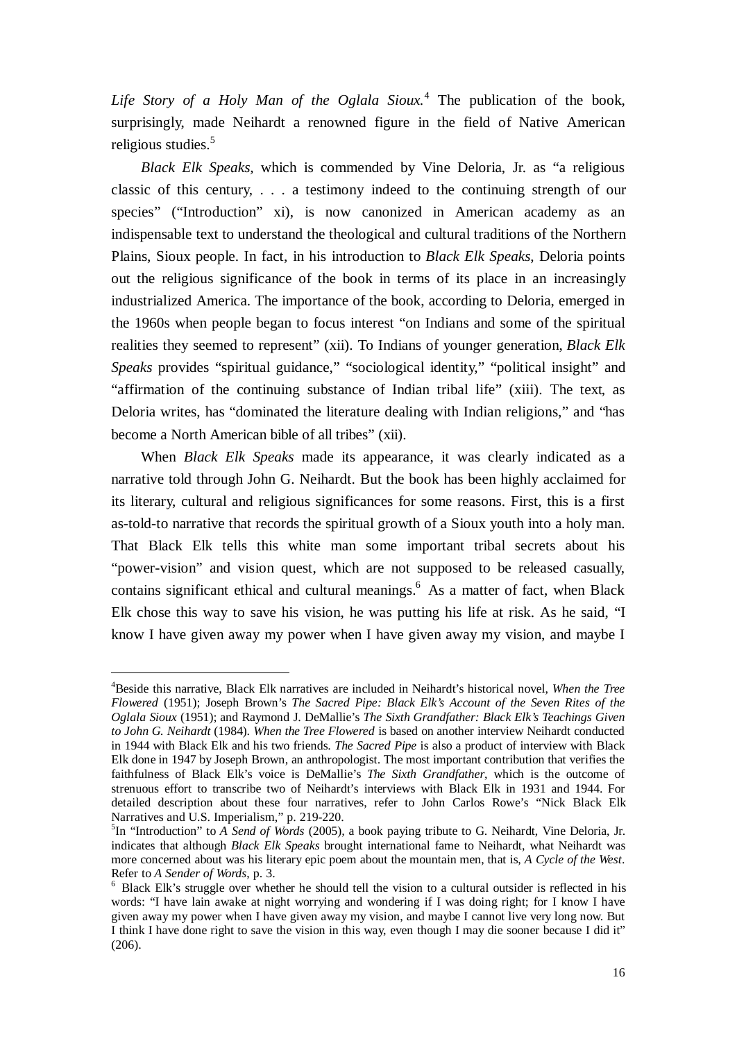*Life Story of a Holy Man of the Oglala Sioux.*[4] The publication of the book, surprisingly, made Neihardt a renowned figure in the field of Native American religious studies.[5]

*Black Elk Speaks*, which is commended by Vine Deloria, Jr. as "a religious classic of this century, . . . a testimony indeed to the continuing strength of our species" ("Introduction" xi), is now canonized in American academy as an indispensable text to understand the theological and cultural traditions of the Northern Plains, Sioux people. In fact, in his introduction to *Black Elk Speaks*, Deloria points out the religious significance of the book in terms of its place in an increasingly industrialized America. The importance of the book, according to Deloria, emerged in the 1960s when people began to focus interest "on Indians and some of the spiritual realities they seemed to represent" (xii). To Indians of younger generation, *Black Elk Speaks* provides "spiritual guidance," "sociological identity," "political insight" and "affirmation of the continuing substance of Indian tribal life" (xiii). The text, as Deloria writes, has "dominated the literature dealing with Indian religions," and "has become a North American bible of all tribes" (xii).

When *Black Elk Speaks* made its appearance, it was clearly indicated as a narrative told through John G. Neihardt. But the book has been highly acclaimed for its literary, cultural and religious significances for some reasons. First, this is a first as-told-to narrative that records the spiritual growth of a Sioux youth into a holy man. That Black Elk tells this white man some important tribal secrets about his "power-vision" and vision quest, which are not supposed to be released casually, contains significant ethical and cultural meanings.[6] As a matter of fact, when Black Elk chose this way to save his vision, he was putting his life at risk. As he said, "I know I have given away my power when I have given away my vision, and maybe I

---

[4]Beside this narrative, Black Elk narratives are included in Neihardt's historical novel, *When the Tree Flowered* (1951); Joseph Brown's *The Sacred Pipe: Black Elk's Account of the Seven Rites of the Oglala Sioux* (1951); and Raymond J. DeMallie's *The Sixth Grandfather: Black Elk's Teachings Given to John G. Neihardt* (1984). *When the Tree Flowered* is based on another interview Neihardt conducted in 1944 with Black Elk and his two friends. *The Sacred Pipe* is also a product of interview with Black Elk done in 1947 by Joseph Brown, an anthropologist. The most important contribution that verifies the faithfulness of Black Elk's voice is DeMallie's *The Sixth Grandfather*, which is the outcome of strenuous effort to transcribe two of Neihardt's interviews with Black Elk in 1931 and 1944. For detailed description about these four narratives, refer to John Carlos Rowe's "Nick Black Elk Narratives and U.S. Imperialism," p. 219-220.

[5]In "Introduction" to *A Send of Words* (2005), a book paying tribute to G. Neihardt, Vine Deloria, Jr. indicates that although *Black Elk Speaks* brought international fame to Neihardt, what Neihardt was more concerned about was his literary epic poem about the mountain men, that is, *A Cycle of the West*. Refer to *A Sender of Words*, p. 3.

[6] Black Elk's struggle over whether he should tell the vision to a cultural outsider is reflected in his words: "I have lain awake at night worrying and wondering if I was doing right; for I know I have given away my power when I have given away my vision, and maybe I cannot live very long now. But I think I have done right to save the vision in this way, even though I may die sooner because I did it" (206).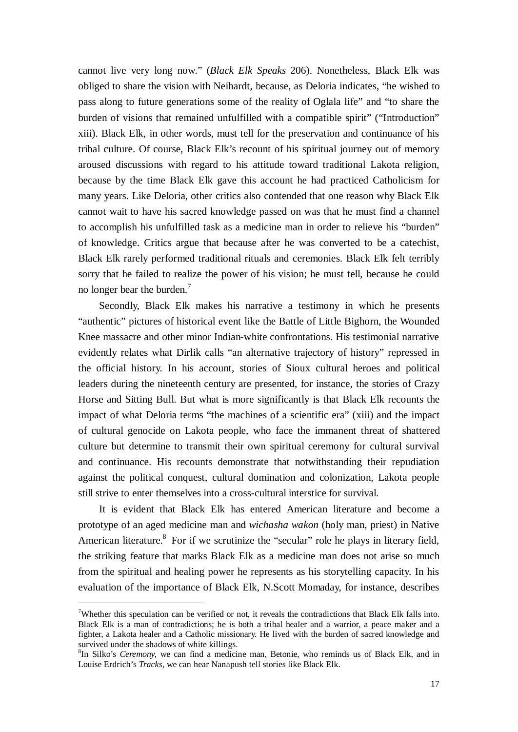cannot live very long now." (*Black Elk Speaks* 206). Nonetheless, Black Elk was obliged to share the vision with Neihardt, because, as Deloria indicates, "he wished to pass along to future generations some of the reality of Oglala life" and "to share the burden of visions that remained unfulfilled with a compatible spirit" ("Introduction" xiii). Black Elk, in other words, must tell for the preservation and continuance of his tribal culture. Of course, Black Elk's recount of his spiritual journey out of memory aroused discussions with regard to his attitude toward traditional Lakota religion, because by the time Black Elk gave this account he had practiced Catholicism for many years. Like Deloria, other critics also contended that one reason why Black Elk cannot wait to have his sacred knowledge passed on was that he must find a channel to accomplish his unfulfilled task as a medicine man in order to relieve his "burden" of knowledge. Critics argue that because after he was converted to be a catechist, Black Elk rarely performed traditional rituals and ceremonies. Black Elk felt terribly sorry that he failed to realize the power of his vision; he must tell, because he could no longer bear the burden.[7]

Secondly, Black Elk makes his narrative a testimony in which he presents "authentic" pictures of historical event like the Battle of Little Bighorn, the Wounded Knee massacre and other minor Indian-white confrontations. His testimonial narrative evidently relates what Dirlik calls "an alternative trajectory of history" repressed in the official history. In his account, stories of Sioux cultural heroes and political leaders during the nineteenth century are presented, for instance, the stories of Crazy Horse and Sitting Bull. But what is more significantly is that Black Elk recounts the impact of what Deloria terms "the machines of a scientific era" (xiii) and the impact of cultural genocide on Lakota people, who face the immanent threat of shattered culture but determine to transmit their own spiritual ceremony for cultural survival and continuance. His recounts demonstrate that notwithstanding their repudiation against the political conquest, cultural domination and colonization, Lakota people still strive to enter themselves into a cross-cultural interstice for survival.

It is evident that Black Elk has entered American literature and become a prototype of an aged medicine man and *wichasha wakon* (holy man, priest) in Native American literature.[8] For if we scrutinize the "secular" role he plays in literary field, the striking feature that marks Black Elk as a medicine man does not arise so much from the spiritual and healing power he represents as his storytelling capacity. In his evaluation of the importance of Black Elk, N.Scott Momaday, for instance, describes

---

[7]Whether this speculation can be verified or not, it reveals the contradictions that Black Elk falls into. Black Elk is a man of contradictions; he is both a tribal healer and a warrior, a peace maker and a fighter, a Lakota healer and a Catholic missionary. He lived with the burden of sacred knowledge and survived under the shadows of white killings.

[8]In Silko's *Ceremony*, we can find a medicine man, Betonie, who reminds us of Black Elk, and in Louise Erdrich's *Tracks*, we can hear Nanapush tell stories like Black Elk.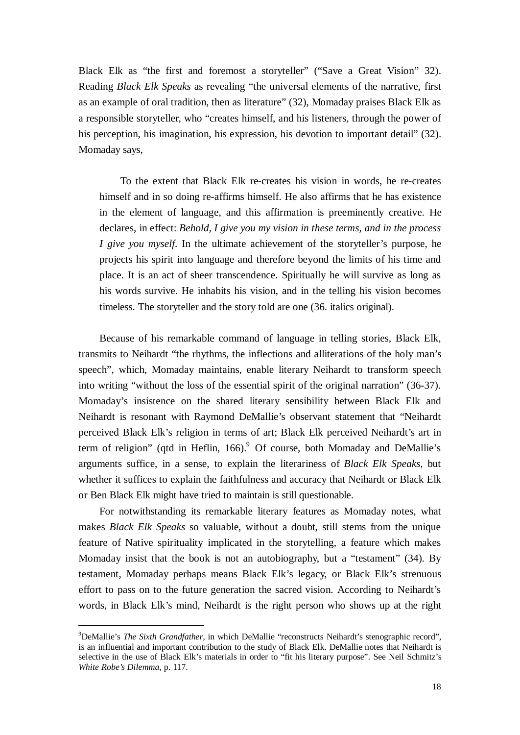Black Elk as "the first and foremost a storyteller" ("Save a Great Vision" 32). Reading *Black Elk Speaks* as revealing "the universal elements of the narrative, first as an example of oral tradition, then as literature" (32), Momaday praises Black Elk as a responsible storyteller, who "creates himself, and his listeners, through the power of his perception, his imagination, his expression, his devotion to important detail" (32). Momaday says,

> To the extent that Black Elk re-creates his vision in words, he re-creates himself and in so doing re-affirms himself. He also affirms that he has existence in the element of language, and this affirmation is preeminently creative. He declares, in effect: *Behold, I give you my vision in these terms, and in the process I give you myself*. In the ultimate achievement of the storyteller's purpose, he projects his spirit into language and therefore beyond the limits of his time and place. It is an act of sheer transcendence. Spiritually he will survive as long as his words survive. He inhabits his vision, and in the telling his vision becomes timeless. The storyteller and the story told are one (36. italics original).

Because of his remarkable command of language in telling stories, Black Elk, transmits to Neihardt "the rhythms, the inflections and alliterations of the holy man's speech", which, Momaday maintains, enable literary Neihardt to transform speech into writing "without the loss of the essential spirit of the original narration" (36-37). Momaday's insistence on the shared literary sensibility between Black Elk and Neihardt is resonant with Raymond DeMallie's observant statement that "Neihardt perceived Black Elk's religion in terms of art; Black Elk perceived Neihardt's art in term of religion" (qtd in Heflin, 166).[9] Of course, both Momaday and DeMallie's arguments suffice, in a sense, to explain the literariness of *Black Elk Speaks*, but whether it suffices to explain the faithfulness and accuracy that Neihardt or Black Elk or Ben Black Elk might have tried to maintain is still questionable.

For notwithstanding its remarkable literary features as Momaday notes, what makes *Black Elk Speaks* so valuable, without a doubt, still stems from the unique feature of Native spirituality implicated in the storytelling, a feature which makes Momaday insist that the book is not an autobiography, but a "testament" (34). By testament, Momaday perhaps means Black Elk's legacy, or Black Elk's strenuous effort to pass on to the future generation the sacred vision. According to Neihardt's words, in Black Elk's mind, Neihardt is the right person who shows up at the right

---

[9] DeMallie's *The Sixth Grandfather*, in which DeMallie "reconstructs Neihardt's stenographic record", is an influential and important contribution to the study of Black Elk. DeMallie notes that Neihardt is selective in the use of Black Elk's materials in order to "fit his literary purpose". See Neil Schmitz's *White Robe's Dilemma*, p. 117.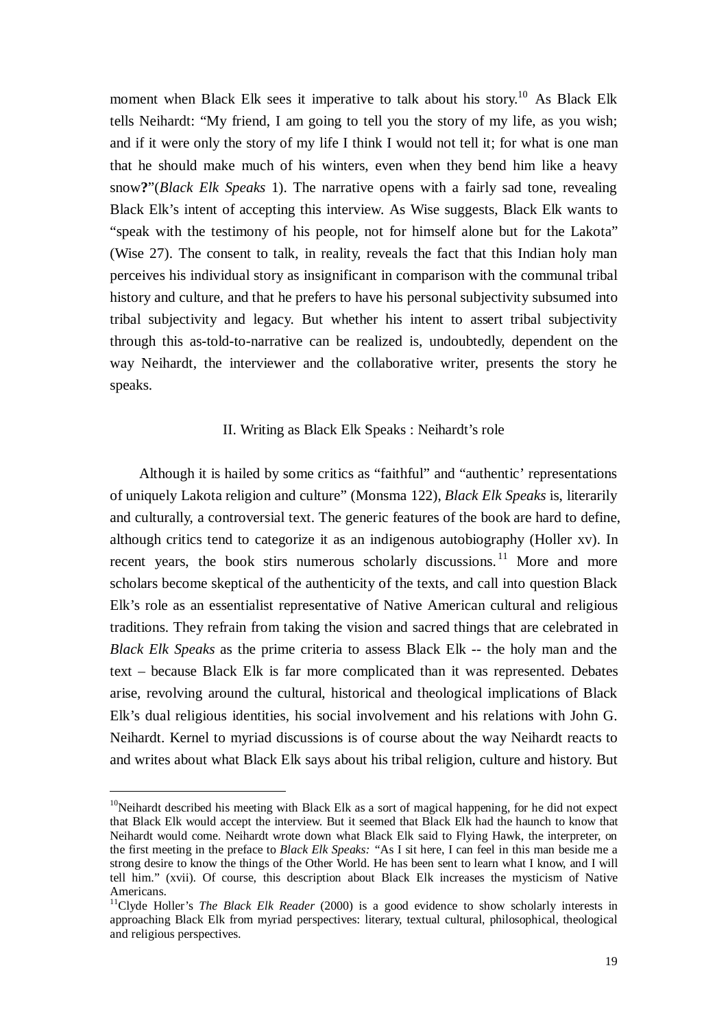moment when Black Elk sees it imperative to talk about his story.[10] As Black Elk tells Neihardt: "My friend, I am going to tell you the story of my life, as you wish; and if it were only the story of my life I think I would not tell it; for what is one man that he should make much of his winters, even when they bend him like a heavy snow**?**"(*Black Elk Speaks* 1). The narrative opens with a fairly sad tone, revealing Black Elk's intent of accepting this interview. As Wise suggests, Black Elk wants to "speak with the testimony of his people, not for himself alone but for the Lakota" (Wise 27). The consent to talk, in reality, reveals the fact that this Indian holy man perceives his individual story as insignificant in comparison with the communal tribal history and culture, and that he prefers to have his personal subjectivity subsumed into tribal subjectivity and legacy. But whether his intent to assert tribal subjectivity through this as-told-to-narrative can be realized is, undoubtedly, dependent on the way Neihardt, the interviewer and the collaborative writer, presents the story he speaks.

## II. Writing as Black Elk Speaks : Neihardt's role

Although it is hailed by some critics as "faithful" and "authentic' representations of uniquely Lakota religion and culture" (Monsma 122), *Black Elk Speaks* is, literarily and culturally, a controversial text. The generic features of the book are hard to define, although critics tend to categorize it as an indigenous autobiography (Holler xv). In recent years, the book stirs numerous scholarly discussions.[11] More and more scholars become skeptical of the authenticity of the texts, and call into question Black Elk's role as an essentialist representative of Native American cultural and religious traditions. They refrain from taking the vision and sacred things that are celebrated in *Black Elk Speaks* as the prime criteria to assess Black Elk -- the holy man and the text – because Black Elk is far more complicated than it was represented. Debates arise, revolving around the cultural, historical and theological implications of Black Elk's dual religious identities, his social involvement and his relations with John G. Neihardt. Kernel to myriad discussions is of course about the way Neihardt reacts to and writes about what Black Elk says about his tribal religion, culture and history. But

---

[10]Neihardt described his meeting with Black Elk as a sort of magical happening, for he did not expect that Black Elk would accept the interview. But it seemed that Black Elk had the haunch to know that Neihardt would come. Neihardt wrote down what Black Elk said to Flying Hawk, the interpreter, on the first meeting in the preface to *Black Elk Speaks:* "As I sit here, I can feel in this man beside me a strong desire to know the things of the Other World. He has been sent to learn what I know, and I will tell him." (xvii). Of course, this description about Black Elk increases the mysticism of Native Americans.

[11]Clyde Holler's *The Black Elk Reader* (2000) is a good evidence to show scholarly interests in approaching Black Elk from myriad perspectives: literary, textual cultural, philosophical, theological and religious perspectives.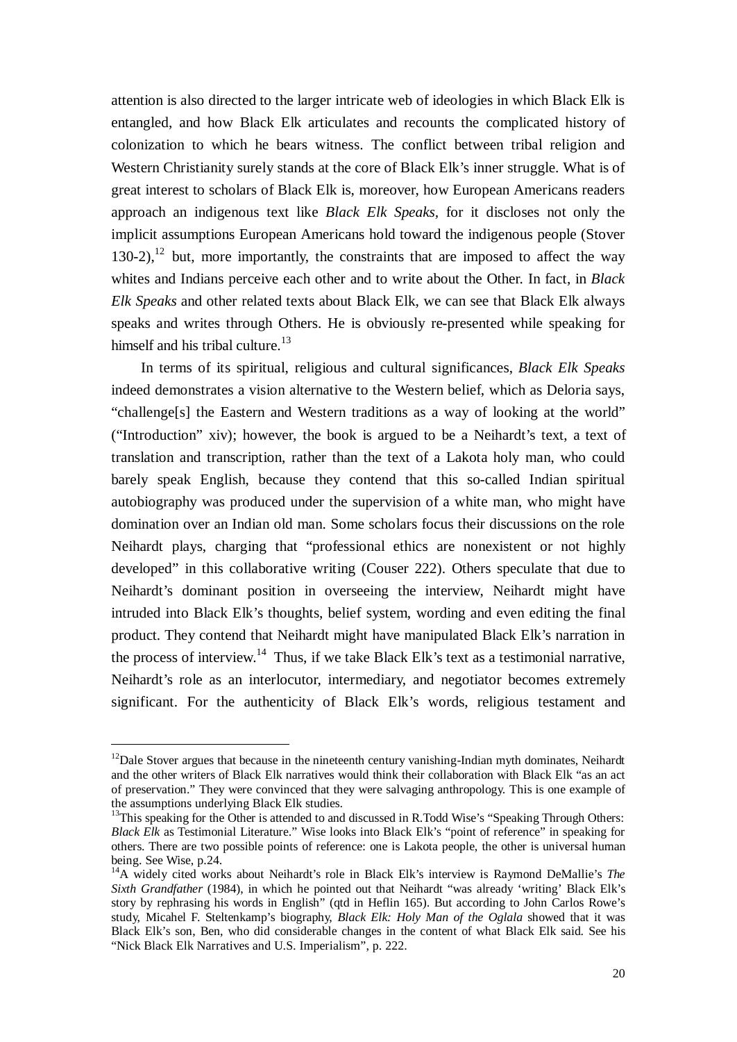attention is also directed to the larger intricate web of ideologies in which Black Elk is entangled, and how Black Elk articulates and recounts the complicated history of colonization to which he bears witness. The conflict between tribal religion and Western Christianity surely stands at the core of Black Elk's inner struggle. What is of great interest to scholars of Black Elk is, moreover, how European Americans readers approach an indigenous text like *Black Elk Speaks*, for it discloses not only the implicit assumptions European Americans hold toward the indigenous people (Stover 130-2),[12] but, more importantly, the constraints that are imposed to affect the way whites and Indians perceive each other and to write about the Other. In fact, in *Black Elk Speaks* and other related texts about Black Elk, we can see that Black Elk always speaks and writes through Others. He is obviously re-presented while speaking for himself and his tribal culture.[13]

In terms of its spiritual, religious and cultural significances, *Black Elk Speaks* indeed demonstrates a vision alternative to the Western belief, which as Deloria says, "challenge[s] the Eastern and Western traditions as a way of looking at the world" ("Introduction" xiv); however, the book is argued to be a Neihardt's text, a text of translation and transcription, rather than the text of a Lakota holy man, who could barely speak English, because they contend that this so-called Indian spiritual autobiography was produced under the supervision of a white man, who might have domination over an Indian old man. Some scholars focus their discussions on the role Neihardt plays, charging that "professional ethics are nonexistent or not highly developed" in this collaborative writing (Couser 222). Others speculate that due to Neihardt's dominant position in overseeing the interview, Neihardt might have intruded into Black Elk's thoughts, belief system, wording and even editing the final product. They contend that Neihardt might have manipulated Black Elk's narration in the process of interview.[14] Thus, if we take Black Elk's text as a testimonial narrative, Neihardt's role as an interlocutor, intermediary, and negotiator becomes extremely significant. For the authenticity of Black Elk's words, religious testament and

---

[12]Dale Stover argues that because in the nineteenth century vanishing-Indian myth dominates, Neihardt and the other writers of Black Elk narratives would think their collaboration with Black Elk "as an act of preservation." They were convinced that they were salvaging anthropology. This is one example of the assumptions underlying Black Elk studies.

[13]This speaking for the Other is attended to and discussed in R.Todd Wise's "Speaking Through Others: *Black Elk* as Testimonial Literature." Wise looks into Black Elk's "point of reference" in speaking for others. There are two possible points of reference: one is Lakota people, the other is universal human being. See Wise, p.24.

[14]A widely cited works about Neihardt's role in Black Elk's interview is Raymond DeMallie's *The Sixth Grandfather* (1984), in which he pointed out that Neihardt "was already 'writing' Black Elk's story by rephrasing his words in English" (qtd in Heflin 165). But according to John Carlos Rowe's study, Micahel F. Steltenkamp's biography, *Black Elk: Holy Man of the Oglala* showed that it was Black Elk's son, Ben, who did considerable changes in the content of what Black Elk said. See his "Nick Black Elk Narratives and U.S. Imperialism", p. 222.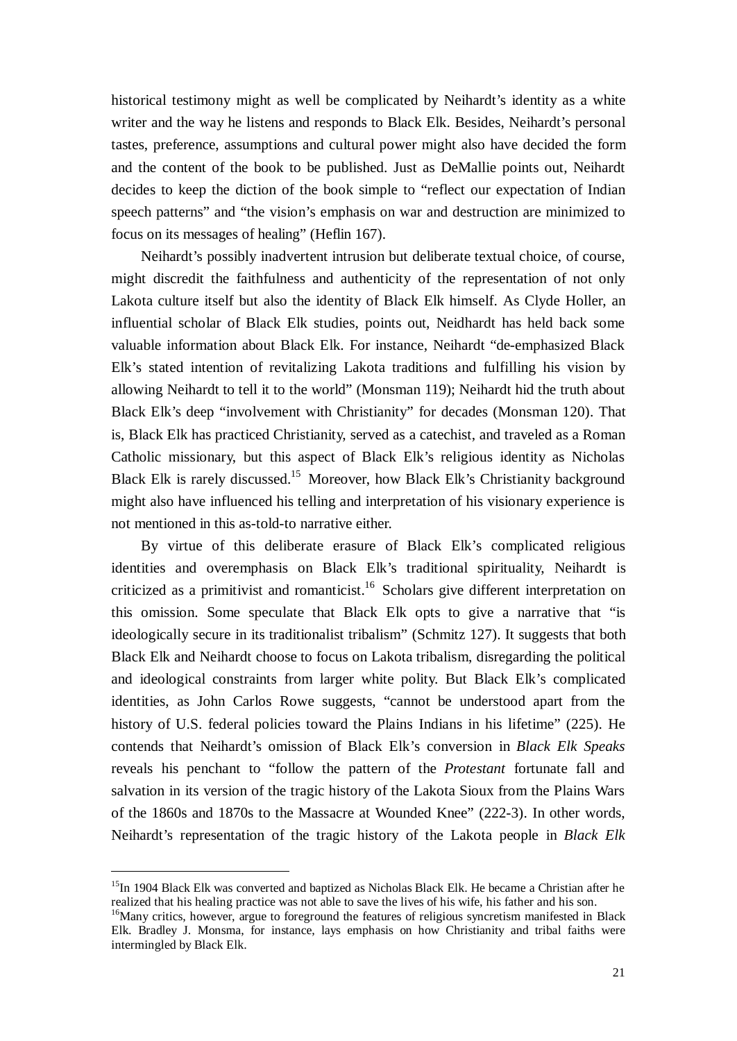historical testimony might as well be complicated by Neihardt's identity as a white writer and the way he listens and responds to Black Elk. Besides, Neihardt's personal tastes, preference, assumptions and cultural power might also have decided the form and the content of the book to be published. Just as DeMallie points out, Neihardt decides to keep the diction of the book simple to "reflect our expectation of Indian speech patterns" and "the vision's emphasis on war and destruction are minimized to focus on its messages of healing" (Heflin 167).

Neihardt's possibly inadvertent intrusion but deliberate textual choice, of course, might discredit the faithfulness and authenticity of the representation of not only Lakota culture itself but also the identity of Black Elk himself. As Clyde Holler, an influential scholar of Black Elk studies, points out, Neidhardt has held back some valuable information about Black Elk. For instance, Neihardt "de-emphasized Black Elk's stated intention of revitalizing Lakota traditions and fulfilling his vision by allowing Neihardt to tell it to the world" (Monsman 119); Neihardt hid the truth about Black Elk's deep "involvement with Christianity" for decades (Monsman 120). That is, Black Elk has practiced Christianity, served as a catechist, and traveled as a Roman Catholic missionary, but this aspect of Black Elk's religious identity as Nicholas Black Elk is rarely discussed.[15] Moreover, how Black Elk's Christianity background might also have influenced his telling and interpretation of his visionary experience is not mentioned in this as-told-to narrative either.

By virtue of this deliberate erasure of Black Elk's complicated religious identities and overemphasis on Black Elk's traditional spirituality, Neihardt is criticized as a primitivist and romanticist.[16] Scholars give different interpretation on this omission. Some speculate that Black Elk opts to give a narrative that "is ideologically secure in its traditionalist tribalism" (Schmitz 127). It suggests that both Black Elk and Neihardt choose to focus on Lakota tribalism, disregarding the political and ideological constraints from larger white polity. But Black Elk's complicated identities, as John Carlos Rowe suggests, "cannot be understood apart from the history of U.S. federal policies toward the Plains Indians in his lifetime" (225). He contends that Neihardt's omission of Black Elk's conversion in *Black Elk Speaks* reveals his penchant to "follow the pattern of the *Protestant* fortunate fall and salvation in its version of the tragic history of the Lakota Sioux from the Plains Wars of the 1860s and 1870s to the Massacre at Wounded Knee" (222-3). In other words, Neihardt's representation of the tragic history of the Lakota people in *Black Elk*

---

[15] In 1904 Black Elk was converted and baptized as Nicholas Black Elk. He became a Christian after he realized that his healing practice was not able to save the lives of his wife, his father and his son.

[16] Many critics, however, argue to foreground the features of religious syncretism manifested in Black Elk. Bradley J. Monsma, for instance, lays emphasis on how Christianity and tribal faiths were intermingled by Black Elk.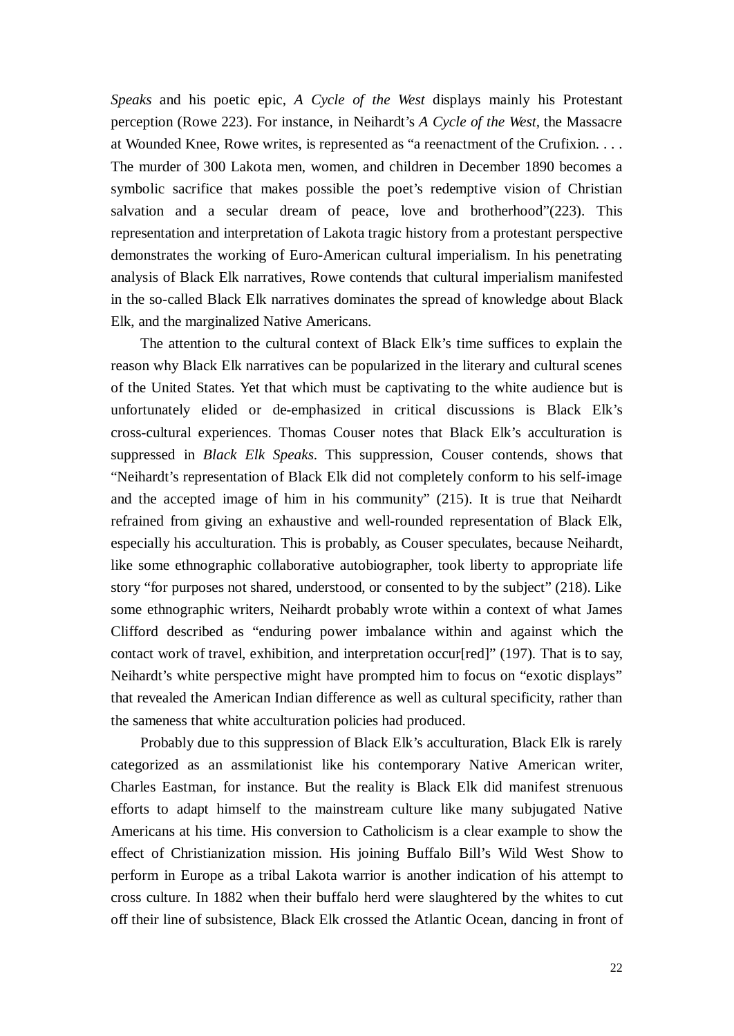*Speaks* and his poetic epic, *A Cycle of the West* displays mainly his Protestant perception (Rowe 223). For instance, in Neihardt's *A Cycle of the West*, the Massacre at Wounded Knee, Rowe writes, is represented as "a reenactment of the Crufixion. . . . The murder of 300 Lakota men, women, and children in December 1890 becomes a symbolic sacrifice that makes possible the poet's redemptive vision of Christian salvation and a secular dream of peace, love and brotherhood"(223). This representation and interpretation of Lakota tragic history from a protestant perspective demonstrates the working of Euro-American cultural imperialism. In his penetrating analysis of Black Elk narratives, Rowe contends that cultural imperialism manifested in the so-called Black Elk narratives dominates the spread of knowledge about Black Elk, and the marginalized Native Americans.

The attention to the cultural context of Black Elk's time suffices to explain the reason why Black Elk narratives can be popularized in the literary and cultural scenes of the United States. Yet that which must be captivating to the white audience but is unfortunately elided or de-emphasized in critical discussions is Black Elk's cross-cultural experiences. Thomas Couser notes that Black Elk's acculturation is suppressed in *Black Elk Speaks*. This suppression, Couser contends, shows that "Neihardt's representation of Black Elk did not completely conform to his self-image and the accepted image of him in his community" (215). It is true that Neihardt refrained from giving an exhaustive and well-rounded representation of Black Elk, especially his acculturation. This is probably, as Couser speculates, because Neihardt, like some ethnographic collaborative autobiographer, took liberty to appropriate life story "for purposes not shared, understood, or consented to by the subject" (218). Like some ethnographic writers, Neihardt probably wrote within a context of what James Clifford described as "enduring power imbalance within and against which the contact work of travel, exhibition, and interpretation occur[red]" (197). That is to say, Neihardt's white perspective might have prompted him to focus on "exotic displays" that revealed the American Indian difference as well as cultural specificity, rather than the sameness that white acculturation policies had produced.

Probably due to this suppression of Black Elk's acculturation, Black Elk is rarely categorized as an assmilationist like his contemporary Native American writer, Charles Eastman, for instance. But the reality is Black Elk did manifest strenuous efforts to adapt himself to the mainstream culture like many subjugated Native Americans at his time. His conversion to Catholicism is a clear example to show the effect of Christianization mission. His joining Buffalo Bill's Wild West Show to perform in Europe as a tribal Lakota warrior is another indication of his attempt to cross culture. In 1882 when their buffalo herd were slaughtered by the whites to cut off their line of subsistence, Black Elk crossed the Atlantic Ocean, dancing in front of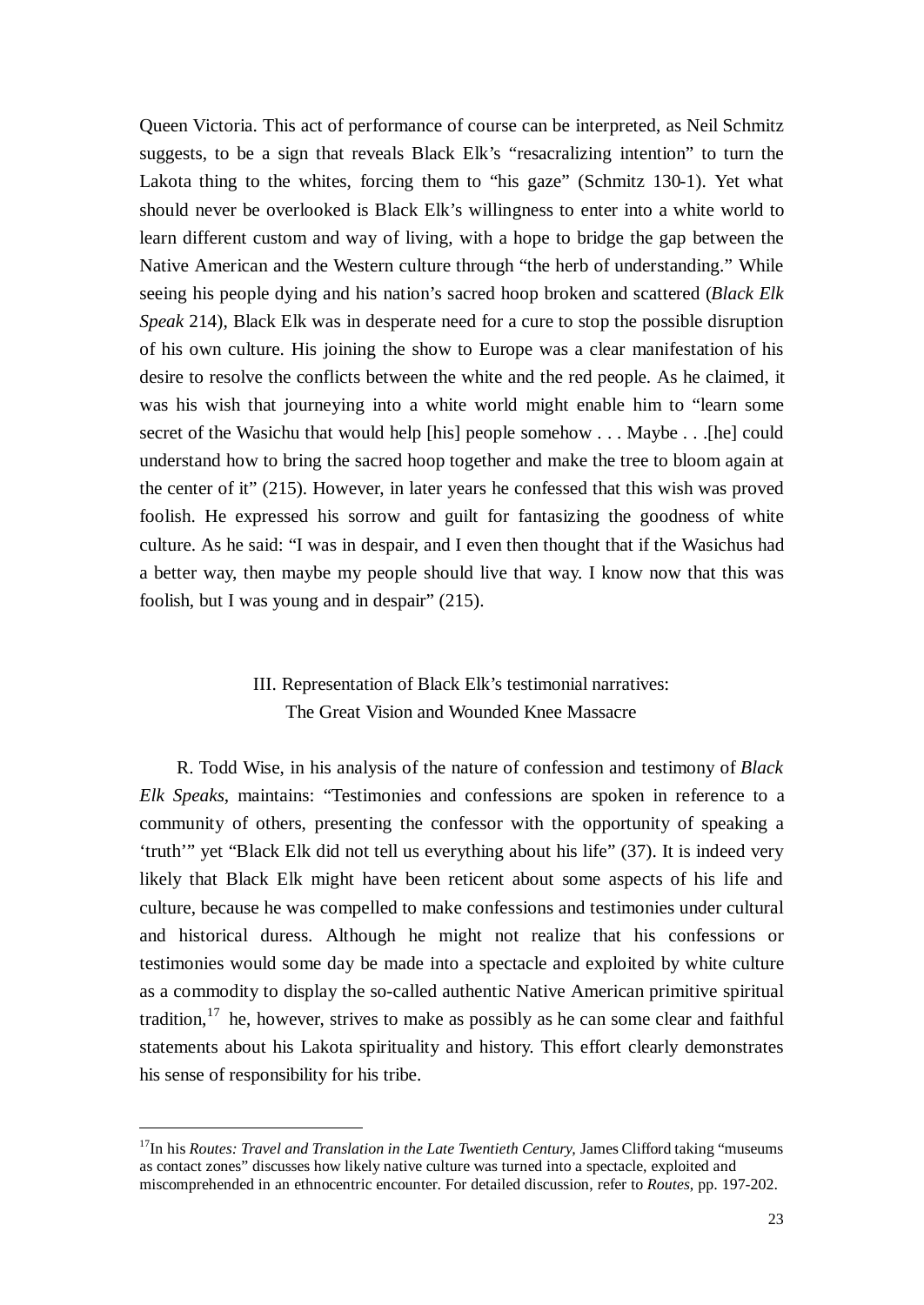Queen Victoria. This act of performance of course can be interpreted, as Neil Schmitz suggests, to be a sign that reveals Black Elk's "resacralizing intention" to turn the Lakota thing to the whites, forcing them to "his gaze" (Schmitz 130-1). Yet what should never be overlooked is Black Elk's willingness to enter into a white world to learn different custom and way of living, with a hope to bridge the gap between the Native American and the Western culture through "the herb of understanding." While seeing his people dying and his nation's sacred hoop broken and scattered (*Black Elk Speak* 214), Black Elk was in desperate need for a cure to stop the possible disruption of his own culture. His joining the show to Europe was a clear manifestation of his desire to resolve the conflicts between the white and the red people. As he claimed, it was his wish that journeying into a white world might enable him to "learn some secret of the Wasichu that would help [his] people somehow . . . Maybe . . .[he] could understand how to bring the sacred hoop together and make the tree to bloom again at the center of it" (215). However, in later years he confessed that this wish was proved foolish. He expressed his sorrow and guilt for fantasizing the goodness of white culture. As he said: "I was in despair, and I even then thought that if the Wasichus had a better way, then maybe my people should live that way. I know now that this was foolish, but I was young and in despair" (215).

## III. Representation of Black Elk's testimonial narratives: The Great Vision and Wounded Knee Massacre

R. Todd Wise, in his analysis of the nature of confession and testimony of *Black Elk Speaks*, maintains: "Testimonies and confessions are spoken in reference to a community of others, presenting the confessor with the opportunity of speaking a 'truth'" yet "Black Elk did not tell us everything about his life" (37). It is indeed very likely that Black Elk might have been reticent about some aspects of his life and culture, because he was compelled to make confessions and testimonies under cultural and historical duress. Although he might not realize that his confessions or testimonies would some day be made into a spectacle and exploited by white culture as a commodity to display the so-called authentic Native American primitive spiritual tradition,[17] he, however, strives to make as possibly as he can some clear and faithful statements about his Lakota spirituality and history. This effort clearly demonstrates his sense of responsibility for his tribe.

---

[17]In his *Routes: Travel and Translation in the Late Twentieth Century,* James Clifford taking "museums as contact zones" discusses how likely native culture was turned into a spectacle, exploited and miscomprehended in an ethnocentric encounter. For detailed discussion, refer to *Routes*, pp. 197-202.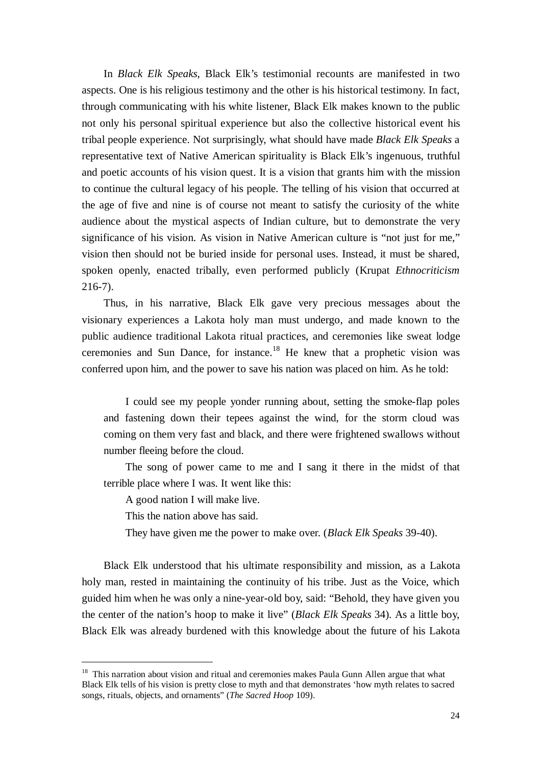In *Black Elk Speaks*, Black Elk's testimonial recounts are manifested in two aspects. One is his religious testimony and the other is his historical testimony. In fact, through communicating with his white listener, Black Elk makes known to the public not only his personal spiritual experience but also the collective historical event his tribal people experience. Not surprisingly, what should have made *Black Elk Speaks* a representative text of Native American spirituality is Black Elk's ingenuous, truthful and poetic accounts of his vision quest. It is a vision that grants him with the mission to continue the cultural legacy of his people. The telling of his vision that occurred at the age of five and nine is of course not meant to satisfy the curiosity of the white audience about the mystical aspects of Indian culture, but to demonstrate the very significance of his vision. As vision in Native American culture is "not just for me," vision then should not be buried inside for personal uses. Instead, it must be shared, spoken openly, enacted tribally, even performed publicly (Krupat *Ethnocriticism* 216-7).

Thus, in his narrative, Black Elk gave very precious messages about the visionary experiences a Lakota holy man must undergo, and made known to the public audience traditional Lakota ritual practices, and ceremonies like sweat lodge ceremonies and Sun Dance, for instance.[18] He knew that a prophetic vision was conferred upon him, and the power to save his nation was placed on him. As he told:

> I could see my people yonder running about, setting the smoke-flap poles and fastening down their tepees against the wind, for the storm cloud was coming on them very fast and black, and there were frightened swallows without number fleeing before the cloud.
>
> The song of power came to me and I sang it there in the midst of that terrible place where I was. It went like this:
>
> A good nation I will make live.
>
> This the nation above has said.
>
> They have given me the power to make over. (*Black Elk Speaks* 39-40).

Black Elk understood that his ultimate responsibility and mission, as a Lakota holy man, rested in maintaining the continuity of his tribe. Just as the Voice, which guided him when he was only a nine-year-old boy, said: "Behold, they have given you the center of the nation's hoop to make it live" (*Black Elk Speaks* 34). As a little boy, Black Elk was already burdened with this knowledge about the future of his Lakota

---

[18] This narration about vision and ritual and ceremonies makes Paula Gunn Allen argue that what Black Elk tells of his vision is pretty close to myth and that demonstrates 'how myth relates to sacred songs, rituals, objects, and ornaments" (*The Sacred Hoop* 109).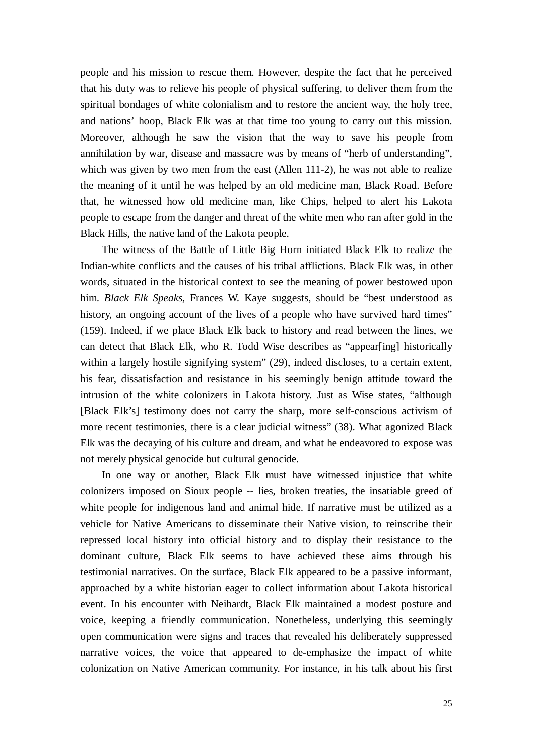people and his mission to rescue them. However, despite the fact that he perceived that his duty was to relieve his people of physical suffering, to deliver them from the spiritual bondages of white colonialism and to restore the ancient way, the holy tree, and nations' hoop, Black Elk was at that time too young to carry out this mission. Moreover, although he saw the vision that the way to save his people from annihilation by war, disease and massacre was by means of "herb of understanding", which was given by two men from the east (Allen 111-2), he was not able to realize the meaning of it until he was helped by an old medicine man, Black Road. Before that, he witnessed how old medicine man, like Chips, helped to alert his Lakota people to escape from the danger and threat of the white men who ran after gold in the Black Hills, the native land of the Lakota people.

The witness of the Battle of Little Big Horn initiated Black Elk to realize the Indian-white conflicts and the causes of his tribal afflictions. Black Elk was, in other words, situated in the historical context to see the meaning of power bestowed upon him. *Black Elk Speaks*, Frances W. Kaye suggests, should be "best understood as history, an ongoing account of the lives of a people who have survived hard times" (159). Indeed, if we place Black Elk back to history and read between the lines, we can detect that Black Elk, who R. Todd Wise describes as "appear[ing] historically within a largely hostile signifying system" (29), indeed discloses, to a certain extent, his fear, dissatisfaction and resistance in his seemingly benign attitude toward the intrusion of the white colonizers in Lakota history. Just as Wise states, "although [Black Elk's] testimony does not carry the sharp, more self-conscious activism of more recent testimonies, there is a clear judicial witness" (38). What agonized Black Elk was the decaying of his culture and dream, and what he endeavored to expose was not merely physical genocide but cultural genocide.

In one way or another, Black Elk must have witnessed injustice that white colonizers imposed on Sioux people -- lies, broken treaties, the insatiable greed of white people for indigenous land and animal hide. If narrative must be utilized as a vehicle for Native Americans to disseminate their Native vision, to reinscribe their repressed local history into official history and to display their resistance to the dominant culture, Black Elk seems to have achieved these aims through his testimonial narratives. On the surface, Black Elk appeared to be a passive informant, approached by a white historian eager to collect information about Lakota historical event. In his encounter with Neihardt, Black Elk maintained a modest posture and voice, keeping a friendly communication. Nonetheless, underlying this seemingly open communication were signs and traces that revealed his deliberately suppressed narrative voices, the voice that appeared to de-emphasize the impact of white colonization on Native American community. For instance, in his talk about his first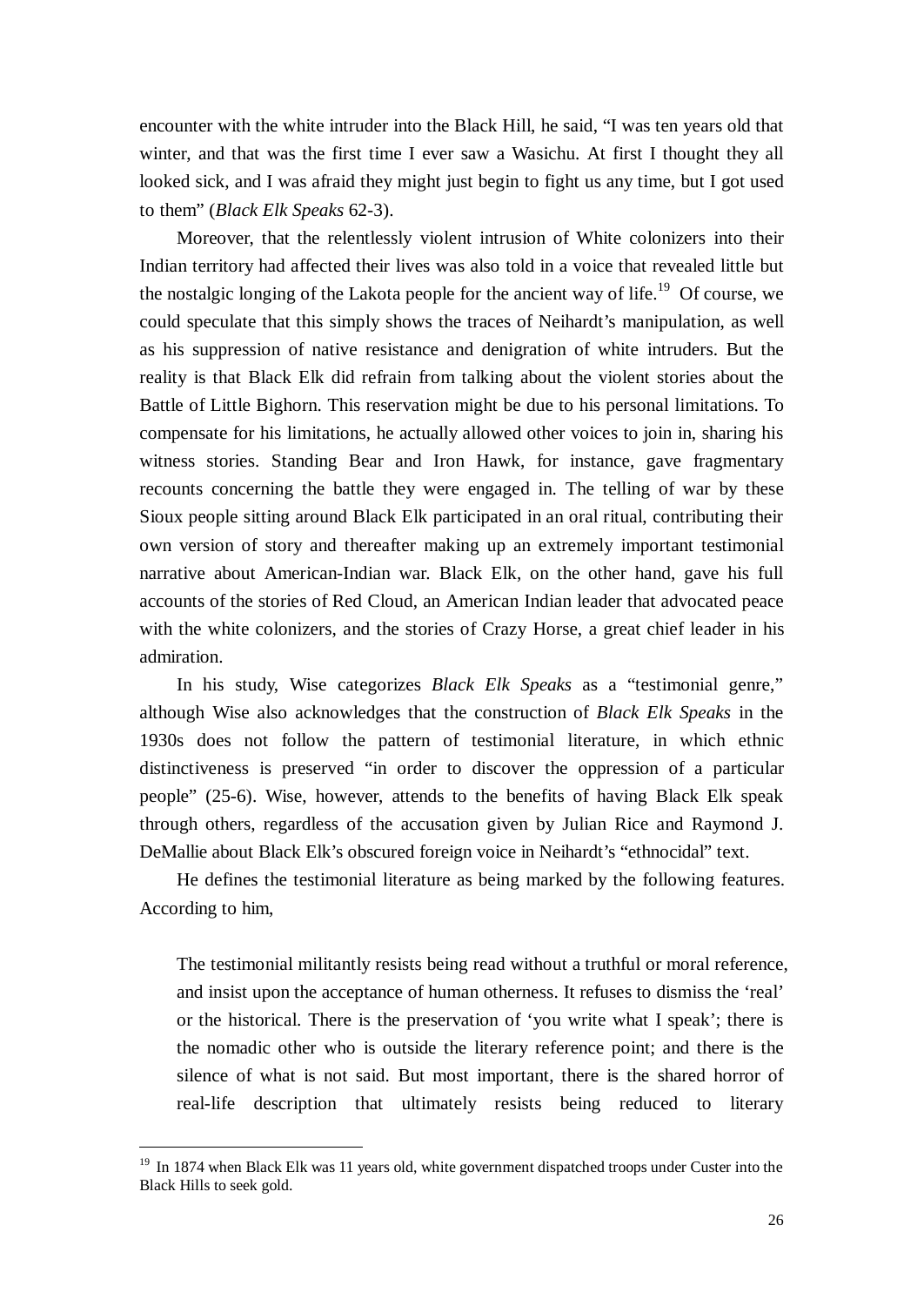encounter with the white intruder into the Black Hill, he said, "I was ten years old that winter, and that was the first time I ever saw a Wasichu. At first I thought they all looked sick, and I was afraid they might just begin to fight us any time, but I got used to them" (*Black Elk Speaks* 62-3).

Moreover, that the relentlessly violent intrusion of White colonizers into their Indian territory had affected their lives was also told in a voice that revealed little but the nostalgic longing of the Lakota people for the ancient way of life.[19] Of course, we could speculate that this simply shows the traces of Neihardt's manipulation, as well as his suppression of native resistance and denigration of white intruders. But the reality is that Black Elk did refrain from talking about the violent stories about the Battle of Little Bighorn. This reservation might be due to his personal limitations. To compensate for his limitations, he actually allowed other voices to join in, sharing his witness stories. Standing Bear and Iron Hawk, for instance, gave fragmentary recounts concerning the battle they were engaged in. The telling of war by these Sioux people sitting around Black Elk participated in an oral ritual, contributing their own version of story and thereafter making up an extremely important testimonial narrative about American-Indian war. Black Elk, on the other hand, gave his full accounts of the stories of Red Cloud, an American Indian leader that advocated peace with the white colonizers, and the stories of Crazy Horse, a great chief leader in his admiration.

In his study, Wise categorizes *Black Elk Speaks* as a "testimonial genre," although Wise also acknowledges that the construction of *Black Elk Speaks* in the 1930s does not follow the pattern of testimonial literature, in which ethnic distinctiveness is preserved "in order to discover the oppression of a particular people" (25-6). Wise, however, attends to the benefits of having Black Elk speak through others, regardless of the accusation given by Julian Rice and Raymond J. DeMallie about Black Elk's obscured foreign voice in Neihardt's "ethnocidal" text.

He defines the testimonial literature as being marked by the following features. According to him,

> The testimonial militantly resists being read without a truthful or moral reference, and insist upon the acceptance of human otherness. It refuses to dismiss the 'real' or the historical. There is the preservation of 'you write what I speak'; there is the nomadic other who is outside the literary reference point; and there is the silence of what is not said. But most important, there is the shared horror of real-life description that ultimately resists being reduced to literary

---

[19] In 1874 when Black Elk was 11 years old, white government dispatched troops under Custer into the Black Hills to seek gold.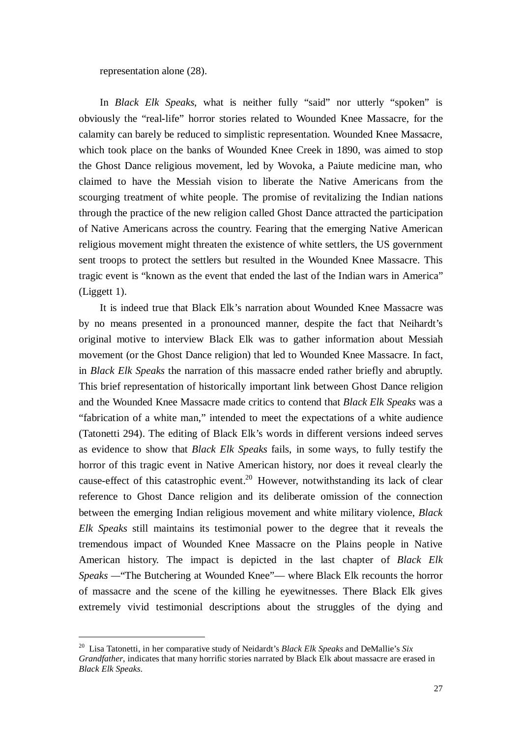representation alone (28).

In *Black Elk Speaks*, what is neither fully "said" nor utterly "spoken" is obviously the "real-life" horror stories related to Wounded Knee Massacre, for the calamity can barely be reduced to simplistic representation. Wounded Knee Massacre, which took place on the banks of Wounded Knee Creek in 1890, was aimed to stop the Ghost Dance religious movement, led by Wovoka, a Paiute medicine man, who claimed to have the Messiah vision to liberate the Native Americans from the scourging treatment of white people. The promise of revitalizing the Indian nations through the practice of the new religion called Ghost Dance attracted the participation of Native Americans across the country. Fearing that the emerging Native American religious movement might threaten the existence of white settlers, the US government sent troops to protect the settlers but resulted in the Wounded Knee Massacre. This tragic event is "known as the event that ended the last of the Indian wars in America" (Liggett 1).

It is indeed true that Black Elk's narration about Wounded Knee Massacre was by no means presented in a pronounced manner, despite the fact that Neihardt's original motive to interview Black Elk was to gather information about Messiah movement (or the Ghost Dance religion) that led to Wounded Knee Massacre. In fact, in *Black Elk Speaks* the narration of this massacre ended rather briefly and abruptly. This brief representation of historically important link between Ghost Dance religion and the Wounded Knee Massacre made critics to contend that *Black Elk Speaks* was a "fabrication of a white man," intended to meet the expectations of a white audience (Tatonetti 294). The editing of Black Elk's words in different versions indeed serves as evidence to show that *Black Elk Speaks* fails, in some ways, to fully testify the horror of this tragic event in Native American history, nor does it reveal clearly the cause-effect of this catastrophic event.[20] However, notwithstanding its lack of clear reference to Ghost Dance religion and its deliberate omission of the connection between the emerging Indian religious movement and white military violence, *Black Elk Speaks* still maintains its testimonial power to the degree that it reveals the tremendous impact of Wounded Knee Massacre on the Plains people in Native American history. The impact is depicted in the last chapter of *Black Elk Speaks* —"The Butchering at Wounded Knee"— where Black Elk recounts the horror of massacre and the scene of the killing he eyewitnesses. There Black Elk gives extremely vivid testimonial descriptions about the struggles of the dying and

---

[20] Lisa Tatonetti, in her comparative study of Neidardt's *Black Elk Speaks* and DeMallie's *Six Grandfather*, indicates that many horrific stories narrated by Black Elk about massacre are erased in *Black Elk Speaks*.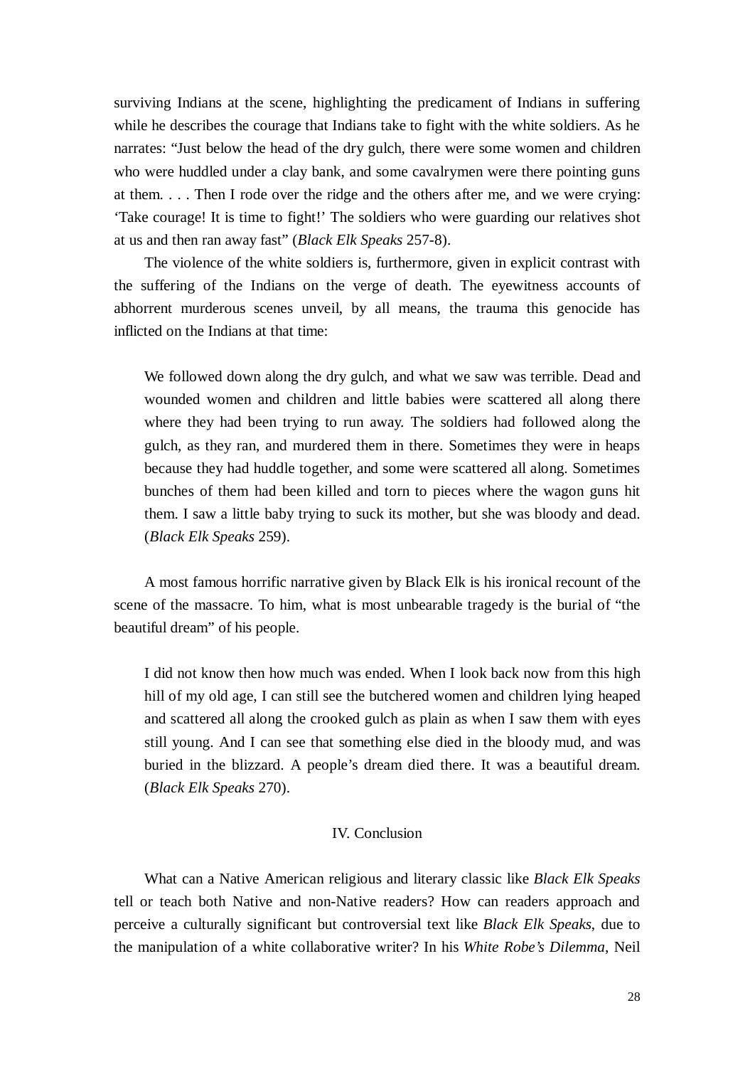surviving Indians at the scene, highlighting the predicament of Indians in suffering while he describes the courage that Indians take to fight with the white soldiers. As he narrates: "Just below the head of the dry gulch, there were some women and children who were huddled under a clay bank, and some cavalrymen were there pointing guns at them. . . . Then I rode over the ridge and the others after me, and we were crying: 'Take courage! It is time to fight!' The soldiers who were guarding our relatives shot at us and then ran away fast" (*Black Elk Speaks* 257-8).

The violence of the white soldiers is, furthermore, given in explicit contrast with the suffering of the Indians on the verge of death. The eyewitness accounts of abhorrent murderous scenes unveil, by all means, the trauma this genocide has inflicted on the Indians at that time:

> We followed down along the dry gulch, and what we saw was terrible. Dead and wounded women and children and little babies were scattered all along there where they had been trying to run away. The soldiers had followed along the gulch, as they ran, and murdered them in there. Sometimes they were in heaps because they had huddle together, and some were scattered all along. Sometimes bunches of them had been killed and torn to pieces where the wagon guns hit them. I saw a little baby trying to suck its mother, but she was bloody and dead. (*Black Elk Speaks* 259).

A most famous horrific narrative given by Black Elk is his ironical recount of the scene of the massacre. To him, what is most unbearable tragedy is the burial of "the beautiful dream" of his people.

> I did not know then how much was ended. When I look back now from this high hill of my old age, I can still see the butchered women and children lying heaped and scattered all along the crooked gulch as plain as when I saw them with eyes still young. And I can see that something else died in the bloody mud, and was buried in the blizzard. A people's dream died there. It was a beautiful dream. (*Black Elk Speaks* 270).

## IV. Conclusion

What can a Native American religious and literary classic like *Black Elk Speaks* tell or teach both Native and non-Native readers? How can readers approach and perceive a culturally significant but controversial text like *Black Elk Speaks*, due to the manipulation of a white collaborative writer? In his *White Robe's Dilemma*, Neil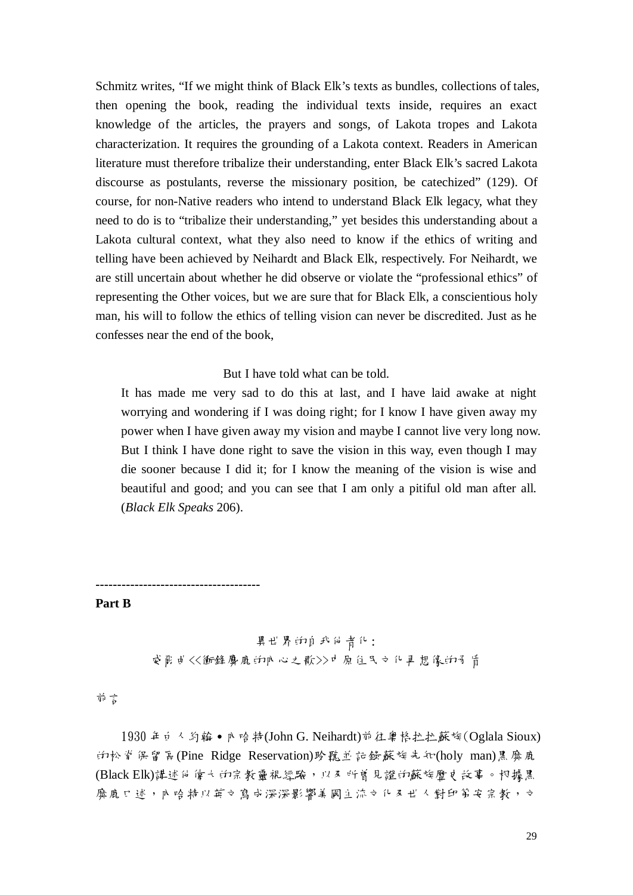Schmitz writes, “If we might think of Black Elk’s texts as bundles, collections of tales, then opening the book, reading the individual texts inside, requires an exact knowledge of the articles, the prayers and songs, of Lakota tropes and Lakota characterization. It requires the grounding of a Lakota context. Readers in American literature must therefore tribalize their understanding, enter Black Elk’s sacred Lakota discourse as postulants, reverse the missionary position, be catechized” (129). Of course, for non-Native readers who intend to understand Black Elk legacy, what they need to do is to “tribalize their understanding,” yet besides this understanding about a Lakota cultural context, what they also need to know if the ethics of writing and telling have been achieved by Neihardt and Black Elk, respectively. For Neihardt, we are still uncertain about whether he did observe or violate the “professional ethics” of representing the Other voices, but we are sure that for Black Elk, a conscientious holy man, his will to follow the ethics of telling vision can never be discredited. Just as he confesses near the end of the book,

> But I have told what can be told.
>
> It has made me very sad to do this at last, and I have laid awake at night worrying and wondering if I was doing right; for I know I have given away my power when I have given away my vision and maybe I cannot live very long now. But I think I have done right to save the vision in this way, even though I may die sooner because I did it; for I know the meaning of the vision is wise and beautiful and good; and you can see that I am only a pitiful old man after all. (*Black Elk Speaks* 206).

--------------------------------------

**Part B**

異世界的自我倫常化：
鉤沉出<<衝鋒麋鹿的內心之歌>>中原住民文化再想像的矛盾

前言

1930 年白人約翰•內哈特(John G. Neihardt)前往奧格拉拉蘇族(Oglala Sioux)的松脊保留區(Pine Ridge Reservation)聆聽並記錄蘇族先知(holy man)黑麋鹿(Black Elk)講述他偉大的宗教靈視經驗，以及他所曾見證的蘇族歷史故事。根據黑麋鹿口述，內哈特以英文寫成深深影響美國主流文化及世人對印第安宗教，文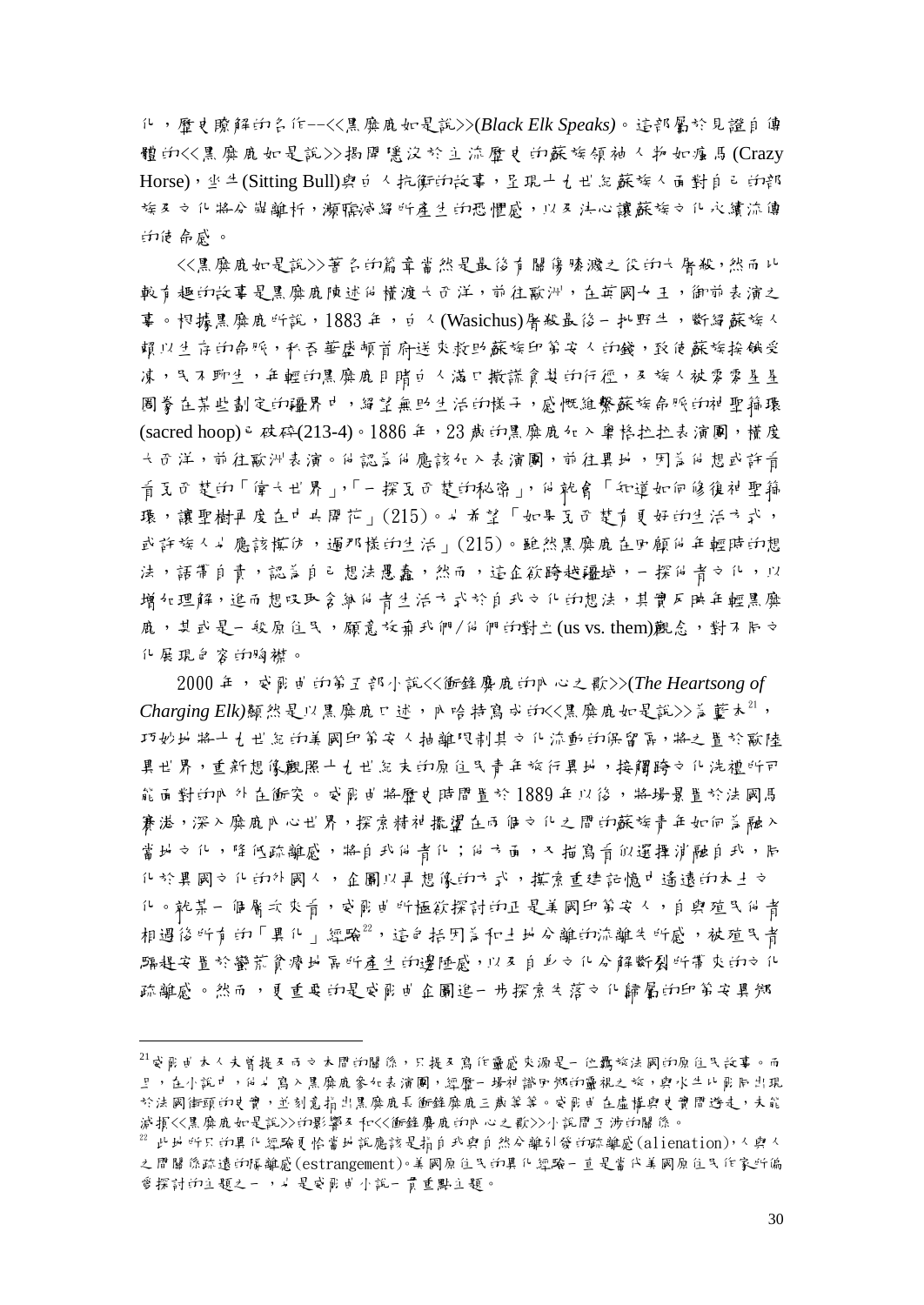化，歷史瞭解的名作--<<黑麋鹿如是說>>(*Black Elk Speaks*)。這部屬於見證自傳體的<<黑麋鹿如是說>>揭開湮沒於主流歷史的蘇族領袖人物如瘋馬(Crazy Horse)，坐牛(Sitting Bull)與白人抗衡的故事，呈現十七世紀蘇族人面對自己的部族及文化將分崩離析，瀕臨滅絕所產生的恐懼感，以及決心讓蘇族文化永續流傳的使命感。

<<黑麋鹿如是說>>著名的篇章當然是最後有關傷膝澗之役的大屠殺，然而比較有趣的故事是黑麋鹿陳述他橫渡大西洋，前往歐洲，在英國女王，御前表演之事。根據黑麋鹿所說，1883年，白人(Wasichus)屠殺最後一批野牛，斷絕蘇族人賴以生存的命脈，私吞華盛頓首府送來救助蘇族印第安人的錢，致使蘇族挨餓受凍，民不聊生，年輕的黑麋鹿目睹白人滿口撒謊貪婪的行徑，及族人被零零星星圈養在某些劃定的疆界中，絕望無助生活的樣子，感慨維繫蘇族命脈的神聖篩環(sacred hoop)已破碎(213-4)。1886年，23歲的黑麋鹿加入蠻荒拉拉表演團，橫度大西洋，前往歐洲表演。他認為他應該加入表演團，前往異地，因為他想或許有看不清楚的「偉大世界」，「一探究竟的秘密」，他就會「知道如何修復神聖篩環，讓聖樹再度在中央開花」(215)。也希望「如果白人有更好的生活方式，或許族人也應該模仿，過那樣的生活」(215)。雖然黑麋鹿在回顧他年輕時的想法，語帶自責，認為自己想法愚蠢，然而，這企欲跨越疆域，一探他者文化，以增加理解，進而想吸取含納他者生活方式於自我文化的想法，其實反映年輕黑麋鹿，甚或是一般原住民，願意放棄我們/他們的對立(us vs. them)觀念，對不同文化展現包容的胸襟。

2000年，威爾區的第五部小說<<衝鋒麋鹿的內心之歌>>(*The Heartsong of Charging Elk*)顯然是以黑麋鹿口述，內哈特寫成的<<黑麋鹿如是說>>為藍本[21]，巧妙地將十七世紀的美國印第安人抽離限制其文化流動的保留區，將之置於歐陸異世界，重新想像觀照十七世紀末的原住民青年旅行異地，接觸跨文化洗禮所可能面對的內外在衝突。威爾區將歷史時間置於1889年以後，將場景置於法國馬賽港，深入麋鹿內心世界，探索精神擺盪在兩個文化之間的蘇族青年如何為融入當地文化，降低疏離感，將自我他者化；他方面，又描寫有似選擇消融自我，同化於異國文化的外國人，企圖以再想像的方式，探索重建記憶中遙遠的本土文化。就某一個層次來看，威爾區所極欲探討的正是美國印第安人，自與殖民他者相遇後所有的「異化」經驗[22]，這包括因為和土地分離的流離失所感，被殖民者驅趕安置於蠻荒貧瘠地區所產生的邊陲感，以及自身文化分解斷裂所帶來的文化疏離感。然而，更重要的是威爾區企圖進一步探索失落文化歸屬的印第安異鄉

---

[21] 威爾區本人未曾提及兩文本間的關係，只提及寫作靈感來源是一位羈旅法國的原住民故事。而且，在小說中，他也寫入黑麋鹿參加表演團，經歷一場神諭中與鄉的靈視之旅，與水牛比爾同出現於法國街頭的史實，並刻意指出黑麋鹿長衝鋒麋鹿三歲等等。威爾區在虛構與史實間遊走，未能減損<<黑麋鹿如是說>>的影響及和<<衝鋒麋鹿的內心之歌>>小說間互涉的關係。

[22] 此地所只的異化經驗更恰當地說應該是指自我與自然分離引發的疏離感(alienation)，人與人之間關係疏遠的隔離感(estrangement)。美國原住民的異化經驗一直是當代美國原住民作家所偏愛探討的主題之一，也是威爾區小說一貫重點主題。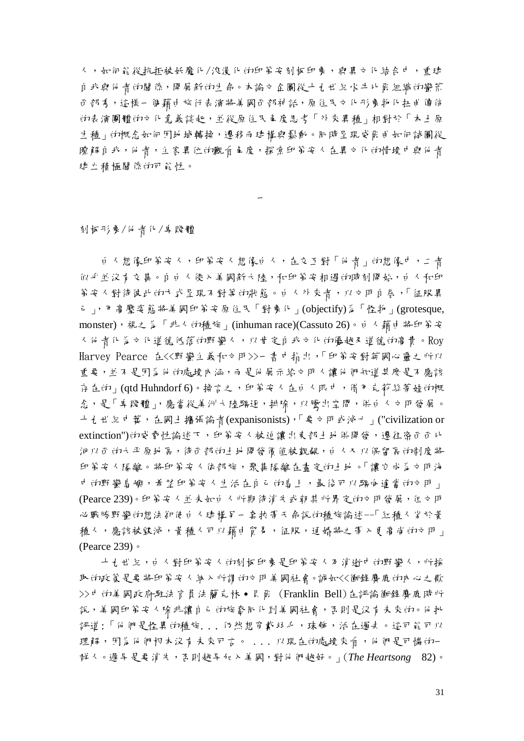人，如何能從抗拒被妖魔化/浪漫化的印第安刻板印象，與異文化結合中，重建自我與他者的關係，開展新的生命。本論文企圖從十七世紀水牛比爾組織的蠻荒西部秀，這樣一個藉由旅行表演將美國西部神話，原住民文化形象物化扭曲傳佈的表演團體的文化意義談起，並從原住民角度思考「外來異種」相對於「本土原生種」的概念如何因地域轉換，遷移而建構與鬆動。同時呈現印第安人如何試圖從瞭解自我，他者，主客異位的觀看角度，探索印第安人在異文化的情境中與他者建立積極關係的可能性。

一

刻板形象/他者化/卑賤體

白人想像印第安人，印第安人想像白人，在交互對「他者」的想像中，二者似乎並沒有交集。自白人侵入美國新大陸，和印第安相遇的時刻開始，白人和印第安人對待彼此的方式呈現不對等的狀態。白人外來者，以文明自居，「征服異己」，帶有壓迫姿態將美國印第安原住民「對象化」(objectify)為「怪物」(grotesque, monster)，視之為「非人的種族」(inhuman race)(Cassuto 26)。白人藉由將印第安人他者化為文化道德低落的野蠻人，以肯定自我文化的優越及道德的高貴。Roy Harvey Pearce 在<<野蠻主義和文明>>一書中指出，「印第安對英國心靈之所以重要，並不是因為他的處境內涵，而是他展示給文明人讓他們知道甚麼是不應該存在的」(qtd Huhndorf 6)。換言之，印第安人在白人眼中，借用克莉絲蒂娃的概念，是「卑賤體」，應當從美洲大陸驅逐，排除，以騰出空間，供白人文明發展。十九世紀中葉，在國土擴張論者(expanisonists)，「要文明或滅亡」("civilization or extinction")的威脅性論述下，印第安人被迫讓出東部土地供開發，遷往密西西比河以西的大平原地區，待西部的土地開發價值被覬覦，白人又以保留區的制度將印第安人隔離。將印第安人依部族，聚集隔離在畫定的土地。「讓它成為文明海中的野蠻島嶼，希望印第安人生活在自己的島上，最後可以歸向適當的文明」(Pearce 239)。印第安人並未如白人所期待消失或朝其所界定的文明發展，但文明必戰勝野蠻的想法卻使白人建構另一套挾帶天命說的種族論述--「紅種人劣於黃種人，應該被殲滅，黃種人可以藉由貿易，征服，通婚將之帶入更高尚的文明」(Pearce 239)。

十九世紀，白人對印第安人的刻板印象是印第安人乃消逝中的野蠻人，所採取的政策是要將印第安人納入所謂的文明美國社會。誠如<<衝鋒麋鹿的內心之歌>>中的美國政府駐法官員法蘭克林•貝爾 (Franklin Bell)在評論衝鋒麋鹿時所說，美國印第安人除非讓自己的族裔同化到美國社會，否則是沒有未來的。他批評道:「他們是怪異的種族... 仍然想穿戴羽毛，珠飾，活在過去。這可能可以理解，因為他們根本沒有未來可言。 ... 以現在的處境來看，他們是可憐的一群人。遲早是要消失，否則越早加入美國，對他們越好。」(*The Heartsong* 82)。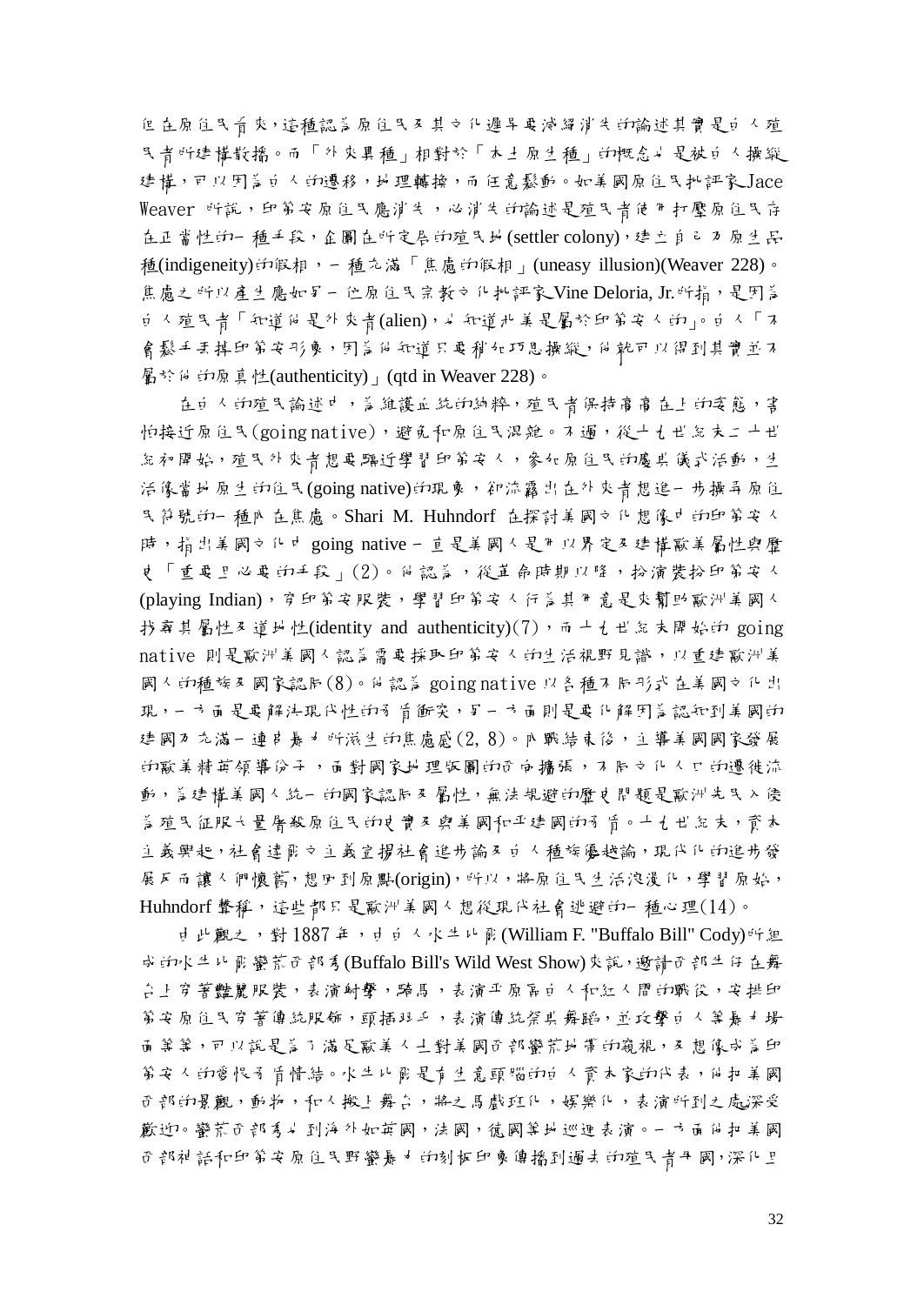但在原住民看來，這種認為原住民及其文化遲早要滅絕消失的論述其實是白人殖民者所建構散播。而「外來異種」相對於「本土原生種」的概念也是被白人操縱建構，可以因為白人的遷移，地理轉換，而任意鬆動。如美國原住民批評家 Jace Weaver 所說，印第安原住民應消失，必消失的論述是殖民者使用打壓原住民存在正當性的一種手段，企圖在所定居的殖民地(settler colony)，建立自己為原生品種(indigeneity)的假相，一種充滿「焦慮的假相」(uneasy illusion)(Weaver 228)。焦慮之所以產生應如另一位原住民宗教文化批評家 Vine Deloria, Jr.所指，是因為白人殖民者「知道他是外來者(alien)，也知道北美是屬於印第安人的」。白人「不會懸手丟掉印第安形象，因為他知道只要稍加巧思操縱，他就可以得到其實並不屬於他的原真性(authenticity)」(qtd in Weaver 228)。

在白人的殖民論述中，為維護血統的純粹，殖民者保持高高在上的姿態，害怕接近原住民(going native)，避免和原住民混雜。不過，從十七世紀末二十世紀初開始，殖民外來者想要親近學習印第安人，參加原住民的慶典儀式活動，生活像當地原生的住民(going native)的現象，卻流露出在外來者想進一步擁有原住民符號的一種內在焦慮。Shari M. Huhndorf 在探討美國文化想像中的印第安人時，指出美國文化中 going native 一直是美國人是用以界定及建構歐美屬性與歷史「重要且必要的手段」(2)。她認為，從革命時期以降，扮演裝扮印第安人(playing Indian)，穿印第安服裝，學習印第安人行為其用意是來幫助歐洲美國人找尋其屬性及道地性(identity and authenticity)(7)，而十七世紀末開始的 going native 則是歐洲美國人認為需要採取印第安人的生活視野見識，以重建歐洲美國人的種族及國家認同(8)。她認為 going native 以各種不同形式在美國文化出現，一方面是要解決現代性的矛盾衝突，另一方面則是要化解因為認知到美國的建國乃充滿一連串暴力所滋生的焦慮感(2, 8)。內戰結束後，主導美國國家發展的歐美精英領導份子，面對國家地理版圖的西向擴張，不同文化人口的遷徙流動，為建構美國人統一的國家認同及屬性，無法規避的歷史問題是歐洲先民入侵為殖民征服大量屠殺原住民的史實及與美國和平建國的矛盾。十七世紀末，資本主義興起，社會達爾文主義宣揚社會進步論及白人種族優越論，現代化的進步發展反而讓人們懷舊，想回到原點(origin)，所以，將原住民生活浪漫化，學習原始，Huhndorf 聲稱，這些都只是歐洲美國人想從現代社會逃避的一種心理(14)。

由此觀之，對 1887 年，由白人水牛比爾(William F. "Buffalo Bill" Cody)所組成的水牛比爾蠻荒西部秀(Buffalo Bill's Wild West Show)來說，邀請西部牛仔在舞台上穿著豔麗服裝，表演射擊，騎馬，表演平原區白人和紅人間的戰役，安排印第安原住民穿著傳統服飾，頭插羽毛，表演傳統祭典舞蹈，並攻擊白人等暴力場面等等，可以說是為了滿足歐美人士對美國西部蠻荒地帶的窺視，及想像成為印第安人的愛恨矛盾情結。水牛比爾是有生意頭腦的白人資本家的代表，他把美國西部的景觀，動物，和人搬上舞台，將之馬戲班化，娛樂化，表演所到之處深受歡迎。蠻荒西部秀也到海外如英國，法國，德國等地巡迴表演。一方面他把美國西部神話和印第安原住民野蠻暴力的刻板印象傳播到過去的殖民者母國，深化且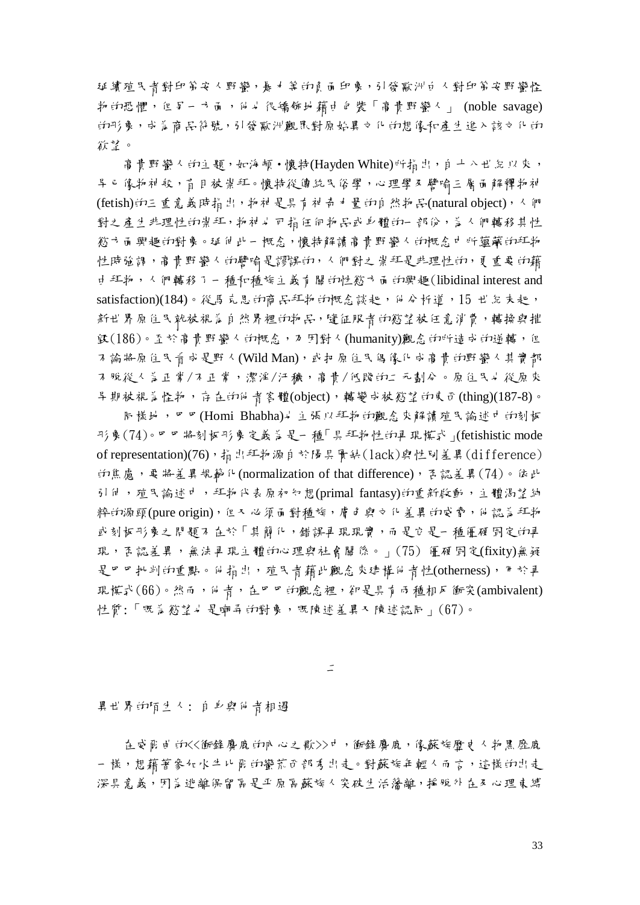延續殖民者對印第安人野蠻，暴力等的負面印象，引發歐洲白人對印第安野蠻性格的恐懼，但另一方面，他也很矯飾地藉由包裝「高貴野蠻人」 (noble savage)的形象，成為商品符號，引發歐洲觀眾對原始異文化的想像和產生進入該文化的欲望。

高貴野蠻人的主題，如海頓・懷特(Hayden White)所指出，自十八世紀以來，早已像物神般，盲目被崇拜。懷特從傳統民俗學，心理學及譬喻三層面解釋物神(fetish)的三重意義時指出，物神是具有神奇力量的自然物品(natural object)，人們對之產生非理性的崇拜，物神也可指任何物品或身體的一部份，為人們轉移其性慾方面興趣的對象。延伸此一概念，懷特解讀高貴野蠻人的概念中所蘊藏的拜物性時強調，高貴野蠻人的譬喻是謬誤的，人們對之崇拜是非理性的，更重要的藉由拜物，人們轉移了一種和種族主義有關的性慾方面的興趣(libidinal interest and satisfaction)(184)。從馬克思的商品拜物的概念談起，他分析道，15世紀末起，新世界原住民就被視為自然界裡的物品，隨征服者的慾望被任意消費，轉換與推銷(186)。至於高貴野蠻人的概念，乃因對人(humanity)觀念的所造成的逆轉，但不論將原住民看成是野人(Wild Man)，或把原住民偶像化成高貴的野蠻人其實都不脫從人為正常/不正常，潔淨/汙穢，高貴/低賤的二元劃分。原住民也從原來早期被視為怪物，存在的他者客體(object)，轉變成被慾望的東西(thing)(187-8)。

同樣地，巴巴(Homi Bhabha)也主張以拜物的觀念來解讀殖民論述中的刻板形象(74)。巴巴將刻板形象定義為是一種「具拜物性的再現模式」(fetishistic mode of representation)(76)，指出拜物源自於陽具實缺(lack)與性別差異(difference)的焦慮，要將差異規範化(normalization of that difference)，否認差異(74)。依此引伸，殖民論述中，拜物代表原初幻想(primal fantasy)的重新啟動，主體渴望純粹的源頭(pure origin)，但又必須面對種族，膚色與文化差異的威脅，他認為拜物或刻板形象之問題不在於「其簡化，錯誤再現現實，而是它是一種僵硬固定的再現，否認差異，無法再現主體的心理與社會關係。」(75) 僵硬固定(fixity)無疑是巴巴批判的重點。他指出，殖民者藉此觀念來建構他者性(otherness)，并於再現模式(66)。然而，他者，在巴巴的觀念裡，卻是具有兩種相互衝突(ambivalent)性質:「既為慾望也是嘲弄的對象，既陳述差異又陳述認同」(67)。

## 二

### 異世界的陌生人：自我與他者相遇

在電影中的<<衝鋒麋鹿的心之歌>>中，衝鋒麋鹿，像蘇族歷史人物黑麋鹿一樣，想藉著參加水牛比爾的蠻荒西部秀出走。對蘇族年輕人而言，這樣的出走深具意義，因為逃離保留區是平原區蘇族人突破生活藩籬，擺脫外在及心理束縛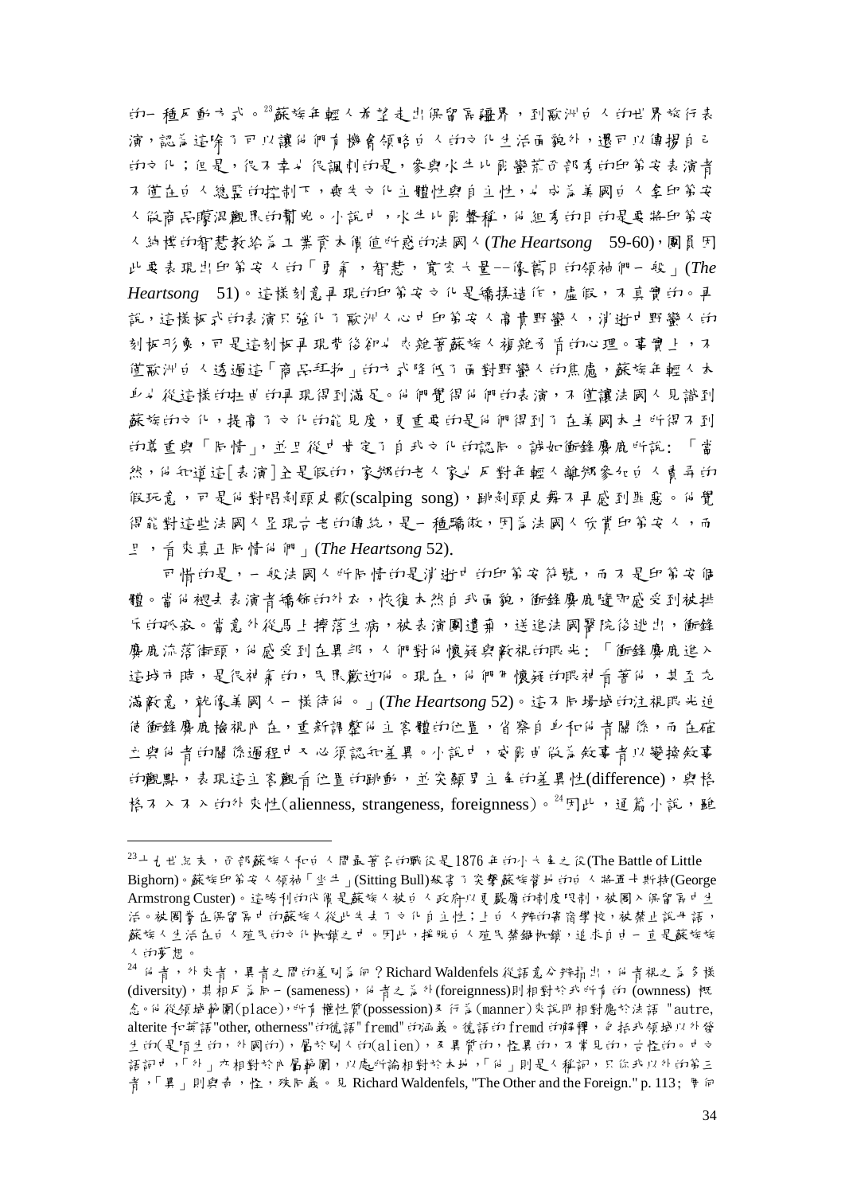的一種反動方式。[23]蘇族年輕人希望走出保留區疆界，到歐洲白人的世界旅行表演，認為這除了可以讓他們有機會領略白人的文化生活面貌外，還可以傳揚自己的文化；但是，很不幸也很諷刺的是，參與水牛比爾蠻荒西部秀的印第安表演者不僅在白人總監的控制下，喪失文化主體性與自主性，也成為美國白人拿印第安人做商品廣泛觀眾的幫兇。小說中，水牛比爾聲稱，他組秀的目的是要將印第安人純樸的智慧教給為工業資本價值所惑的法國人(*The Heartsong* 59-60)，團員因此要表現出印第安人的「勇氣，智慧，寬容大量--像舊日的領袖們一般」(*The Heartsong* 51)。這樣刻意再現的印第安文化是矯揉造作，虛假，不真實的。再說，這樣板式的表演只強化了歐洲人心中印第安人高貴野蠻人，消逝中野蠻人的刻板形象，可是這刻板再現背後卻也忠絕著蘇族複雜矛盾的心理。事實上，不僅歐洲白人透過這「商品狂熱」的方式降低了面對野蠻人的焦慮，蘇族年輕人本身也從這樣的扭曲的再現得到滿足。他們覺得他們的表演，不僅讓法國人見識到蘇族的文化，提高了文化的能見度，更重要的是他們得到了在美國本土所得不到的尊重與「同情」，並且從中肯定了自我文化的認同。誠如衝鋒麋鹿所說：「當然，他知道這[表演]全是假的，家鄉的老人家也反對年輕人離鄉參加白人貴弄的假玩意，可是他對唱剝頭皮歌(scalping song)，跳剝頭皮舞不再感到罪惡。他覺得能對這些法國人呈現古老的傳統，是一種驕傲，因為法國人欣賞印第安人，而且，有些真正同情他們」(*The Heartsong* 52).

可惜的是，一般法國人所同情的是消逝中的印第安符號，而不是印第安個體。當他褪去表演者矯飾的外衣，恢復本然自我面貌，衝鋒麋鹿隨即感受到被排斥的孤寂。當意外從馬上摔落生病，被表演團遺棄，送進法國醫院後逃出，衝鋒麋鹿流落街頭，他感受到在異邦，人們對他懷疑與敵視的眼光：「衝鋒麋鹿進入這城市時，是很神氣的，民眾歡迎他。現在，他們用懷疑的眼神看著他，甚至充滿敵意，就像美國人一樣待他。」(*The Heartsong* 52)。這不同場域的注視眼光迫使衝鋒麋鹿檢視內在，重新調整他主客體的位置，省察自身和他者關係，而在確立與他者的關係過程中又必須認知差異。小說中，受限由做為敘事者以變換敘事的觀點，表現這主客觀者位置的挪動，並突顯自主的差異性(difference)，與格格不入不入的外來性(alienness, strangeness, foreignness)。[24]因此，通篇小說，融

---

[23]上七世紀末，西部蘇族人和白人間最著名的戰役是1876年的小大角之役(The Battle of Little Bighorn)。蘇族印第安人領袖「坐牛」(Sitting Bull)殺害了突擊蘇族營地的白人將軍卡斯特(George Armstrong Custer)。這略利的代價是蘇族人被白人政府以更嚴厲的制度限制，被圈入保留區中生活。被圈禁在保留區中的蘇族人從此失去了文化自主性；上白人辦的寄宿學校，被禁止說母語，蘇族人生活在白人殖民的文化枷鎖之中。因此，擺脫白人殖民禁錮枷鎖，追求自由一直是蘇族族人的夢想。

[24]他者，外來者，異者之間的差別為何？Richard Waldenfels 從語意分辨指出，他者視之為多樣(diversity)，其相反為同一(sameness)，他者之為外(foreignness)則相對於我所有的(ownness)概念。他從領域範圍(place)，所有權性質(possession)及行為(manner)來說明相對應於法語 "autre, alterite 和英語"other, otherness"的德語"fremd"的涵義。德語的 fremd 的解釋，包括我領域以外發生的(是陌生的，外國的)，屬於別人的(alien)，及異質的，怪異的，不常見的，古怪的。中文語詞中，「外」亦相對於內屬範圍，以處所論相對於本地，「他」則是人稱詞，只你我以外的第三者，「異」則與奇，怪，殊同義。見 Richard Waldenfels, "The Other and the Foreign." p. 113；參照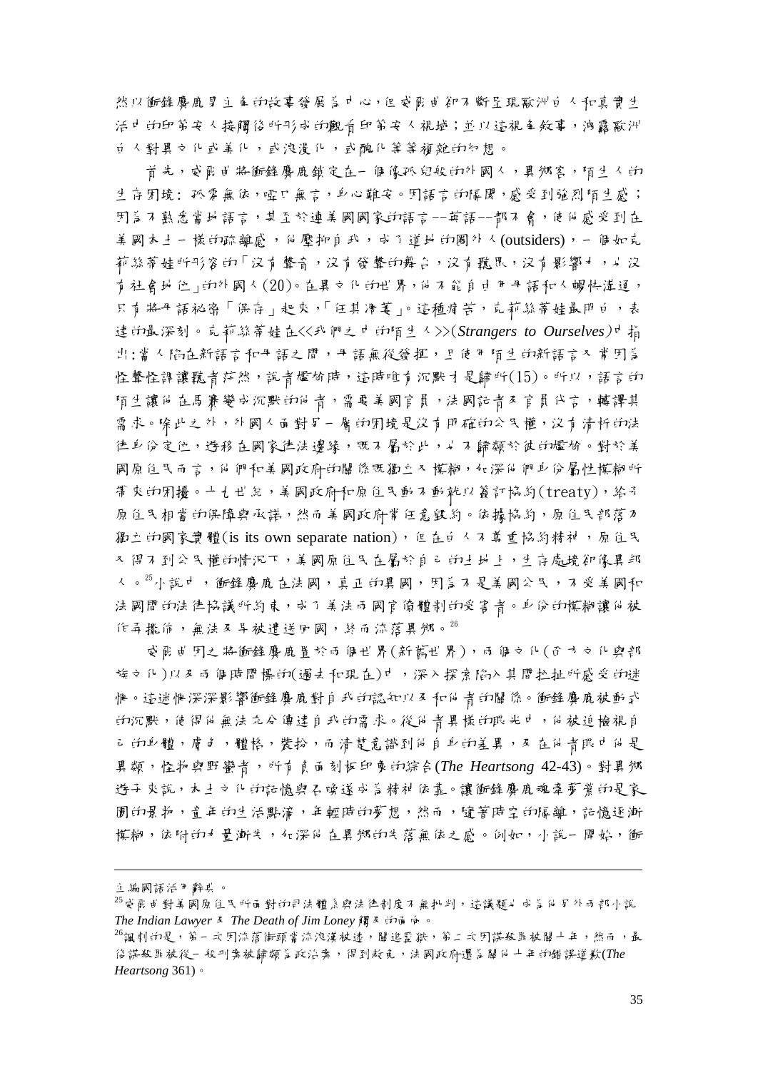然以衛鋒麋鹿男主角的故事發展為中心，但安朗由卻不斷呈現歐洲白人和真實生活中的印第安人接觸後所形成的觀看印第安人視域；並以這視角敘事，洩露歐洲白人對異文化或美化，或浪漫化，或醜化等等複雜的幻想。

首先，安朗由將衛鋒麋鹿鎖定在一個像孤兒般的外國人，異鄉客，陌生人的生存困境：孤零無依，啞口無言，身心難安。因語言的隔閡，感受到強烈陌生感；因為不熟悉當地語言，甚至於連美國國家的語言--英語--都不會，使他感受到在美國本土一樣的疏離感，他壓抑自我，成了道地的圈外人(outsiders)，一個如克莉絲蒂娃所形容的「沒有聲音，沒有發聲的舞台，沒有聽眾，沒有影響力，也沒有社會地位」的外國人(20)。在異文化的世界，他不能自由用母語和人暢快溝通，只有將母語秘密「保存」起來，「任其凋萎」。這種痛苦，克莉絲蒂娃最明白，表達的最深刻。克莉絲蒂娃在<<我們之中的陌生人>>(*Strangers to Ourselves*)中指出：當人陷在新語言和母語之間，母語無從發揮，且使用陌生的新語言又常因為怪聲怪調讓聽者茫然，說者尷尬時，這時唯有沉默才是歸所(15)。所以，語言的陌生讓他在馬賽變成沉默的他者，需要美國官員，法國記者及官員代言，轉譯其需求。除此之外，外國人面對另一層的困境是沒有明確的公民權，沒有清析的法律身份定位，游移在國家律法邊緣，既不屬於此，也不歸類於彼的尷尬。對於美國原住民而言，他們和美國政府的關係既獨立又模糊，加深他們身份屬性模糊所帶來的困擾。十七世紀，美國政府和原住民動不動就以簽訂協約(treaty)，給予原住民相當的保障與承諾，然而美國政府常任意毀約。依據協約，原住民部落乃獨立的國家實體(is its own separate nation)，但在白人不尊重協約精神，原住民又得不到公民權的情況下，美國原住民在屬於自己的土地上，生存處境卻像異鄉人。[25]小說中，衛鋒麋鹿在法國，真正的異國，因為不是美國公民，不受美國和法國間的法律協議所約束，成了美法兩國官僚體制的受害者。身份的模糊讓他被任意擺佈，無法及早被遣送回國，終而流落異鄉。[26]

安朗由因之將衛鋒麋鹿置於兩個世界(新舊世界)，兩個文化(西方文化與部族文化)以及兩個時間操的(過去和現在)中，深入探索陷入其間拉扯所感受的迷惘。這迷惘深深影響衛鋒麋鹿對自我的認知以及和他者的關係。衛鋒麋鹿被動式的沉默，使得他無法充分傳達自我的需求。從他者異樣的眼光中，他被迫檢視自己的身體，膚色，體格，裝扮，而清楚意識到他自身的差異，及在他者眼中他是異類，怪物與野蠻者，所有負面刻板印象的綜合(*The Heartsong* 42-43)。對異鄉遊子來說，本土文化的記憶與召喚遂成為精神依靠。讓衛鋒麋鹿魂牽夢縈的是家園的景物，童年的生活點滴，年輕時的夢想，然而，隨著時空的隔離，記憶逐漸模糊，依附的力量漸失，加深他在異鄉的失落無依之感。例如，小說一開始，衛

---

主編國語活用辭典。

[25]安朗由對美國原住民所面對的司法體系與法律制度不無批判，這議題也成為他另外兩部小說 *The Indian Lawyer* 及 *The Death of Jim Loney* 觸及的面向。

[26]諷刺的是，第一次因流落街頭當流浪漢被逮，關進監獄，第二次因謀殺罪被關十年，然而，最後謀殺罪被從一般刑案被歸類為政治案，得到赦免，法國政府還為關他十年的錯誤道歉(*The Heartsong* 361)。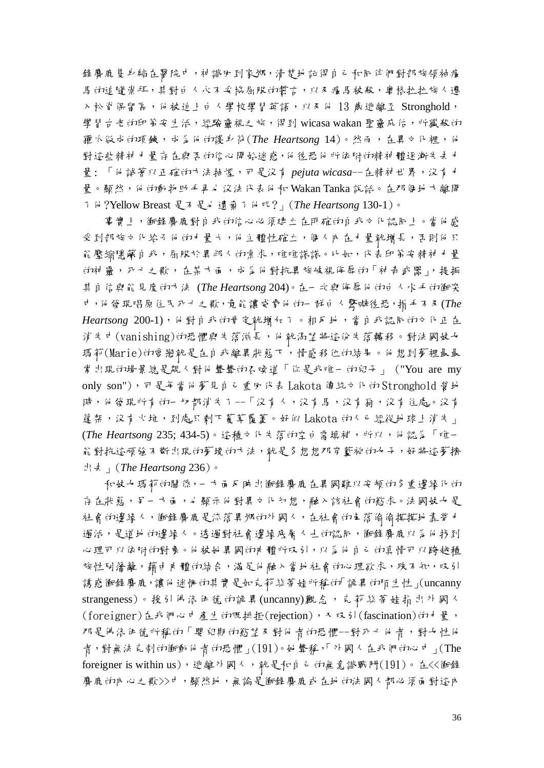鋒麋鹿隻身躺在醫院中，神識回到家鄉，清楚地記得自己和同伴們對部族領袖瘋馬的追隨崇拜，其對白人永不妥協屈服的誓言，以及瘋馬被殺，樂格拉拉族人遷入松脊保留區，他被迫上白人學校學習英語，以及他 13 歲逃離至 Stronghold，學習古老的印第安生活，經驗靈視之旅，得到 wicasa wakan 聖靈庇佑，所獵殺的獾爪做成的項鍊，成為他的護身符(*The Heartsong* 14)。然而，在異文化裡，他對這些精神力量存在與否的信心開始迷惑，他很恐他所依附的精神體逐漸失去力量：「他試著以正確的方法抽煙，可是沒有 *pejuta wicasa*--在精神世界，沒有力量。顯然，他的動物盟手再也沒法代表他和 Wakan Tanka 說話。在那個地方離開了他?Yellow Breast 是不是也遺棄了他呢?」(*The Heartsong* 130-1)。

事實上，衝鋒麋鹿對自我的信心必須建立在明確的自我文化認同上。當他感受到部族文化給予他的力量大，他主體性確立，個人內在力量就增長，否則他只能壓縮隱藏自我，屈服於異鄉人的需求，唯唯諾諾。比如，代表印第安精神力量的神靈，死亡之歌，在某方面，成為他對抗異族歧視侮辱的「祕密武器」，提振其自信與能見度的方法 (*The Heartsong* 204)。在一次與侮辱他的白人水手的衝突中，他發現唱原住民死亡之歌，竟能讓欺負他的一群白人驚嚇很恐，措手不及(*The Heartsong* 200-1)，他對自我的肯定就增加了。相反地，當自我認同的文化正在消失中(vanishing)的恐懼與失落滋長，他就渴望將這份失落轉移。對法國妓女瑪莉(Marie)的愛戀就是在自我離異狀態下，情感移位的結果。他想到夢裡最最常出現的場景總是親人對他聲聲的召喚道「你是我唯一的兒子」("You are my only son")，可是每當他夢見自己重回代表 Lakota 傳統文化的 Stronghold 營地時，他發現所有的一切都消失了--「沒有人，沒有馬，沒有狗，沒有住處。沒有篷架，沒有火堆，到處只剩下蔓草覆蓋。好似 Lakota 的人已經從地球上消失」(*The Heartsong* 235; 434-5)。這種文化失落的空白需填補，所以，他認為「唯一能對抗這頑強不斷出現的夢境的方法，就是多想想那穿藍袍的女子，好將這夢擠出去」(*The Heartsong* 236)。

和妓女瑪莉的關係，一方面反映出衝鋒麋鹿在異國難以安頓的多重邊緣化的存在狀態，另一方面，也顯示他對異文化幻想，融入該社會的慾求。法國妓女是社會的邊緣人，衝鋒麋鹿是流落異鄉的外國人，在社會的角落偷偷摸摸地靠勞力過活，是道地的邊緣人。透過對社會邊緣底層人士的認同，衝鋒麋鹿以為他找到心理可以依附的對象。他被她異國的肉體所吸引，以為他自己的真情可以跨越種族性別藩籬，藉由肉體的結合，滿足他融入當地社會的心理欲求，殊不知，吸引誘惑衝鋒麋鹿，讓他迷惘的其實是如克莉絲蒂娃所稱的「詭異的陌生性」(uncanny strangeness)。援引佛洛伊德的詭異(uncanny)觀念，克莉絲蒂娃指出外國人(foreigner)在我們心中產生的既排拒(rejection)，又吸引(fascination)的力量，那是佛洛伊德所稱的「嬰兒期的慾望及對他者的恐懼--對死亡他者，對女性他者，對無法克制的衝動他者的恐懼」(191)。她聲稱，「外國人在我們的心中」(The foreigner is within us)，逃離外國人，就是和自己的無意識戰鬥(191)。在<<衝鋒麋鹿的內心之歌>>中，顯然地，無論是衝鋒麋鹿或在地的法國人都必須面對這內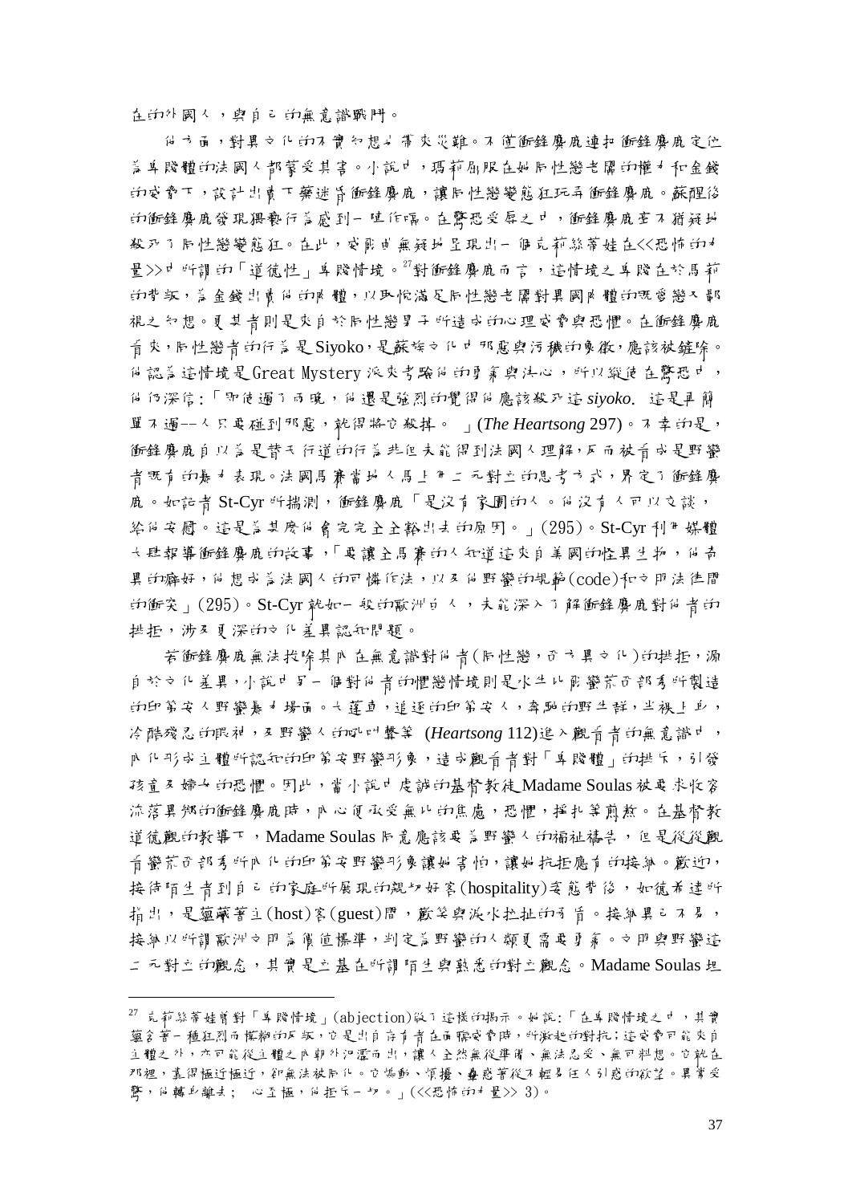在的外國人，與自己的無意識戰鬥。

另一方面，對異文化的不實幻想也帶來災難。不僅衛鋒賡底連抑衛鋒賡底定位為卑賤體的法國人都蒙受其害。小說中，瑪莉剧服在她同性戀老闆的權力和金錢的威脅下，設計出責下藥迷昏衛鋒賡底，讓同性戀變態狂玩弄衛鋒賡底。蘇醒後的衛鋒賡底發現猥褻行為感到一陣作嘔。在驚恐受辱之中，衛鋒賡底毫不猶疑地殺死了同性戀變態狂。在此，我們由無疑地呈現出一個克莉絲蒂娃在<<恐怖的力量>>中所謂的「道德性」卑賤情境。[27]對衛鋒賡底而言，這情境之卑賤在於瑪莉的背叛，為金錢出賣他的身體，以取悅滿足同性戀老闆對異國身體的既愛戀又鄙視之幻想。更其者則是來自於同性戀男子所造成的心理威脅與恐懼。在衛鋒賡底看來，同性戀者的行為是 Siyoko，是蘇族文化中邪惡與污穢的象徵，應該被鏟除。他認為這情境是 Great Mystery 派來考驗他的勇氣與決心，所以縱使在驚恐中，他仍深信：「即使過了兩晚，他還是強烈的覺得他應該殺死這 *siyoko*. 這是再簡單不過--人只要碰到邪惡，就得將它殺掉。」(*The Heartsong* 297)。不幸的是，衛鋒賡底自以為是替天行道的行為非但未能得到法國人理解，反而被看成是野蠻者既有的暴力表現。法國馬賽當地人馬上用二元對立的思考方式，界定了衛鋒賡底。如記者 St-Cyr 所揣測，衛鋒賡底「是沒有家園的人。他沒有人可以交談，給他安慰。這是為甚麼他會完完全全豁出去的原因。」(295)。St-Cyr 利用媒體大肆報導衛鋒賡底的故事，「要讓全馬賽的人知道這來自美國的怪異生物，他奇異的癖好，他想成為法國人的可憐作法，以及他野蠻的規範(code)和文明法律間的衝突」(295)。St-Cyr 就如一般的歐洲白人，未能深入了解衛鋒賡底對他者的排拒，涉及更深的文化差異認知問題。

若衛鋒賡底無法排除其內在無意識對他者(同性戀，西方異文化)的排拒，源自於文化差異，小說中另一個對他者的懼戀情境則是水牛比爾蠻荒西部秀所製造的印第安人野蠻暴力場面。大蓬車，追逐的印第安人，奔馳的野牛群，半裸上身，冷酷殘忍的眼神，及野蠻人的叫吼聲等 (*Heartsong* 112)進入觀看者的無意識中，內化形成主體所認知的印第安野蠻形象，造成觀看者對「卑賤體」的排斥，引發孩童及婦女的恐懼。因此，當小說中虔誠的基督教徒 Madame Soulas 被要求收容流落異鄉的衛鋒賡底時，內心便承受無比的焦慮，恐懼，掙扎等煎熬。在基督教道德觀的教導下，Madame Soulas 同意應該要為野蠻人的福祉禱告，但是從從觀看蠻荒西部秀所內化的印第安野蠻形象讓她害怕，讓她抗拒應有的接納。歡迎，接待陌生者到自己的家庭所展現的親切好客(hospitality)姿態背後，如德希達所指出，是蘊藏著主(host)客(guest)間，歡笑與淚水拉扯的矛盾。接納異己不易，接納以所謂歐洲文明為價值標準，判定為野蠻的人類更需要勇氣。文明與野蠻這二元對立的觀念，其實是立基在所謂陌生與熟悉的對立觀念。Madame Soulas 坦

---

[27] 克莉絲蒂娃對「卑賤情境」(abjection)做了這樣的揭示。她說：「在卑賤情境之中，其實蘊含著一種狂烈而模糊的反叛，它是出自存有者在面臨威脅時，所激起的對抗；這威脅可能來自主體之外，亦可能從主體之內部外泗濺而出，讓人全然無從準備、無法忍受、無可料想。它就在那裡，真得極近極近，卻無法被同化。它攪動、煩擾、蠱惑著從不輕易任人引惑的欲望。異常受驚，他轉身離去；噁心至極，他拒斥一切。」(<<恐怖的力量>> 3)。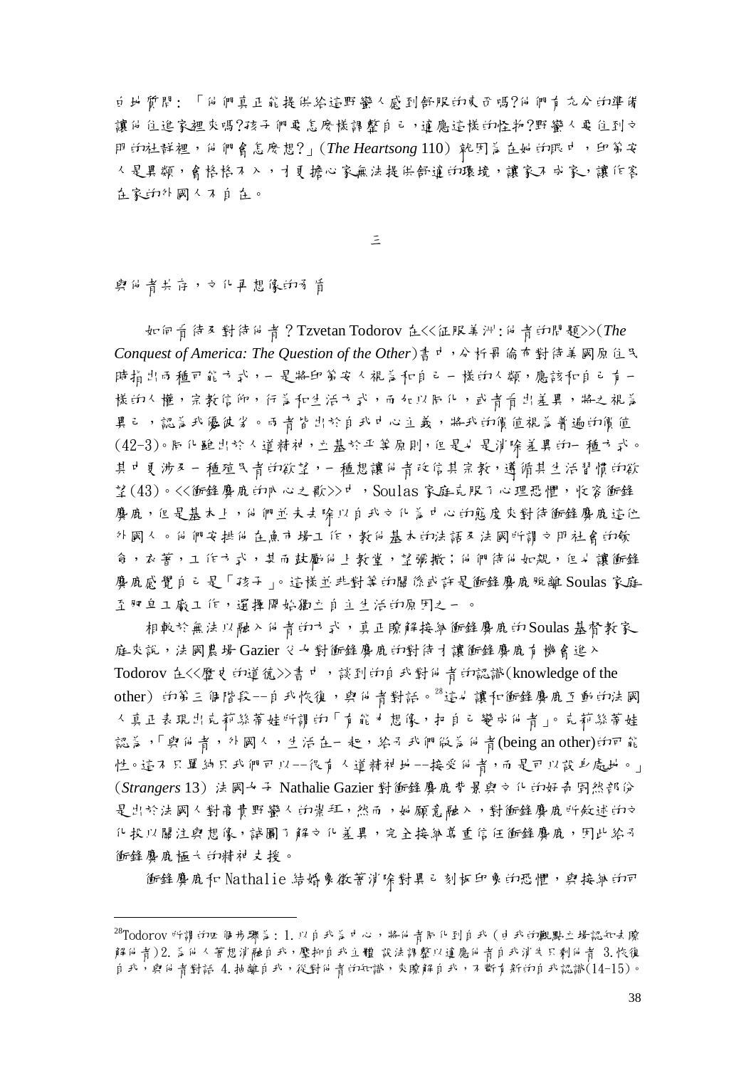白趙質問：「他們真正能提供給這野蠻人感到舒服的東西嗎?他們有充分的準備讓他住進家裡來嗎?孩子們要怎麼樣調整自己，適應這樣的怪物?野蠻人要住到文明的社群裡，他們會怎麼想?」(*The Heartsong* 110) 就因為在她的眼中，印第安人是異類，會格格不入，才更擔心家無法提供舒適的環境，讓家不成家，讓作客在家的外國人不自在。

三

與他者共存，文化再想像的矛盾

如何看待及對待他者？Tzvetan Todorov 在<<征服美洲：他者的問題>>(*The Conquest of America: The Question of the Other*)書中，分析哥倫布對待美國原住民時指出兩種可能方式，一是將印第安人視為和自己一樣的人類，應該和自己有一樣的人權，宗教信仰，行為和生活方式，而加以同化，或者看出差異，將之視為異己，認為我優彼劣。兩者皆出於自我中心主義，將我的價值視為普遍的價值(42-3)。同化雖出於人道精神，立基於平等原則，但是也是消除差異的一種方式。其中更涉及一種殖民者的欲望，一種想讓他者改信其宗教，遵循其生活習慣的欲望(43)。<<衝鋒鷹底的心之歌>>中，Soulas 家庭克服了心理恐懼，收容衝鋒鷹底，但是基本上，他們並未去除以自我文化為中心的態度來對待衝鋒鷹底這位外國人。他們安排他在魚市場工作，教他基本的法語及法國所謂文明社會的餐會，衣著，工作方式，甚而鼓勵他上教堂，望彌撒；他們待他如親，但也讓衝鋒鷹底感覺自己是「孩子」。這樣並非對等的關係或許是衝鋒鷹底脫離 Soulas 家庭至肥皂工廠工作，選擇開始獨立自主生活的原因之一。

相較於無法以融入他者的方式，真正瞭解接納衝鋒鷹底的 Soulas 基督教家庭來說，法國農場 Gazier 父女對衝鋒鷹底的對待才讓衝鋒鷹底有機會進入 Todorov 在<<歷史的道德>>書中，談到的自我對他者的認識(knowledge of the other) 的第三個階段──自我恢復，與他者對話。[28]這也讓和衝鋒鷹底互動的法國人真正表現出克莉絲蒂娃所謂的「有能力想像，把自己變成他者」。克莉絲蒂娃認為，「與他者，外國人，生活在一起，給予我們做為他者(being an other)的可能性。這不只單純只我們可以──很有人道精神地──接受他者，而是可以設身處地。」(*Strangers* 13) 法國女子 Nathalie Gazier 對衝鋒鷹底背景與文化的好奇固然部份是出於法國人對高貴野蠻人的崇拜，然而，她願意融入，對衝鋒鷹底所敘述的文化投以關注與想像，試圖了解文化差異，完全接納尊重信任衝鋒鷹底，因此給予衝鋒鷹底極大的精神支援。

衝鋒鷹底和 Nathalie 結婚象徵著消除對異己刻板印象的恐懼，與接納的可

---

[28]Todorov 所謂的四個步驟為：1.以自我為中心，將他者同化到自我（由我的觀點立場認知去瞭解他者）2.為他人著想消融自我，壓抑自我主體 設法調整以適應他者自我消失只剩他者 3.恢復自我，與他者對話 4.抽離自我，從對他者的知識，來瞭解自我，不斷有新的自我認識(14-15)。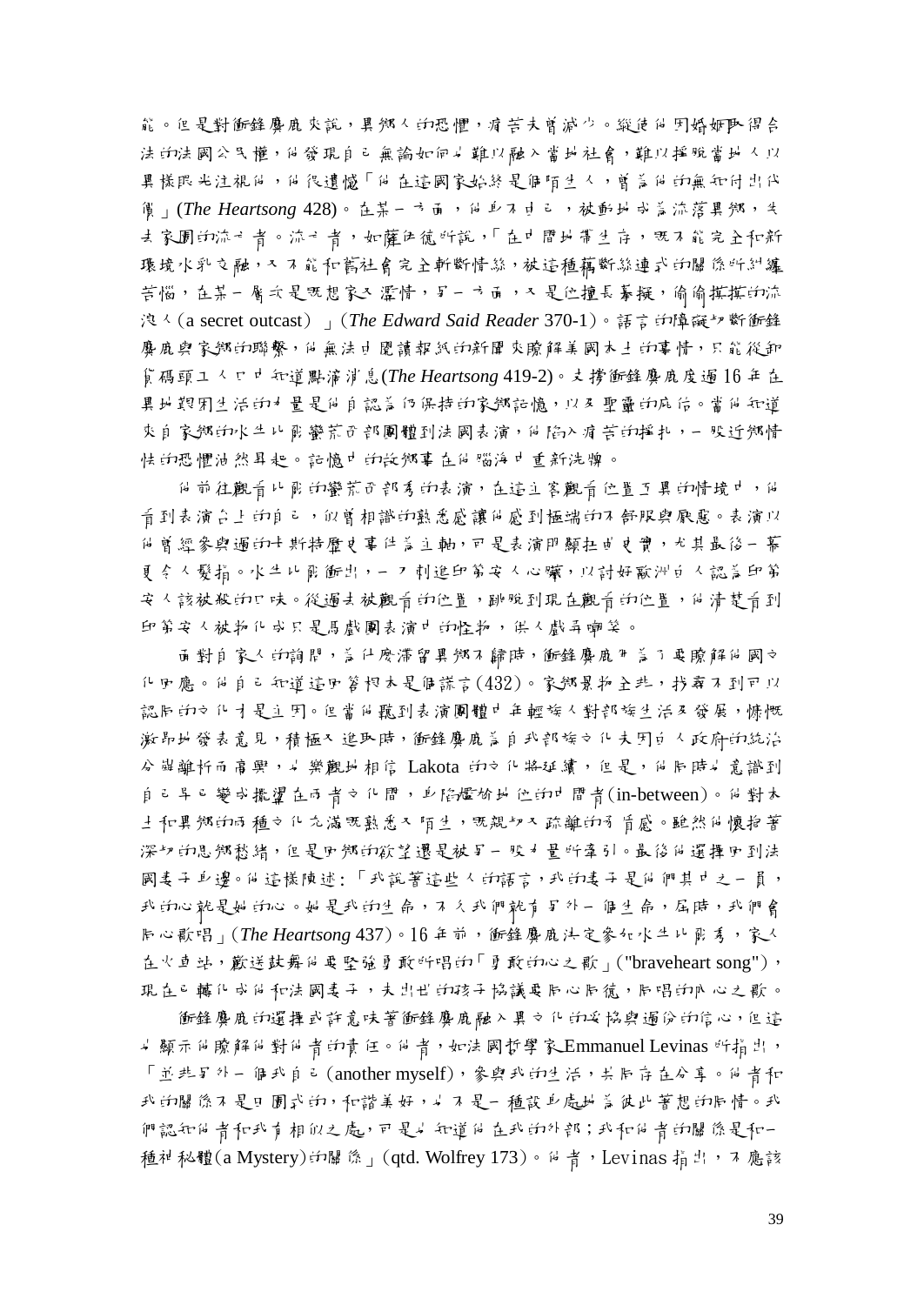能。但是對衝鋒麋鹿來說，異鄉人的恐懼，痛苦未曾減少。縱使他因婚姻取得合法的法國公民權，他發現自己無論如何也難以融入當地社會，難以擺脫當地人以異樣眼光注視他，他很遺憾「他在這國家始終是個陌生人，曾為他的無知付出代價」(*The Heartsong* 428)。在某一方面，他身不由己，被動地成為流落異鄉，失去家園的流亡者。流亡者，如薩伊德所說，「在中間地帶生存，既不能完全和新環境水乳交融，又不能和舊社會完全斬斷情絲，被這種藕斷絲連式的關係所糾纏苦惱，在某一層次是既想家又濫情，另一方面，又是位擅長摹擬，偷偷摸摸的流浪人(a secret outcast)」(*The Edward Said Reader* 370-1)。語言的障礙切斷衝鋒麋鹿與家鄉的聯繫，他無法由閱讀報紙的新聞來瞭解美國本土的事情，只能從卸貨碼頭工人口中知道點滴消息(*The Heartsong* 419-2)。支撐衝鋒麋鹿度過16年在異地艱困生活的力量是他自認為仍保持的家鄉記憶，以及聖靈的庇佑。當他知道來自家鄉的水牛比爾蠻荒西部團體到法國表演，他陷入痛苦的掙扎，一股近鄉情怯的恐懼油然昇起。記憶中的故鄉事在他腦海中重新洗牌。

他前往觀看比爾的蠻荒西部秀的表演，在這主客觀看位置互異的情境中，他看到表演台上的自己，似曾相識的熟悉感讓他感到極端的不舒服與厭惡。表演以他曾經參與過的卡斯特歷史事件為主軸，可是表演卻顯扭曲史實，尤其最後一幕更令人髮指。水牛比爾衝出，一刀刺進印第安人心臟，以討好歐洲白人認為印第安人該被殺的口味。從過去被觀看的位置，跳脫到現在觀看的位置，他清楚看到印第安人被物化成只是馬戲團表演中的怪物，供人戲弄嘲笑。

面對自家人的詢問，為什麼滯留異鄉不歸時，衝鋒麋鹿卻為了要瞭解他國文化回應。他自己知道這回答根本是個謊言(432)。家鄉景物全非，找尋不到可以認同的文化才是主因。但當他聽到表演團體中年輕族人對部族生活及發展，慷慨激昂地發表意見，積極又進取時，衝鋒麋鹿為自我部族文化未因白人政府的統治分崩離析而高興，也樂觀地相信 Lakota 的文化將延續，但是，他同時也意識到自己早已變成擺渡在兩者文化間，身陷尷尬地位的中間者(in-between)。他對本土和異鄉的兩種文化充滿既熟悉又陌生，既親切又疏離的矛盾感。雖然他懷抱著深切的思鄉愁緒，但是回鄉的欲望還是被另一股力量所牽引。最後他選擇回到法國妻子身邊。他這樣陳述：「我說著這些人的語言，我的妻子是他們其中之一員，我的心就是她的心。她是我的生命，不久我們就有另外一個生命，屆時，我們會同心歌唱」(*The Heartsong* 437)。16年前，衝鋒麋鹿決定參加水牛比爾秀，家人在火車站，歡送鼓舞他要堅強勇敢所唱的「勇敢的心之歌」("braveheart song")，現在已轉化成他和法國妻子，未出世的孩子協議要同心同德，同唱的中心之歌。

衝鋒麋鹿的選擇或許意味著衝鋒麋鹿融入異文化的妥協與適份的信心，但這也顯示他瞭解他對他者的責任。他者，如法國哲學家Emmanuel Levinas 所指出，「並非另外一個我自己(another myself)，參與我的生活，共同存在分享。他者和我的關係不是田園式的，和諧美好，也不是一種設身處地為彼此著想的同情。我們認知他者和我有相似之處，可是也知道他在我的外部；我和他者的關係是和一種神秘體(a Mystery)的關係」(qtd. Wolfrey 173)。他者，Levinas 指出，不應該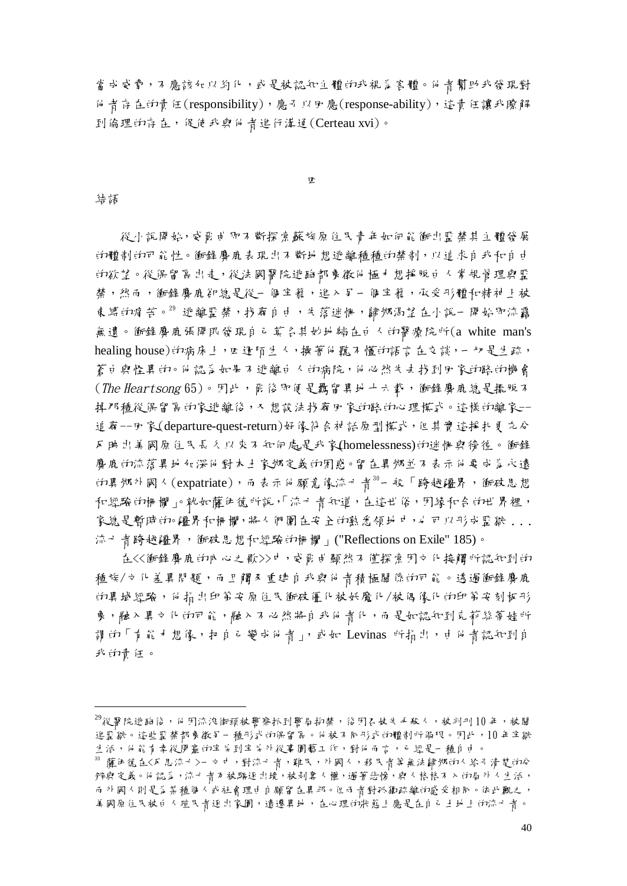當成受害，不應該加以約化，或是被認知主體的我視為客體。他者幫助我發現對他者存在的責任(responsibility)，應可以回應(response-ability)，這責任讓我瞭解到倫理的存在，促使我與他者進行溝通(Certeau xvi)。

四

## 結語

從小說開始，我們由中不斷探索蘇族原住民青年如何能衝出監禁其主體發展的體制的可能性。衝鋒麋鹿表現出不斷地想逃離種種的禁制，以追求自我和自由的欲望。從保留區出走，從法國醫院逃脫都象徵他極力想擺脫白人掌視管理與監禁，然而，衝鋒麋鹿卻總是從一個牢籠，進入另一個牢籠，承受形體和精神上被束縛的痛苦。[29] 逃離監禁，找尋自由，失落迷惘，歸鄉渴望在小說一開始即流露無遺。衝鋒麋鹿張開眼發現自己莫名其妙地躺在白人的醫療院所(a white man's healing house)的病床上，四邊陌生人，操著他聽不懂的語言在交談，一切是生疏，蒼白與怪異的。他認為如果不逃離白人的病院，他必然失去找到回家的路的機會(*The Heartsong* 65)。因此，既後即便是羈留異地十六載，衝鋒麋鹿總是擺脫不掉那種從保留區的家逃離後，又想設法找尋回家的路的心理模式。這樣的離家--追尋--回家(departure-quest-return)好像符合神話原型模式，但其實這樣扎更充分反映出美國原住民長久以來不知何處是我家(homelessness)的迷惘與徬徨。衝鋒麋鹿的流落異地加深他對本土家鄉定義的困惑。留在異鄉並不表示他要成為永遠的異鄉外國人(expatriate)，而表示他願意像流亡者[30]一般「跨越疆界，衝破思想和經驗的柵欄」。就如薩依德所說，「流亡者知道，在這世俗，因緣和合的世界裡，家總是暫時的。疆界和柵欄，將人們圍在安全的熟悉領域中，也可以形成監獄 . . . 流亡者跨越疆界，衝破思想和經驗的柵欄」("Reflections on Exile" 185)。

在<<衝鋒麋鹿的心之歌>>中，我們由顯然不僅探索因文化接觸所認知到的種族/文化差異問題，而且觸及重建自我與他者積極關係的可能。透過衝鋒麋鹿的異域經驗，他指出印第安原住民衝破僵化妖魔化/被偶像化的印第安刻板形象，融入異文化的可能，融入不必然將自我他者化，而是如認知到克莉絲蒂娃所謂的「有能力想像，把自己變成他者」，或如 Levinas 所指出，由他者認知到自我的責任。

---

[29] 從醫院逃脫後，他因流浪街頭被警察抓到警局拘禁，後因為妓失手殺人，被判刑10年，被關進監獄。這些監禁都象徵另一種形式的保留區。他被不同形式的體制所侷限。因此，10年牢獄生活，他能有幸從牢房的生寄到生寄外從事園藝工作，對他而言，已經是一種自由。

[30] 薩依德在<反思流亡>一文中，對流亡者，難民，外國人，移民者等無法歸鄉的人給予清楚的分辨與定義。他認為，流亡者乃被驅逐出境，被剝奪人權，過著悲慘，與人格格不入的局外人生活，而外國人則是為某種個人或社會理由自願留在異邦。但兩者對於疏離的感受相同。依此觀之，美國原住民被白人殖民者逐出家園，遠遷異地，在心理的狀態上應是在自己土地上的流亡者。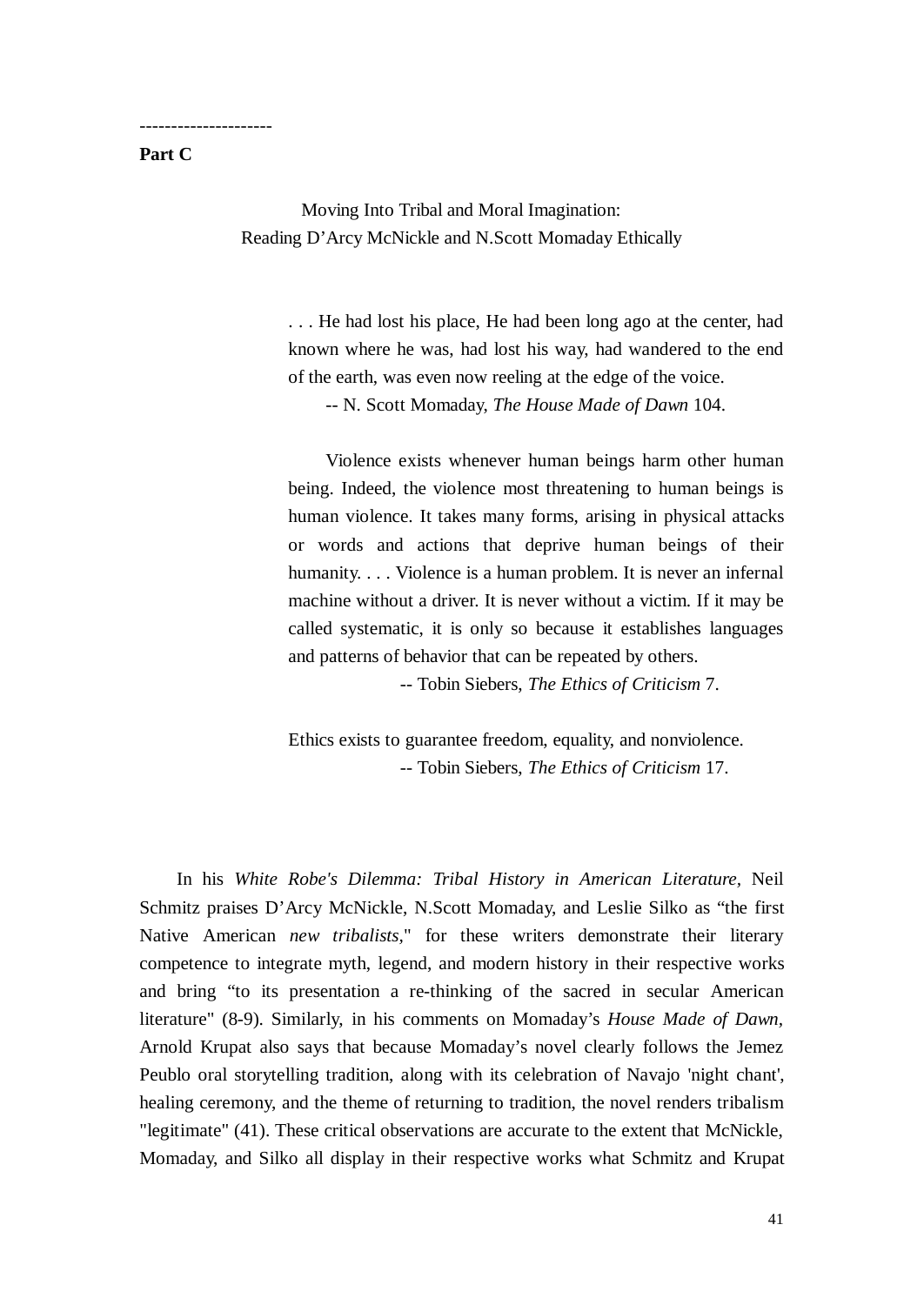--------------------

**Part C**

Moving Into Tribal and Moral Imagination:
Reading D'Arcy McNickle and N.Scott Momaday Ethically

> . . . He had lost his place, He had been long ago at the center, had known where he was, had lost his way, had wandered to the end of the earth, was even now reeling at the edge of the voice.
>
> -- N. Scott Momaday, *The House Made of Dawn* 104.

> Violence exists whenever human beings harm other human being. Indeed, the violence most threatening to human beings is human violence. It takes many forms, arising in physical attacks or words and actions that deprive human beings of their humanity. . . . Violence is a human problem. It is never an infernal machine without a driver. It is never without a victim. If it may be called systematic, it is only so because it establishes languages and patterns of behavior that can be repeated by others.
>
> -- Tobin Siebers, *The Ethics of Criticism* 7.

> Ethics exists to guarantee freedom, equality, and nonviolence.
>
> -- Tobin Siebers, *The Ethics of Criticism* 17.

In his *White Robe's Dilemma: Tribal History in American Literature*, Neil Schmitz praises D'Arcy McNickle, N.Scott Momaday, and Leslie Silko as "the first Native American *new tribalists,*" for these writers demonstrate their literary competence to integrate myth, legend, and modern history in their respective works and bring "to its presentation a re-thinking of the sacred in secular American literature" (8-9). Similarly, in his comments on Momaday's *House Made of Dawn*, Arnold Krupat also says that because Momaday's novel clearly follows the Jemez Peublo oral storytelling tradition, along with its celebration of Navajo 'night chant', healing ceremony, and the theme of returning to tradition, the novel renders tribalism "legitimate" (41). These critical observations are accurate to the extent that McNickle, Momaday, and Silko all display in their respective works what Schmitz and Krupat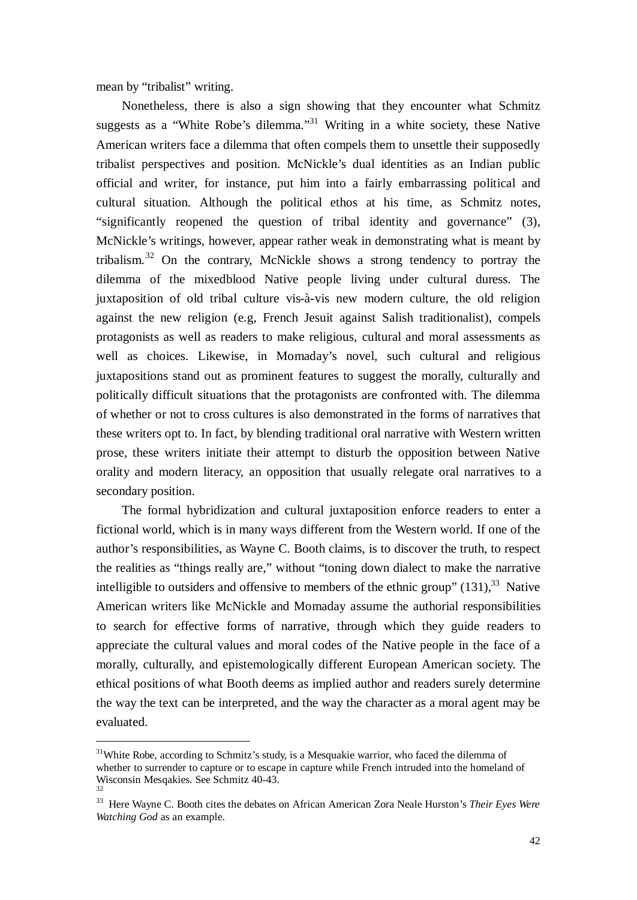mean by "tribalist" writing.

Nonetheless, there is also a sign showing that they encounter what Schmitz suggests as a "White Robe's dilemma."[31] Writing in a white society, these Native American writers face a dilemma that often compels them to unsettle their supposedly tribalist perspectives and position. McNickle's dual identities as an Indian public official and writer, for instance, put him into a fairly embarrassing political and cultural situation. Although the political ethos at his time, as Schmitz notes, "significantly reopened the question of tribal identity and governance" (3), McNickle's writings, however, appear rather weak in demonstrating what is meant by tribalism.[32] On the contrary, McNickle shows a strong tendency to portray the dilemma of the mixedblood Native people living under cultural duress. The juxtaposition of old tribal culture vis-à-vis new modern culture, the old religion against the new religion (e.g, French Jesuit against Salish traditionalist), compels protagonists as well as readers to make religious, cultural and moral assessments as well as choices. Likewise, in Momaday's novel, such cultural and religious juxtapositions stand out as prominent features to suggest the morally, culturally and politically difficult situations that the protagonists are confronted with. The dilemma of whether or not to cross cultures is also demonstrated in the forms of narratives that these writers opt to. In fact, by blending traditional oral narrative with Western written prose, these writers initiate their attempt to disturb the opposition between Native orality and modern literacy, an opposition that usually relegate oral narratives to a secondary position.

The formal hybridization and cultural juxtaposition enforce readers to enter a fictional world, which is in many ways different from the Western world. If one of the author's responsibilities, as Wayne C. Booth claims, is to discover the truth, to respect the realities as "things really are," without "toning down dialect to make the narrative intelligible to outsiders and offensive to members of the ethnic group" (131),[33] Native American writers like McNickle and Momaday assume the authorial responsibilities to search for effective forms of narrative, through which they guide readers to appreciate the cultural values and moral codes of the Native people in the face of a morally, culturally, and epistemologically different European American society. The ethical positions of what Booth deems as implied author and readers surely determine the way the text can be interpreted, and the way the character as a moral agent may be evaluated.

---

[31] White Robe, according to Schmitz's study, is a Mesquakie warrior, who faced the dilemma of whether to surrender to capture or to escape in capture while French intruded into the homeland of Wisconsin Mesqakies. See Schmitz 40-43.

[32]

[33] Here Wayne C. Booth cites the debates on African American Zora Neale Hurston's *Their Eyes Were Watching God* as an example.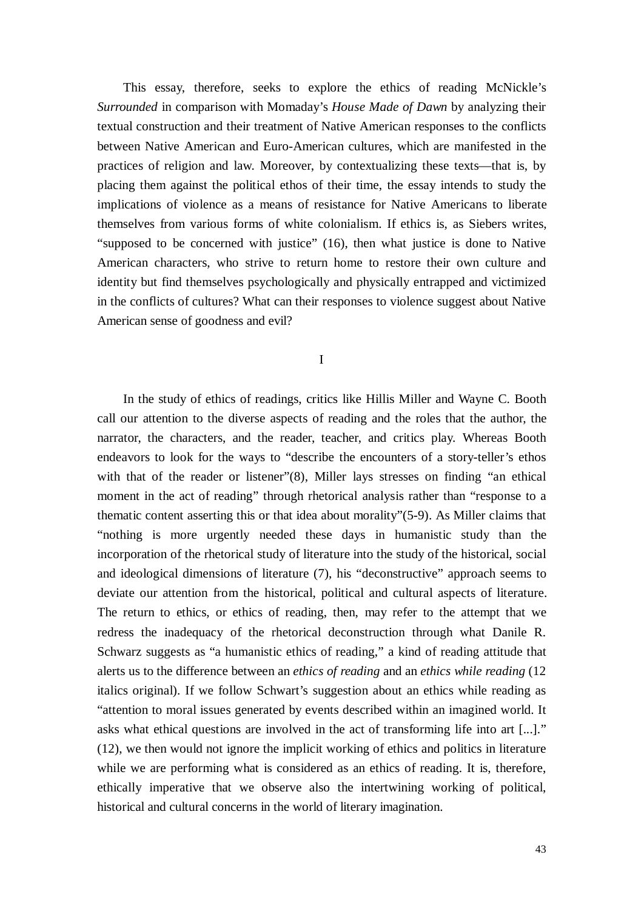This essay, therefore, seeks to explore the ethics of reading McNickle's *Surrounded* in comparison with Momaday's *House Made of Dawn* by analyzing their textual construction and their treatment of Native American responses to the conflicts between Native American and Euro-American cultures, which are manifested in the practices of religion and law. Moreover, by contextualizing these texts—that is, by placing them against the political ethos of their time, the essay intends to study the implications of violence as a means of resistance for Native Americans to liberate themselves from various forms of white colonialism. If ethics is, as Siebers writes, "supposed to be concerned with justice" (16), then what justice is done to Native American characters, who strive to return home to restore their own culture and identity but find themselves psychologically and physically entrapped and victimized in the conflicts of cultures? What can their responses to violence suggest about Native American sense of goodness and evil?

## I

In the study of ethics of readings, critics like Hillis Miller and Wayne C. Booth call our attention to the diverse aspects of reading and the roles that the author, the narrator, the characters, and the reader, teacher, and critics play. Whereas Booth endeavors to look for the ways to "describe the encounters of a story-teller's ethos with that of the reader or listener"(8), Miller lays stresses on finding "an ethical moment in the act of reading" through rhetorical analysis rather than "response to a thematic content asserting this or that idea about morality"(5-9). As Miller claims that "nothing is more urgently needed these days in humanistic study than the incorporation of the rhetorical study of literature into the study of the historical, social and ideological dimensions of literature (7), his "deconstructive" approach seems to deviate our attention from the historical, political and cultural aspects of literature. The return to ethics, or ethics of reading, then, may refer to the attempt that we redress the inadequacy of the rhetorical deconstruction through what Danile R. Schwarz suggests as "a humanistic ethics of reading," a kind of reading attitude that alerts us to the difference between an *ethics of reading* and an *ethics while reading* (12 italics original). If we follow Schwart's suggestion about an ethics while reading as "attention to moral issues generated by events described within an imagined world. It asks what ethical questions are involved in the act of transforming life into art [...]." (12), we then would not ignore the implicit working of ethics and politics in literature while we are performing what is considered as an ethics of reading. It is, therefore, ethically imperative that we observe also the intertwining working of political, historical and cultural concerns in the world of literary imagination.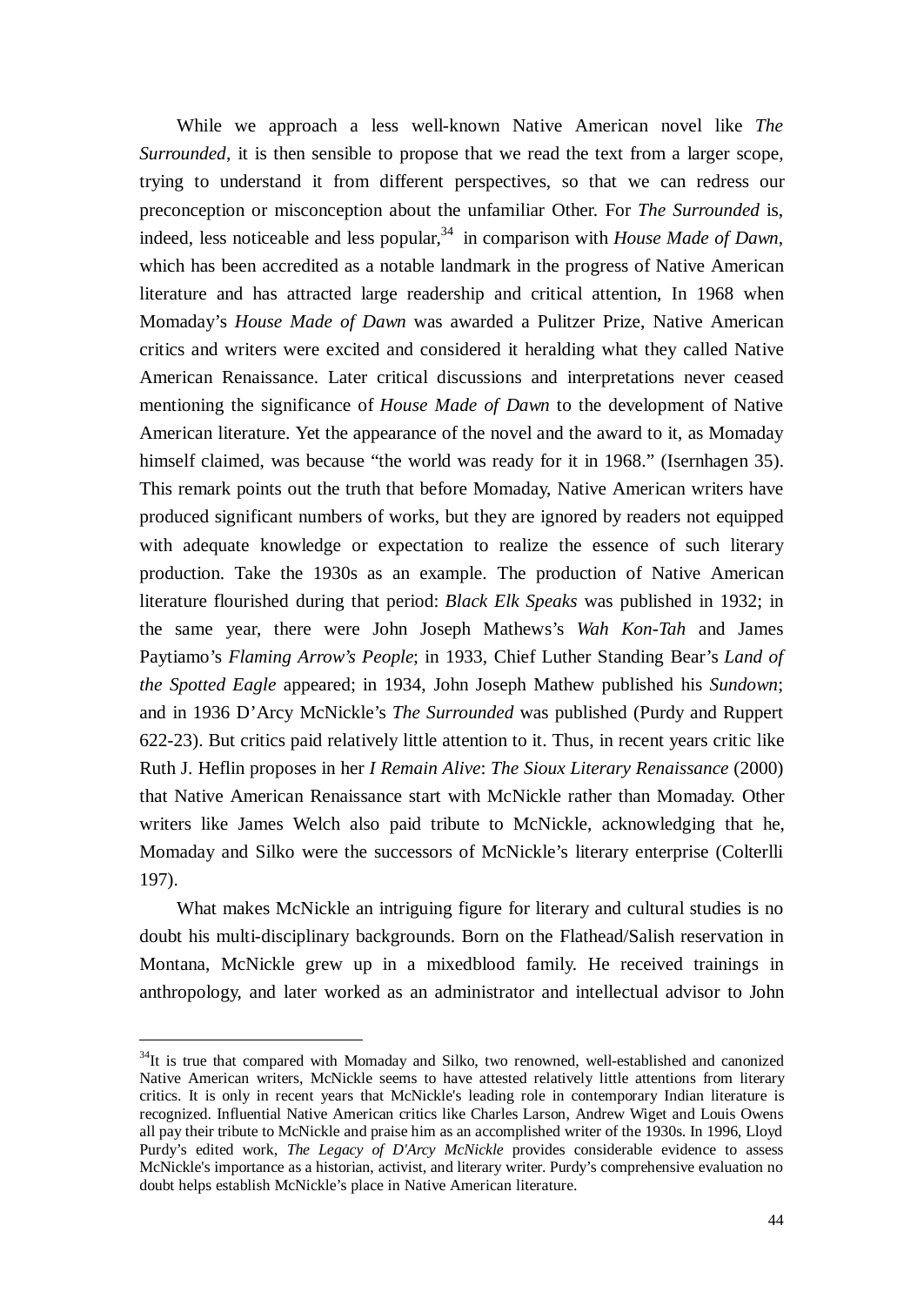While we approach a less well-known Native American novel like *The Surrounded*, it is then sensible to propose that we read the text from a larger scope, trying to understand it from different perspectives, so that we can redress our preconception or misconception about the unfamiliar Other. For *The Surrounded* is, indeed, less noticeable and less popular,[34] in comparison with *House Made of Dawn*, which has been accredited as a notable landmark in the progress of Native American literature and has attracted large readership and critical attention, In 1968 when Momaday's *House Made of Dawn* was awarded a Pulitzer Prize, Native American critics and writers were excited and considered it heralding what they called Native American Renaissance. Later critical discussions and interpretations never ceased mentioning the significance of *House Made of Dawn* to the development of Native American literature. Yet the appearance of the novel and the award to it, as Momaday himself claimed, was because "the world was ready for it in 1968." (Isernhagen 35). This remark points out the truth that before Momaday, Native American writers have produced significant numbers of works, but they are ignored by readers not equipped with adequate knowledge or expectation to realize the essence of such literary production. Take the 1930s as an example. The production of Native American literature flourished during that period: *Black Elk Speaks* was published in 1932; in the same year, there were John Joseph Mathews's *Wah Kon-Tah* and James Paytiamo's *Flaming Arrow's People*; in 1933, Chief Luther Standing Bear's *Land of the Spotted Eagle* appeared; in 1934, John Joseph Mathew published his *Sundown*; and in 1936 D'Arcy McNickle's *The Surrounded* was published (Purdy and Ruppert 622-23). But critics paid relatively little attention to it. Thus, in recent years critic like Ruth J. Heflin proposes in her *I Remain Alive*: *The Sioux Literary Renaissance* (2000) that Native American Renaissance start with McNickle rather than Momaday. Other writers like James Welch also paid tribute to McNickle, acknowledging that he, Momaday and Silko were the successors of McNickle's literary enterprise (Colterlli 197).

What makes McNickle an intriguing figure for literary and cultural studies is no doubt his multi-disciplinary backgrounds. Born on the Flathead/Salish reservation in Montana, McNickle grew up in a mixedblood family. He received trainings in anthropology, and later worked as an administrator and intellectual advisor to John

[34] It is true that compared with Momaday and Silko, two renowned, well-established and canonized Native American writers, McNickle seems to have attested relatively little attentions from literary critics. It is only in recent years that McNickle's leading role in contemporary Indian literature is recognized. Influential Native American critics like Charles Larson, Andrew Wiget and Louis Owens all pay their tribute to McNickle and praise him as an accomplished writer of the 1930s. In 1996, Lloyd Purdy's edited work, *The Legacy of D'Arcy McNickle* provides considerable evidence to assess McNickle's importance as a historian, activist, and literary writer. Purdy's comprehensive evaluation no doubt helps establish McNickle's place in Native American literature.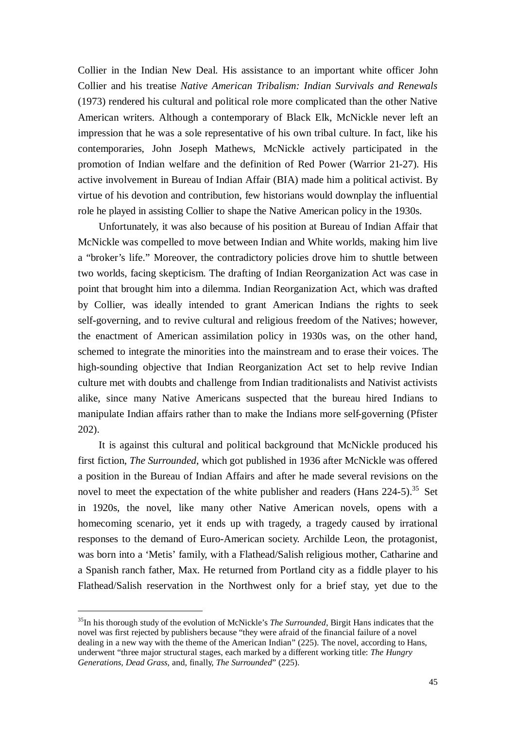Collier in the Indian New Deal. His assistance to an important white officer John Collier and his treatise *Native American Tribalism: Indian Survivals and Renewals* (1973) rendered his cultural and political role more complicated than the other Native American writers. Although a contemporary of Black Elk, McNickle never left an impression that he was a sole representative of his own tribal culture. In fact, like his contemporaries, John Joseph Mathews, McNickle actively participated in the promotion of Indian welfare and the definition of Red Power (Warrior 21-27). His active involvement in Bureau of Indian Affair (BIA) made him a political activist. By virtue of his devotion and contribution, few historians would downplay the influential role he played in assisting Collier to shape the Native American policy in the 1930s.

Unfortunately, it was also because of his position at Bureau of Indian Affair that McNickle was compelled to move between Indian and White worlds, making him live a "broker's life." Moreover, the contradictory policies drove him to shuttle between two worlds, facing skepticism. The drafting of Indian Reorganization Act was case in point that brought him into a dilemma. Indian Reorganization Act, which was drafted by Collier, was ideally intended to grant American Indians the rights to seek self-governing, and to revive cultural and religious freedom of the Natives; however, the enactment of American assimilation policy in 1930s was, on the other hand, schemed to integrate the minorities into the mainstream and to erase their voices. The high-sounding objective that Indian Reorganization Act set to help revive Indian culture met with doubts and challenge from Indian traditionalists and Nativist activists alike, since many Native Americans suspected that the bureau hired Indians to manipulate Indian affairs rather than to make the Indians more self-governing (Pfister 202).

It is against this cultural and political background that McNickle produced his first fiction, *The Surrounded*, which got published in 1936 after McNickle was offered a position in the Bureau of Indian Affairs and after he made several revisions on the novel to meet the expectation of the white publisher and readers (Hans 224-5).[35] Set in 1920s, the novel, like many other Native American novels, opens with a homecoming scenario, yet it ends up with tragedy, a tragedy caused by irrational responses to the demand of Euro-American society. Archilde Leon, the protagonist, was born into a 'Metis' family, with a Flathead/Salish religious mother, Catharine and a Spanish ranch father, Max. He returned from Portland city as a fiddle player to his Flathead/Salish reservation in the Northwest only for a brief stay, yet due to the

---

[35]In his thorough study of the evolution of McNickle's *The Surrounded*, Birgit Hans indicates that the novel was first rejected by publishers because "they were afraid of the financial failure of a novel dealing in a new way with the theme of the American Indian" (225). The novel, according to Hans, underwent "three major structural stages, each marked by a different working title: *The Hungry Generations, Dead Grass,* and, finally, *The Surrounded*" (225).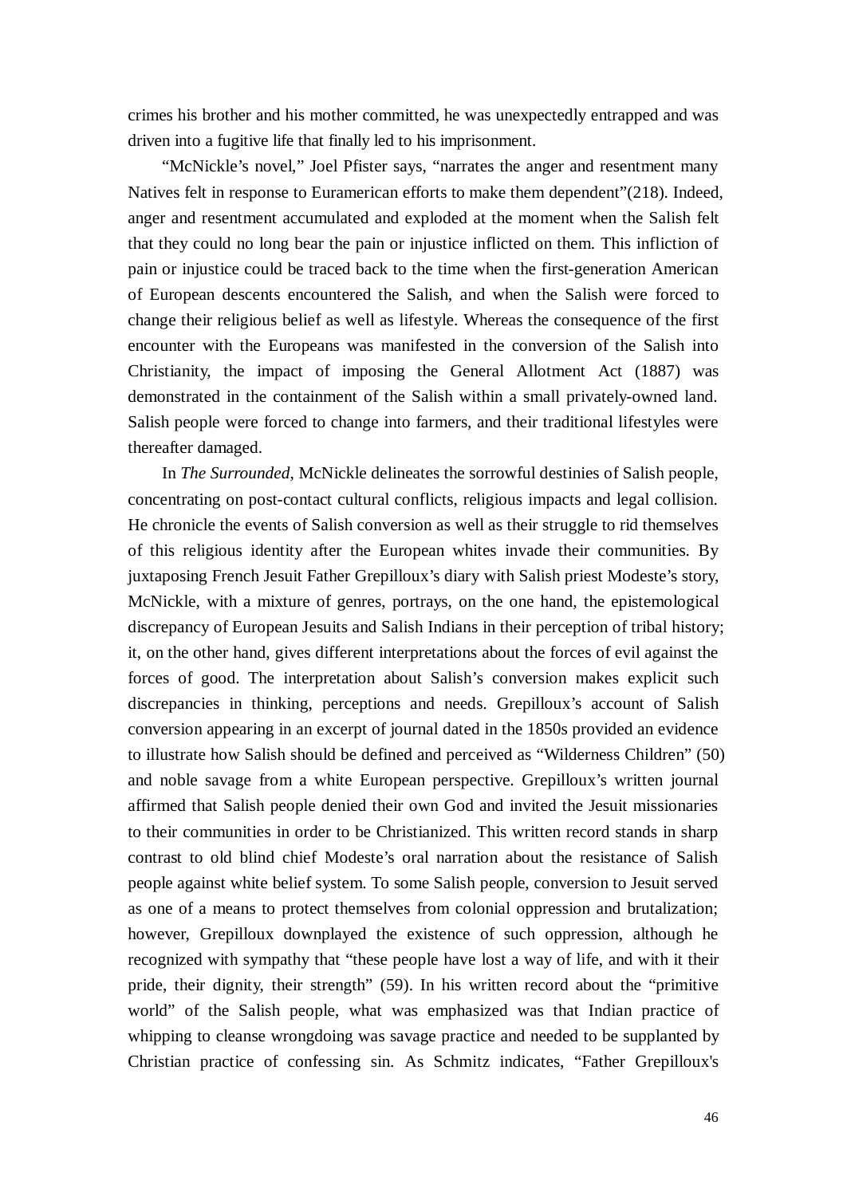crimes his brother and his mother committed, he was unexpectedly entrapped and was driven into a fugitive life that finally led to his imprisonment.

"McNickle's novel," Joel Pfister says, "narrates the anger and resentment many Natives felt in response to Euramerican efforts to make them dependent"(218). Indeed, anger and resentment accumulated and exploded at the moment when the Salish felt that they could no long bear the pain or injustice inflicted on them. This infliction of pain or injustice could be traced back to the time when the first-generation American of European descents encountered the Salish, and when the Salish were forced to change their religious belief as well as lifestyle. Whereas the consequence of the first encounter with the Europeans was manifested in the conversion of the Salish into Christianity, the impact of imposing the General Allotment Act (1887) was demonstrated in the containment of the Salish within a small privately-owned land. Salish people were forced to change into farmers, and their traditional lifestyles were thereafter damaged.

In *The Surrounded*, McNickle delineates the sorrowful destinies of Salish people, concentrating on post-contact cultural conflicts, religious impacts and legal collision. He chronicle the events of Salish conversion as well as their struggle to rid themselves of this religious identity after the European whites invade their communities. By juxtaposing French Jesuit Father Grepilloux's diary with Salish priest Modeste's story, McNickle, with a mixture of genres, portrays, on the one hand, the epistemological discrepancy of European Jesuits and Salish Indians in their perception of tribal history; it, on the other hand, gives different interpretations about the forces of evil against the forces of good. The interpretation about Salish's conversion makes explicit such discrepancies in thinking, perceptions and needs. Grepilloux's account of Salish conversion appearing in an excerpt of journal dated in the 1850s provided an evidence to illustrate how Salish should be defined and perceived as "Wilderness Children" (50) and noble savage from a white European perspective. Grepilloux's written journal affirmed that Salish people denied their own God and invited the Jesuit missionaries to their communities in order to be Christianized. This written record stands in sharp contrast to old blind chief Modeste's oral narration about the resistance of Salish people against white belief system. To some Salish people, conversion to Jesuit served as one of a means to protect themselves from colonial oppression and brutalization; however, Grepilloux downplayed the existence of such oppression, although he recognized with sympathy that "these people have lost a way of life, and with it their pride, their dignity, their strength" (59). In his written record about the "primitive world" of the Salish people, what was emphasized was that Indian practice of whipping to cleanse wrongdoing was savage practice and needed to be supplanted by Christian practice of confessing sin. As Schmitz indicates, "Father Grepilloux's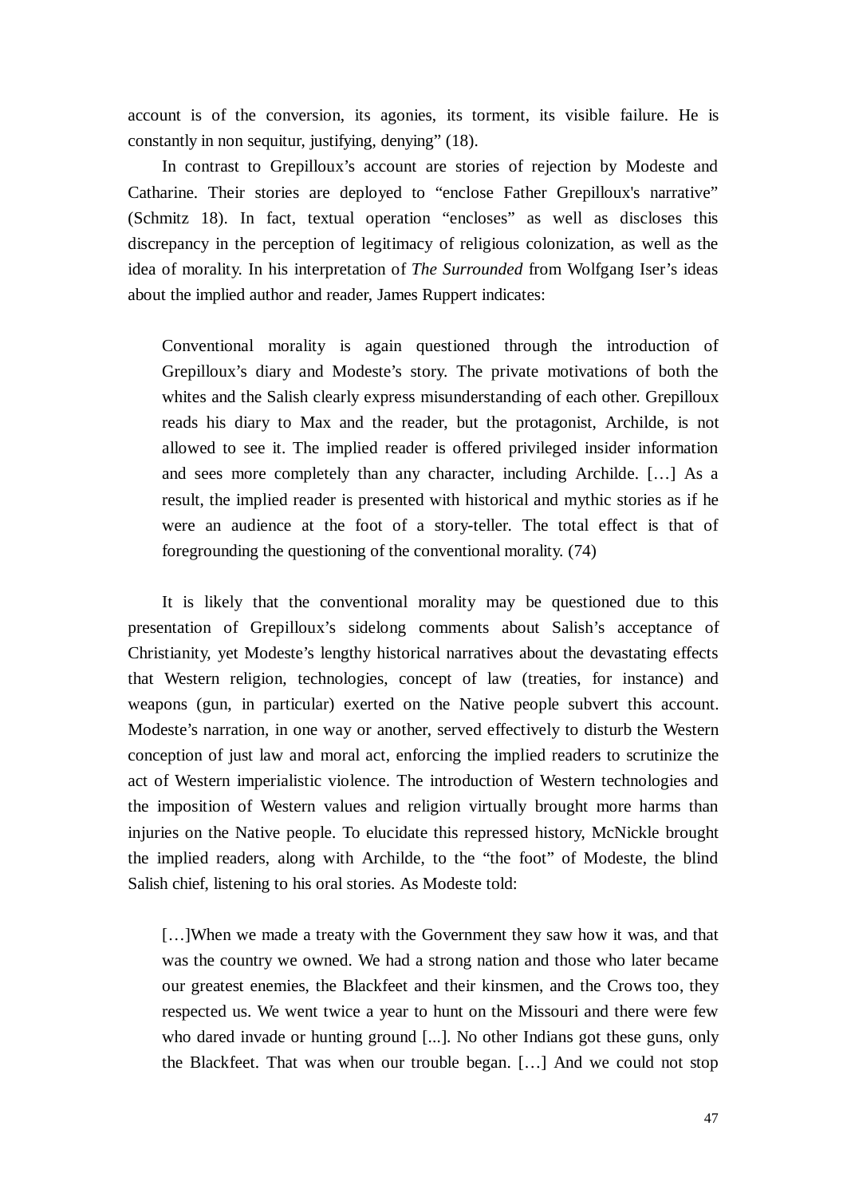account is of the conversion, its agonies, its torment, its visible failure. He is constantly in non sequitur, justifying, denying" (18).

In contrast to Grepilloux's account are stories of rejection by Modeste and Catharine. Their stories are deployed to "enclose Father Grepilloux's narrative" (Schmitz 18). In fact, textual operation "encloses" as well as discloses this discrepancy in the perception of legitimacy of religious colonization, as well as the idea of morality. In his interpretation of *The Surrounded* from Wolfgang Iser's ideas about the implied author and reader, James Ruppert indicates:

> Conventional morality is again questioned through the introduction of Grepilloux's diary and Modeste's story. The private motivations of both the whites and the Salish clearly express misunderstanding of each other. Grepilloux reads his diary to Max and the reader, but the protagonist, Archilde, is not allowed to see it. The implied reader is offered privileged insider information and sees more completely than any character, including Archilde. […] As a result, the implied reader is presented with historical and mythic stories as if he were an audience at the foot of a story-teller. The total effect is that of foregrounding the questioning of the conventional morality. (74)

It is likely that the conventional morality may be questioned due to this presentation of Grepilloux's sidelong comments about Salish's acceptance of Christianity, yet Modeste's lengthy historical narratives about the devastating effects that Western religion, technologies, concept of law (treaties, for instance) and weapons (gun, in particular) exerted on the Native people subvert this account. Modeste's narration, in one way or another, served effectively to disturb the Western conception of just law and moral act, enforcing the implied readers to scrutinize the act of Western imperialistic violence. The introduction of Western technologies and the imposition of Western values and religion virtually brought more harms than injuries on the Native people. To elucidate this repressed history, McNickle brought the implied readers, along with Archilde, to the "the foot" of Modeste, the blind Salish chief, listening to his oral stories. As Modeste told:

> […]When we made a treaty with the Government they saw how it was, and that was the country we owned. We had a strong nation and those who later became our greatest enemies, the Blackfeet and their kinsmen, and the Crows too, they respected us. We went twice a year to hunt on the Missouri and there were few who dared invade or hunting ground [...]. No other Indians got these guns, only the Blackfeet. That was when our trouble began. […] And we could not stop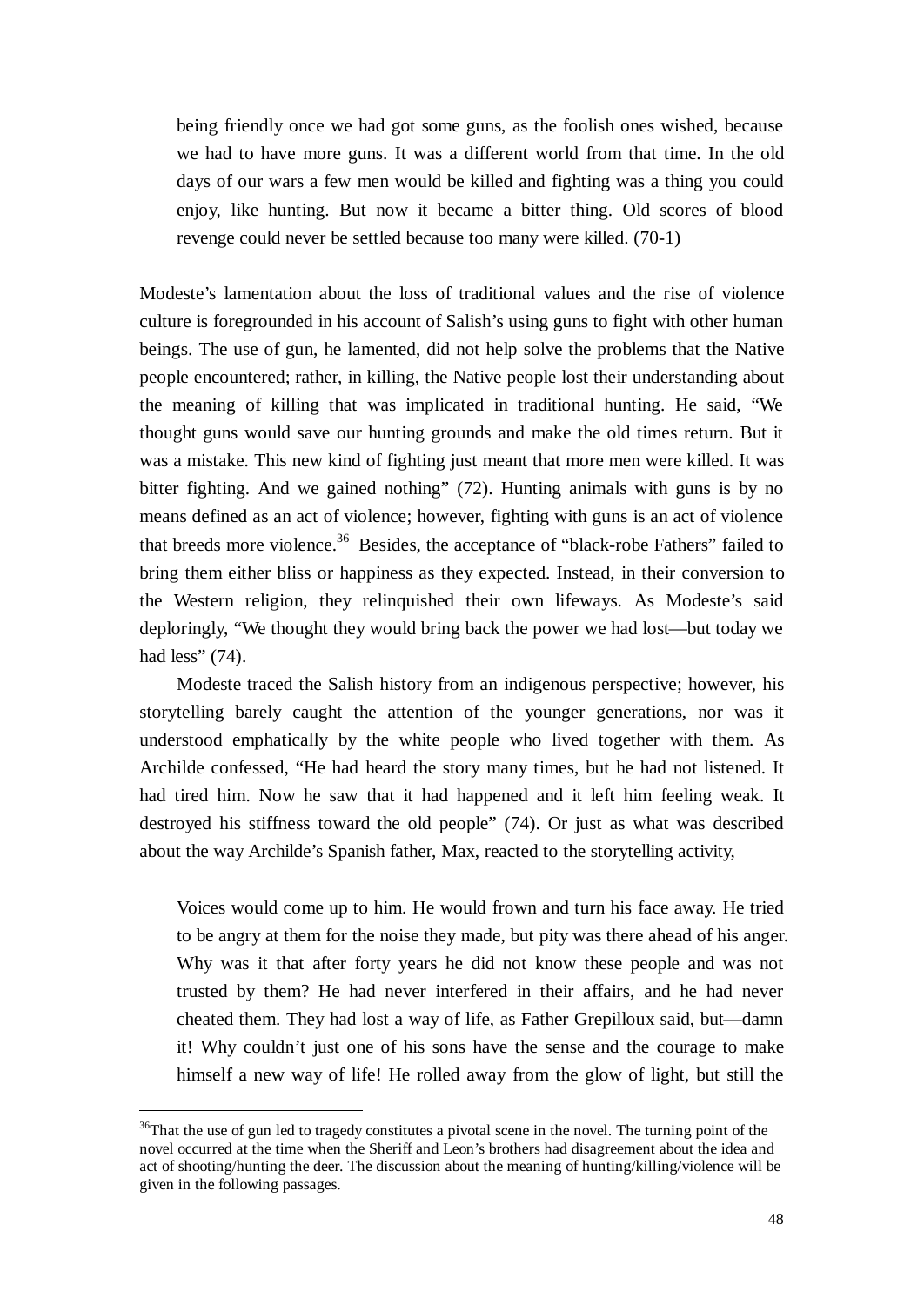> being friendly once we had got some guns, as the foolish ones wished, because we had to have more guns. It was a different world from that time. In the old days of our wars a few men would be killed and fighting was a thing you could enjoy, like hunting. But now it became a bitter thing. Old scores of blood revenge could never be settled because too many were killed. (70-1)

Modeste's lamentation about the loss of traditional values and the rise of violence culture is foregrounded in his account of Salish's using guns to fight with other human beings. The use of gun, he lamented, did not help solve the problems that the Native people encountered; rather, in killing, the Native people lost their understanding about the meaning of killing that was implicated in traditional hunting. He said, "We thought guns would save our hunting grounds and make the old times return. But it was a mistake. This new kind of fighting just meant that more men were killed. It was bitter fighting. And we gained nothing" (72). Hunting animals with guns is by no means defined as an act of violence; however, fighting with guns is an act of violence that breeds more violence.[36] Besides, the acceptance of "black-robe Fathers" failed to bring them either bliss or happiness as they expected. Instead, in their conversion to the Western religion, they relinquished their own lifeways. As Modeste's said deploringly, "We thought they would bring back the power we had lost—but today we had less" (74).

Modeste traced the Salish history from an indigenous perspective; however, his storytelling barely caught the attention of the younger generations, nor was it understood emphatically by the white people who lived together with them. As Archilde confessed, "He had heard the story many times, but he had not listened. It had tired him. Now he saw that it had happened and it left him feeling weak. It destroyed his stiffness toward the old people" (74). Or just as what was described about the way Archilde's Spanish father, Max, reacted to the storytelling activity,

> Voices would come up to him. He would frown and turn his face away. He tried to be angry at them for the noise they made, but pity was there ahead of his anger. Why was it that after forty years he did not know these people and was not trusted by them? He had never interfered in their affairs, and he had never cheated them. They had lost a way of life, as Father Grepilloux said, but—damn it! Why couldn't just one of his sons have the sense and the courage to make himself a new way of life! He rolled away from the glow of light, but still the

[36] That the use of gun led to tragedy constitutes a pivotal scene in the novel. The turning point of the novel occurred at the time when the Sheriff and Leon's brothers had disagreement about the idea and act of shooting/hunting the deer. The discussion about the meaning of hunting/killing/violence will be given in the following passages.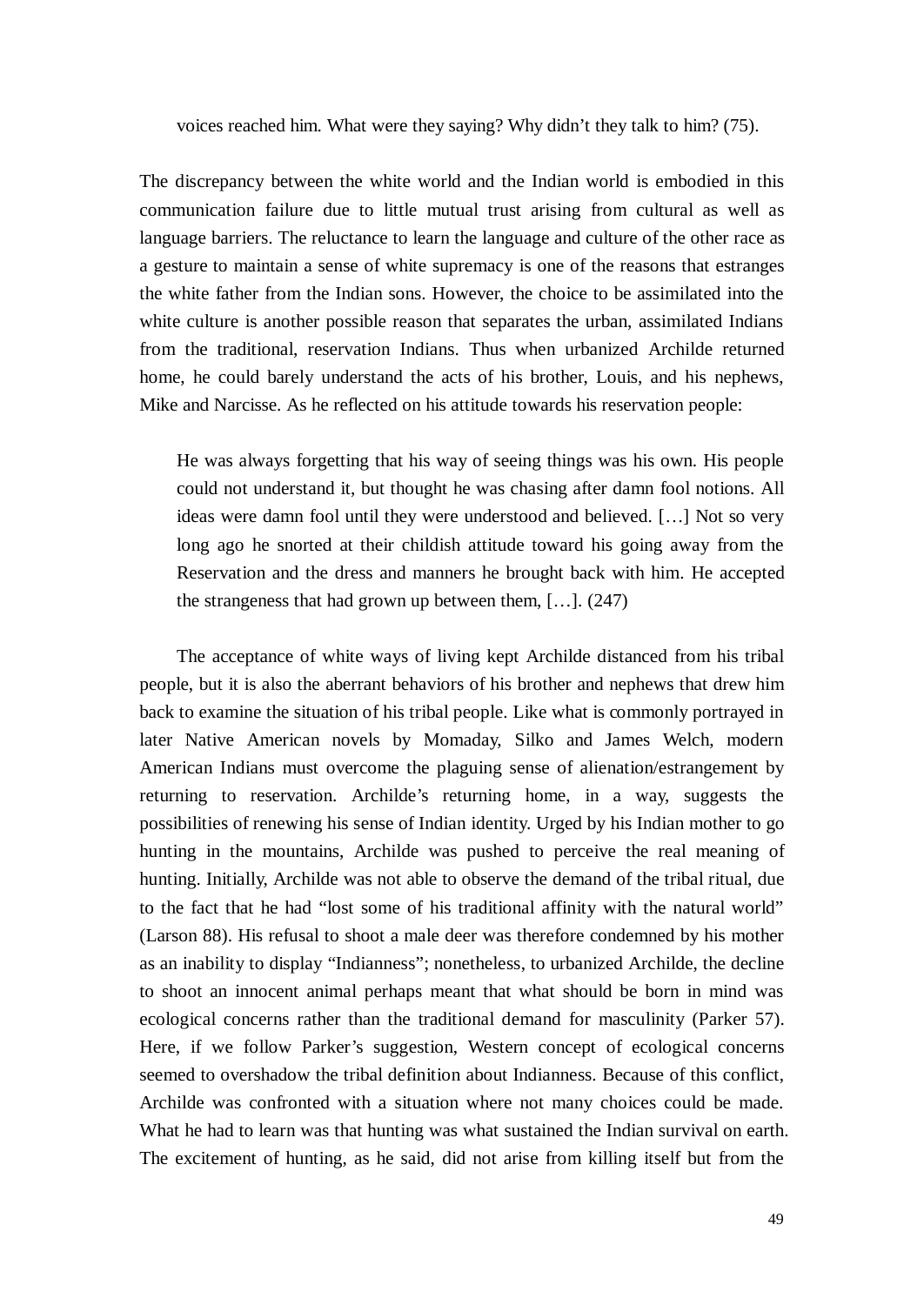> voices reached him. What were they saying? Why didn't they talk to him? (75).

The discrepancy between the white world and the Indian world is embodied in this communication failure due to little mutual trust arising from cultural as well as language barriers. The reluctance to learn the language and culture of the other race as a gesture to maintain a sense of white supremacy is one of the reasons that estranges the white father from the Indian sons. However, the choice to be assimilated into the white culture is another possible reason that separates the urban, assimilated Indians from the traditional, reservation Indians. Thus when urbanized Archilde returned home, he could barely understand the acts of his brother, Louis, and his nephews, Mike and Narcisse. As he reflected on his attitude towards his reservation people:

> He was always forgetting that his way of seeing things was his own. His people could not understand it, but thought he was chasing after damn fool notions. All ideas were damn fool until they were understood and believed. […] Not so very long ago he snorted at their childish attitude toward his going away from the Reservation and the dress and manners he brought back with him. He accepted the strangeness that had grown up between them, […]. (247)

The acceptance of white ways of living kept Archilde distanced from his tribal people, but it is also the aberrant behaviors of his brother and nephews that drew him back to examine the situation of his tribal people. Like what is commonly portrayed in later Native American novels by Momaday, Silko and James Welch, modern American Indians must overcome the plaguing sense of alienation/estrangement by returning to reservation. Archilde's returning home, in a way, suggests the possibilities of renewing his sense of Indian identity. Urged by his Indian mother to go hunting in the mountains, Archilde was pushed to perceive the real meaning of hunting. Initially, Archilde was not able to observe the demand of the tribal ritual, due to the fact that he had "lost some of his traditional affinity with the natural world" (Larson 88). His refusal to shoot a male deer was therefore condemned by his mother as an inability to display "Indianness"; nonetheless, to urbanized Archilde, the decline to shoot an innocent animal perhaps meant that what should be born in mind was ecological concerns rather than the traditional demand for masculinity (Parker 57). Here, if we follow Parker's suggestion, Western concept of ecological concerns seemed to overshadow the tribal definition about Indianness. Because of this conflict, Archilde was confronted with a situation where not many choices could be made. What he had to learn was that hunting was what sustained the Indian survival on earth. The excitement of hunting, as he said, did not arise from killing itself but from the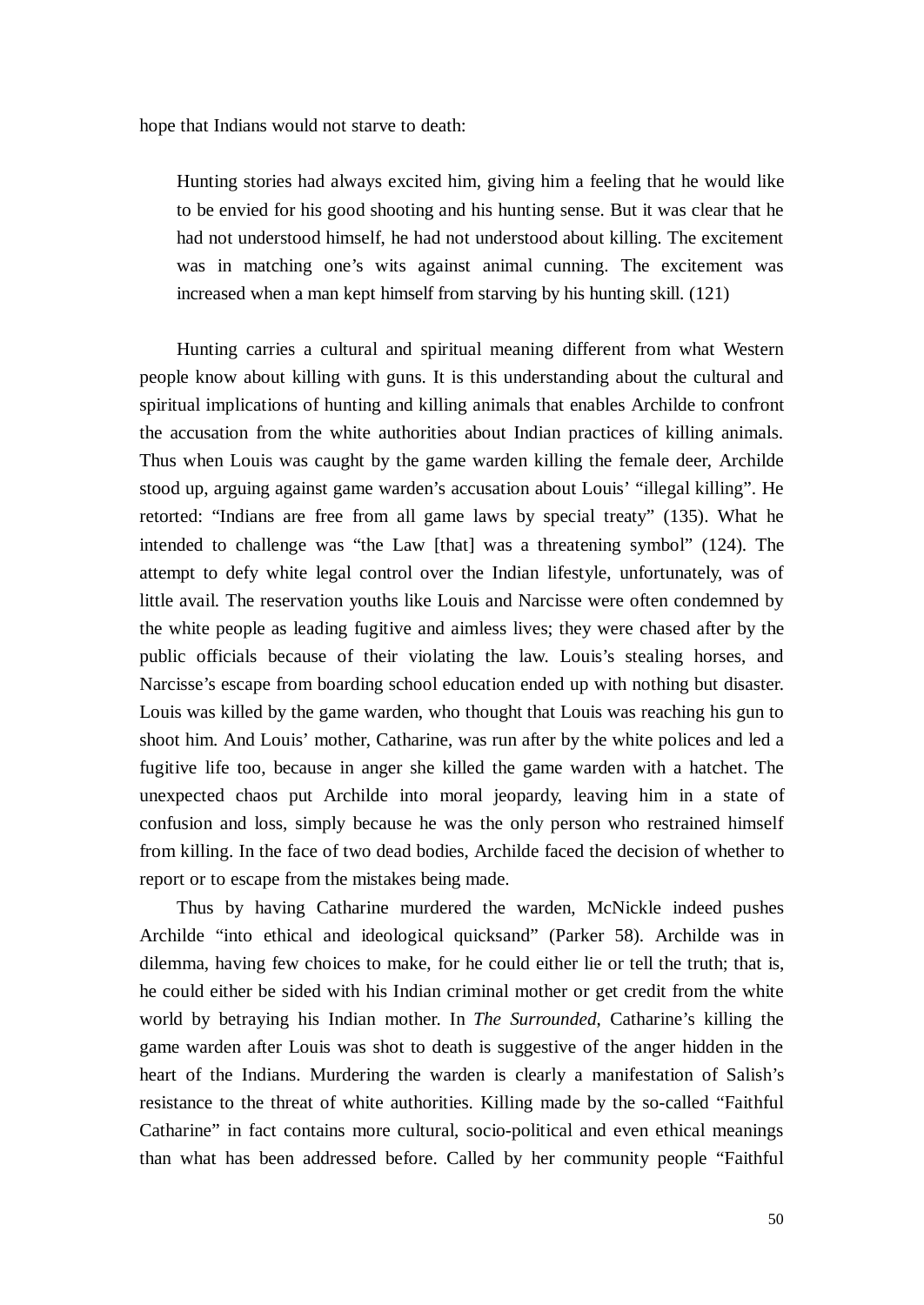hope that Indians would not starve to death:

> Hunting stories had always excited him, giving him a feeling that he would like to be envied for his good shooting and his hunting sense. But it was clear that he had not understood himself, he had not understood about killing. The excitement was in matching one's wits against animal cunning. The excitement was increased when a man kept himself from starving by his hunting skill. (121)

Hunting carries a cultural and spiritual meaning different from what Western people know about killing with guns. It is this understanding about the cultural and spiritual implications of hunting and killing animals that enables Archilde to confront the accusation from the white authorities about Indian practices of killing animals. Thus when Louis was caught by the game warden killing the female deer, Archilde stood up, arguing against game warden's accusation about Louis' "illegal killing". He retorted: "Indians are free from all game laws by special treaty" (135). What he intended to challenge was "the Law [that] was a threatening symbol" (124). The attempt to defy white legal control over the Indian lifestyle, unfortunately, was of little avail. The reservation youths like Louis and Narcisse were often condemned by the white people as leading fugitive and aimless lives; they were chased after by the public officials because of their violating the law. Louis's stealing horses, and Narcisse's escape from boarding school education ended up with nothing but disaster. Louis was killed by the game warden, who thought that Louis was reaching his gun to shoot him. And Louis' mother, Catharine, was run after by the white polices and led a fugitive life too, because in anger she killed the game warden with a hatchet. The unexpected chaos put Archilde into moral jeopardy, leaving him in a state of confusion and loss, simply because he was the only person who restrained himself from killing. In the face of two dead bodies, Archilde faced the decision of whether to report or to escape from the mistakes being made.

Thus by having Catharine murdered the warden, McNickle indeed pushes Archilde "into ethical and ideological quicksand" (Parker 58). Archilde was in dilemma, having few choices to make, for he could either lie or tell the truth; that is, he could either be sided with his Indian criminal mother or get credit from the white world by betraying his Indian mother. In *The Surrounded*, Catharine's killing the game warden after Louis was shot to death is suggestive of the anger hidden in the heart of the Indians. Murdering the warden is clearly a manifestation of Salish's resistance to the threat of white authorities. Killing made by the so-called "Faithful Catharine" in fact contains more cultural, socio-political and even ethical meanings than what has been addressed before. Called by her community people "Faithful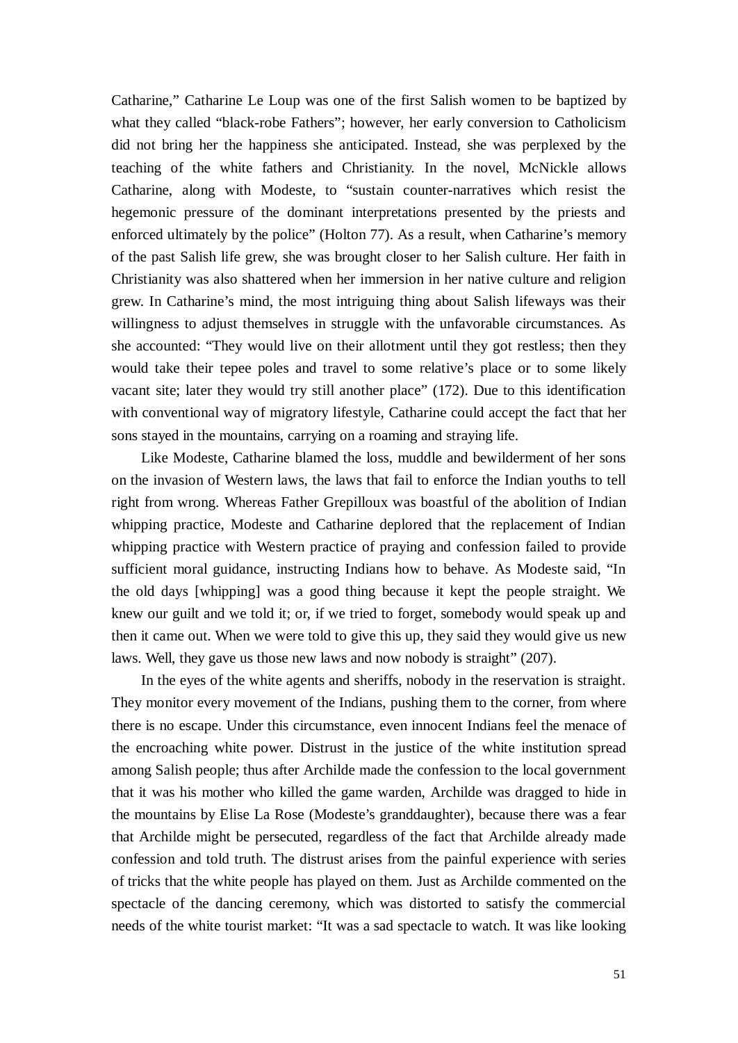Catharine," Catharine Le Loup was one of the first Salish women to be baptized by what they called "black-robe Fathers"; however, her early conversion to Catholicism did not bring her the happiness she anticipated. Instead, she was perplexed by the teaching of the white fathers and Christianity. In the novel, McNickle allows Catharine, along with Modeste, to "sustain counter-narratives which resist the hegemonic pressure of the dominant interpretations presented by the priests and enforced ultimately by the police" (Holton 77). As a result, when Catharine's memory of the past Salish life grew, she was brought closer to her Salish culture. Her faith in Christianity was also shattered when her immersion in her native culture and religion grew. In Catharine's mind, the most intriguing thing about Salish lifeways was their willingness to adjust themselves in struggle with the unfavorable circumstances. As she accounted: "They would live on their allotment until they got restless; then they would take their tepee poles and travel to some relative's place or to some likely vacant site; later they would try still another place" (172). Due to this identification with conventional way of migratory lifestyle, Catharine could accept the fact that her sons stayed in the mountains, carrying on a roaming and straying life.

Like Modeste, Catharine blamed the loss, muddle and bewilderment of her sons on the invasion of Western laws, the laws that fail to enforce the Indian youths to tell right from wrong. Whereas Father Grepilloux was boastful of the abolition of Indian whipping practice, Modeste and Catharine deplored that the replacement of Indian whipping practice with Western practice of praying and confession failed to provide sufficient moral guidance, instructing Indians how to behave. As Modeste said, "In the old days [whipping] was a good thing because it kept the people straight. We knew our guilt and we told it; or, if we tried to forget, somebody would speak up and then it came out. When we were told to give this up, they said they would give us new laws. Well, they gave us those new laws and now nobody is straight" (207).

In the eyes of the white agents and sheriffs, nobody in the reservation is straight. They monitor every movement of the Indians, pushing them to the corner, from where there is no escape. Under this circumstance, even innocent Indians feel the menace of the encroaching white power. Distrust in the justice of the white institution spread among Salish people; thus after Archilde made the confession to the local government that it was his mother who killed the game warden, Archilde was dragged to hide in the mountains by Elise La Rose (Modeste's granddaughter), because there was a fear that Archilde might be persecuted, regardless of the fact that Archilde already made confession and told truth. The distrust arises from the painful experience with series of tricks that the white people has played on them. Just as Archilde commented on the spectacle of the dancing ceremony, which was distorted to satisfy the commercial needs of the white tourist market: "It was a sad spectacle to watch. It was like looking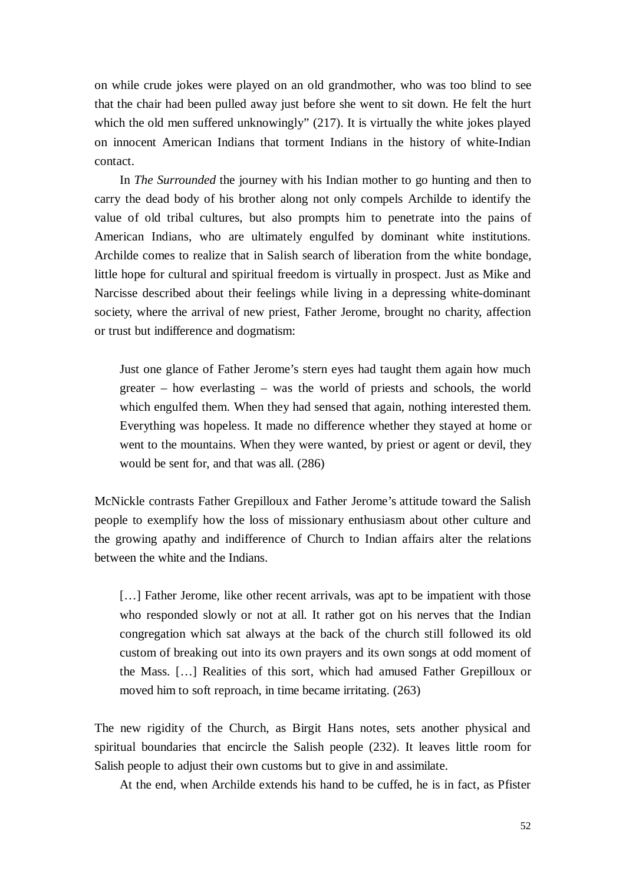on while crude jokes were played on an old grandmother, who was too blind to see that the chair had been pulled away just before she went to sit down. He felt the hurt which the old men suffered unknowingly" (217). It is virtually the white jokes played on innocent American Indians that torment Indians in the history of white-Indian contact.

In *The Surrounded* the journey with his Indian mother to go hunting and then to carry the dead body of his brother along not only compels Archilde to identify the value of old tribal cultures, but also prompts him to penetrate into the pains of American Indians, who are ultimately engulfed by dominant white institutions. Archilde comes to realize that in Salish search of liberation from the white bondage, little hope for cultural and spiritual freedom is virtually in prospect. Just as Mike and Narcisse described about their feelings while living in a depressing white-dominant society, where the arrival of new priest, Father Jerome, brought no charity, affection or trust but indifference and dogmatism:

> Just one glance of Father Jerome's stern eyes had taught them again how much greater – how everlasting – was the world of priests and schools, the world which engulfed them. When they had sensed that again, nothing interested them. Everything was hopeless. It made no difference whether they stayed at home or went to the mountains. When they were wanted, by priest or agent or devil, they would be sent for, and that was all. (286)

McNickle contrasts Father Grepilloux and Father Jerome's attitude toward the Salish people to exemplify how the loss of missionary enthusiasm about other culture and the growing apathy and indifference of Church to Indian affairs alter the relations between the white and the Indians.

> […] Father Jerome, like other recent arrivals, was apt to be impatient with those who responded slowly or not at all. It rather got on his nerves that the Indian congregation which sat always at the back of the church still followed its old custom of breaking out into its own prayers and its own songs at odd moment of the Mass. […] Realities of this sort, which had amused Father Grepilloux or moved him to soft reproach, in time became irritating. (263)

The new rigidity of the Church, as Birgit Hans notes, sets another physical and spiritual boundaries that encircle the Salish people (232). It leaves little room for Salish people to adjust their own customs but to give in and assimilate.

At the end, when Archilde extends his hand to be cuffed, he is in fact, as Pfister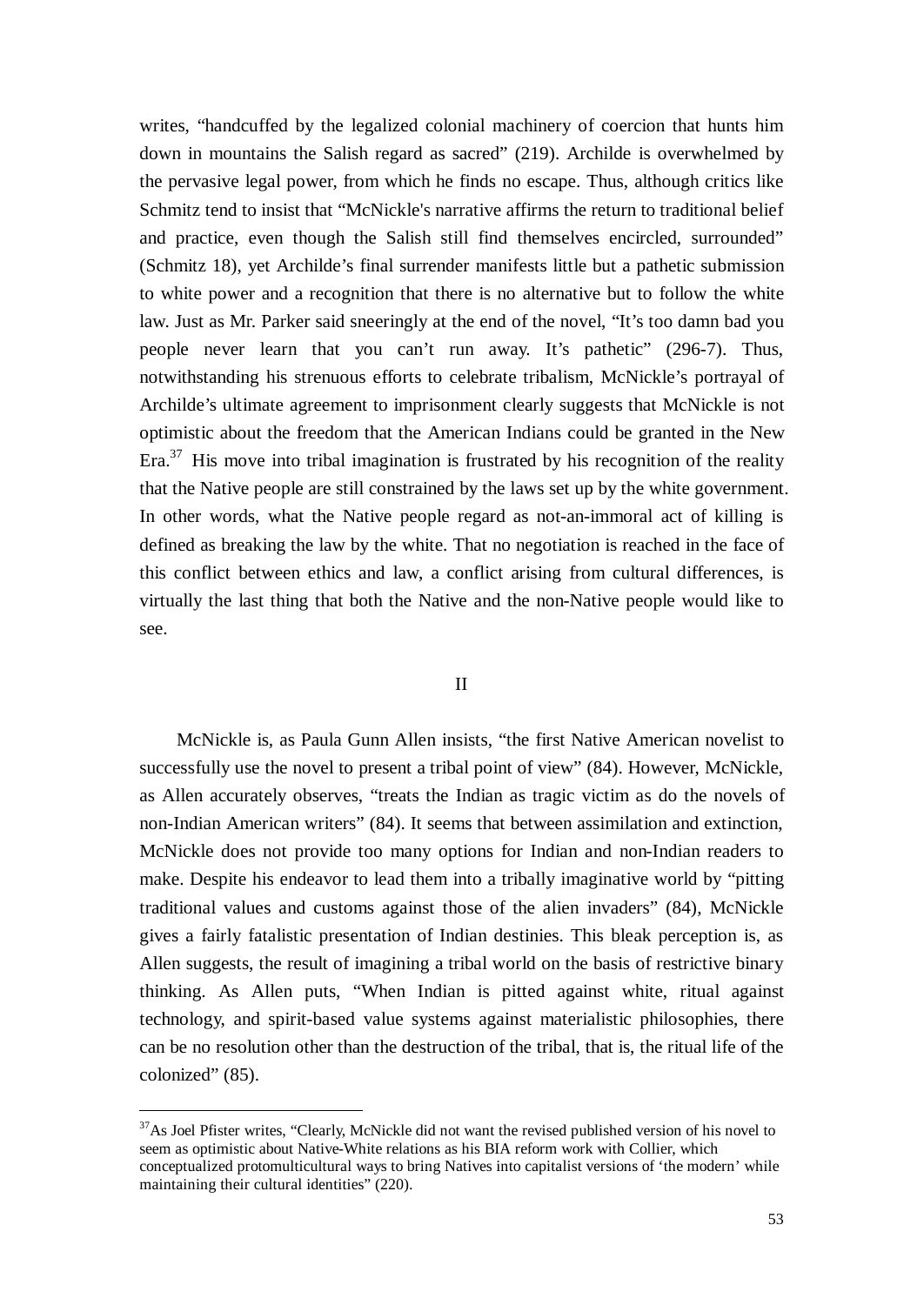writes, "handcuffed by the legalized colonial machinery of coercion that hunts him down in mountains the Salish regard as sacred" (219). Archilde is overwhelmed by the pervasive legal power, from which he finds no escape. Thus, although critics like Schmitz tend to insist that "McNickle's narrative affirms the return to traditional belief and practice, even though the Salish still find themselves encircled, surrounded" (Schmitz 18), yet Archilde's final surrender manifests little but a pathetic submission to white power and a recognition that there is no alternative but to follow the white law. Just as Mr. Parker said sneeringly at the end of the novel, "It's too damn bad you people never learn that you can't run away. It's pathetic" (296-7). Thus, notwithstanding his strenuous efforts to celebrate tribalism, McNickle's portrayal of Archilde's ultimate agreement to imprisonment clearly suggests that McNickle is not optimistic about the freedom that the American Indians could be granted in the New Era.[37] His move into tribal imagination is frustrated by his recognition of the reality that the Native people are still constrained by the laws set up by the white government. In other words, what the Native people regard as not-an-immoral act of killing is defined as breaking the law by the white. That no negotiation is reached in the face of this conflict between ethics and law, a conflict arising from cultural differences, is virtually the last thing that both the Native and the non-Native people would like to see.

## II

McNickle is, as Paula Gunn Allen insists, "the first Native American novelist to successfully use the novel to present a tribal point of view" (84). However, McNickle, as Allen accurately observes, "treats the Indian as tragic victim as do the novels of non-Indian American writers" (84). It seems that between assimilation and extinction, McNickle does not provide too many options for Indian and non-Indian readers to make. Despite his endeavor to lead them into a tribally imaginative world by "pitting traditional values and customs against those of the alien invaders" (84), McNickle gives a fairly fatalistic presentation of Indian destinies. This bleak perception is, as Allen suggests, the result of imagining a tribal world on the basis of restrictive binary thinking. As Allen puts, "When Indian is pitted against white, ritual against technology, and spirit-based value systems against materialistic philosophies, there can be no resolution other than the destruction of the tribal, that is, the ritual life of the colonized" (85).

---

[37] As Joel Pfister writes, "Clearly, McNickle did not want the revised published version of his novel to seem as optimistic about Native-White relations as his BIA reform work with Collier, which conceptualized protomulticultural ways to bring Natives into capitalist versions of 'the modern' while maintaining their cultural identities" (220).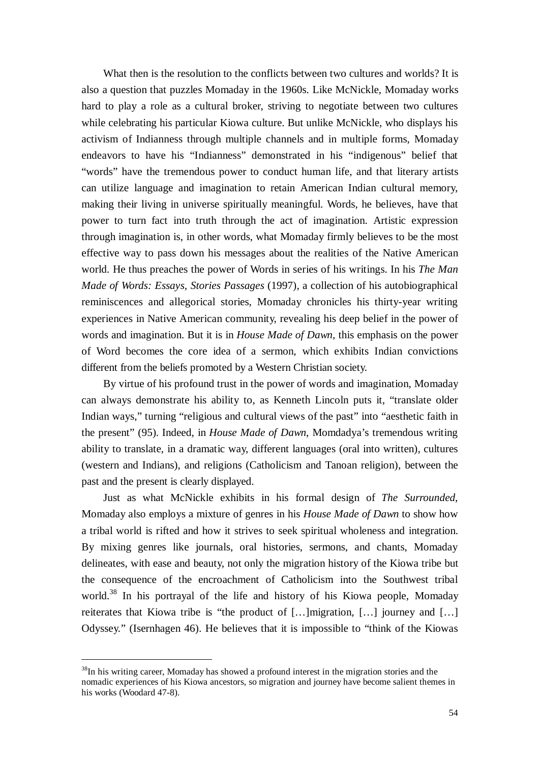What then is the resolution to the conflicts between two cultures and worlds? It is also a question that puzzles Momaday in the 1960s. Like McNickle, Momaday works hard to play a role as a cultural broker, striving to negotiate between two cultures while celebrating his particular Kiowa culture. But unlike McNickle, who displays his activism of Indianness through multiple channels and in multiple forms, Momaday endeavors to have his "Indianness" demonstrated in his "indigenous" belief that "words" have the tremendous power to conduct human life, and that literary artists can utilize language and imagination to retain American Indian cultural memory, making their living in universe spiritually meaningful. Words, he believes, have that power to turn fact into truth through the act of imagination. Artistic expression through imagination is, in other words, what Momaday firmly believes to be the most effective way to pass down his messages about the realities of the Native American world. He thus preaches the power of Words in series of his writings. In his *The Man Made of Words: Essays, Stories Passages* (1997), a collection of his autobiographical reminiscences and allegorical stories, Momaday chronicles his thirty-year writing experiences in Native American community, revealing his deep belief in the power of words and imagination. But it is in *House Made of Dawn*, this emphasis on the power of Word becomes the core idea of a sermon, which exhibits Indian convictions different from the beliefs promoted by a Western Christian society.

By virtue of his profound trust in the power of words and imagination, Momaday can always demonstrate his ability to, as Kenneth Lincoln puts it, "translate older Indian ways," turning "religious and cultural views of the past" into "aesthetic faith in the present" (95). Indeed, in *House Made of Dawn*, Momdadya's tremendous writing ability to translate, in a dramatic way, different languages (oral into written), cultures (western and Indians), and religions (Catholicism and Tanoan religion), between the past and the present is clearly displayed.

Just as what McNickle exhibits in his formal design of *The Surrounded*, Momaday also employs a mixture of genres in his *House Made of Dawn* to show how a tribal world is rifted and how it strives to seek spiritual wholeness and integration. By mixing genres like journals, oral histories, sermons, and chants, Momaday delineates, with ease and beauty, not only the migration history of the Kiowa tribe but the consequence of the encroachment of Catholicism into the Southwest tribal world.[38] In his portrayal of the life and history of his Kiowa people, Momaday reiterates that Kiowa tribe is "the product of […]migration, […] journey and […] Odyssey." (Isernhagen 46). He believes that it is impossible to "think of the Kiowas

---

[38]In his writing career, Momaday has showed a profound interest in the migration stories and the nomadic experiences of his Kiowa ancestors, so migration and journey have become salient themes in his works (Woodard 47-8).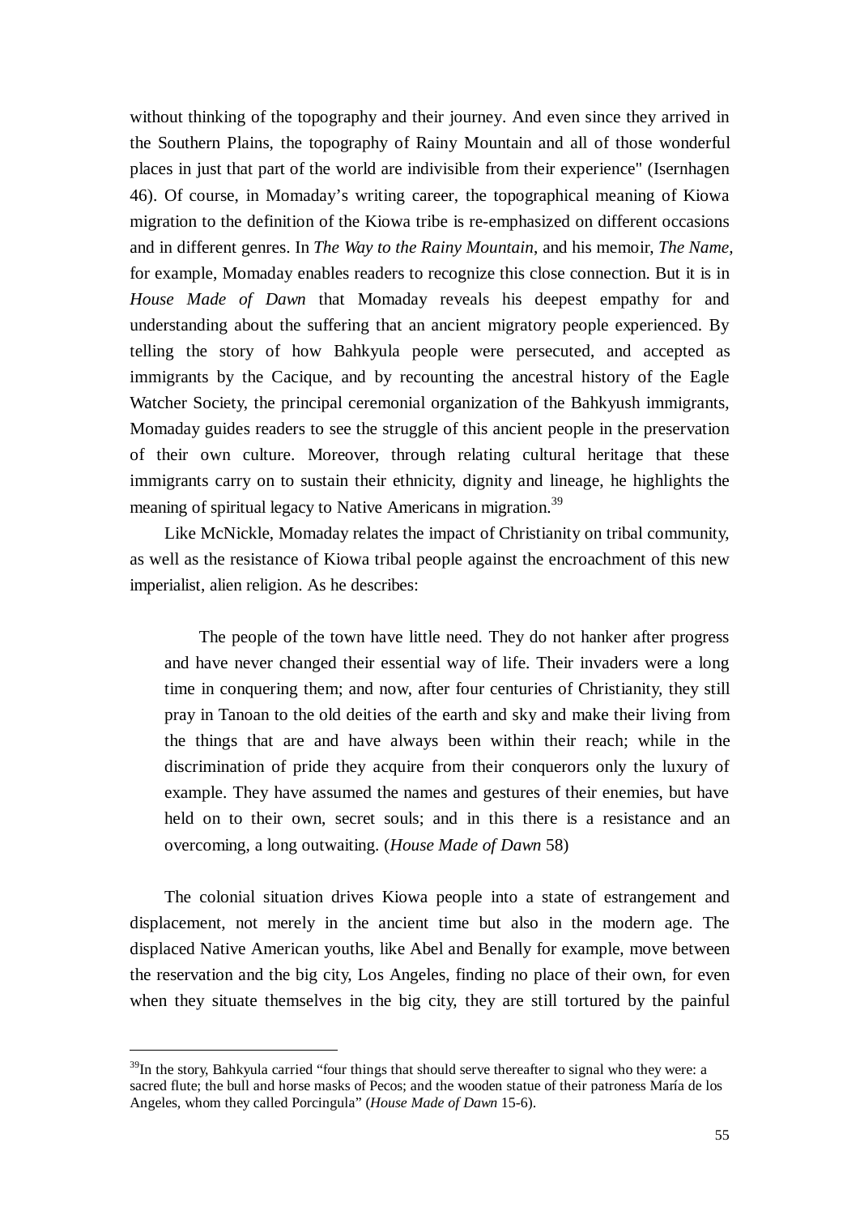without thinking of the topography and their journey. And even since they arrived in the Southern Plains, the topography of Rainy Mountain and all of those wonderful places in just that part of the world are indivisible from their experience" (Isernhagen 46). Of course, in Momaday's writing career, the topographical meaning of Kiowa migration to the definition of the Kiowa tribe is re-emphasized on different occasions and in different genres. In *The Way to the Rainy Mountain*, and his memoir, *The Name*, for example, Momaday enables readers to recognize this close connection. But it is in *House Made of Dawn* that Momaday reveals his deepest empathy for and understanding about the suffering that an ancient migratory people experienced. By telling the story of how Bahkyula people were persecuted, and accepted as immigrants by the Cacique, and by recounting the ancestral history of the Eagle Watcher Society, the principal ceremonial organization of the Bahkyush immigrants, Momaday guides readers to see the struggle of this ancient people in the preservation of their own culture. Moreover, through relating cultural heritage that these immigrants carry on to sustain their ethnicity, dignity and lineage, he highlights the meaning of spiritual legacy to Native Americans in migration.[39]

Like McNickle, Momaday relates the impact of Christianity on tribal community, as well as the resistance of Kiowa tribal people against the encroachment of this new imperialist, alien religion. As he describes:

> The people of the town have little need. They do not hanker after progress and have never changed their essential way of life. Their invaders were a long time in conquering them; and now, after four centuries of Christianity, they still pray in Tanoan to the old deities of the earth and sky and make their living from the things that are and have always been within their reach; while in the discrimination of pride they acquire from their conquerors only the luxury of example. They have assumed the names and gestures of their enemies, but have held on to their own, secret souls; and in this there is a resistance and an overcoming, a long outwaiting. (*House Made of Dawn* 58)

The colonial situation drives Kiowa people into a state of estrangement and displacement, not merely in the ancient time but also in the modern age. The displaced Native American youths, like Abel and Benally for example, move between the reservation and the big city, Los Angeles, finding no place of their own, for even when they situate themselves in the big city, they are still tortured by the painful

---

[39] In the story, Bahkyula carried "four things that should serve thereafter to signal who they were: a sacred flute; the bull and horse masks of Pecos; and the wooden statue of their patroness María de los Angeles, whom they called Porcingula" (*House Made of Dawn* 15-6).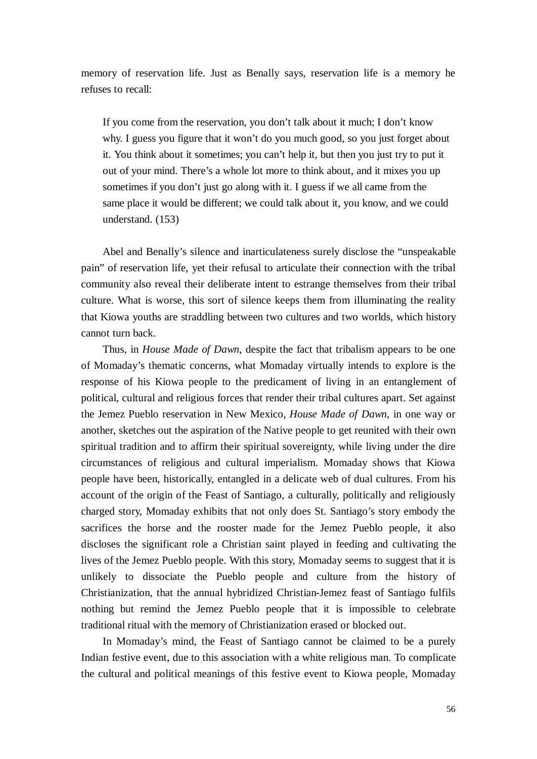memory of reservation life. Just as Benally says, reservation life is a memory he refuses to recall:

> If you come from the reservation, you don't talk about it much; I don't know why. I guess you figure that it won't do you much good, so you just forget about it. You think about it sometimes; you can't help it, but then you just try to put it out of your mind. There's a whole lot more to think about, and it mixes you up sometimes if you don't just go along with it. I guess if we all came from the same place it would be different; we could talk about it, you know, and we could understand. (153)

Abel and Benally's silence and inarticulateness surely disclose the "unspeakable pain" of reservation life, yet their refusal to articulate their connection with the tribal community also reveal their deliberate intent to estrange themselves from their tribal culture. What is worse, this sort of silence keeps them from illuminating the reality that Kiowa youths are straddling between two cultures and two worlds, which history cannot turn back.

Thus, in *House Made of Dawn*, despite the fact that tribalism appears to be one of Momaday's thematic concerns, what Momaday virtually intends to explore is the response of his Kiowa people to the predicament of living in an entanglement of political, cultural and religious forces that render their tribal cultures apart. Set against the Jemez Pueblo reservation in New Mexico, *House Made of Dawn*, in one way or another, sketches out the aspiration of the Native people to get reunited with their own spiritual tradition and to affirm their spiritual sovereignty, while living under the dire circumstances of religious and cultural imperialism. Momaday shows that Kiowa people have been, historically, entangled in a delicate web of dual cultures. From his account of the origin of the Feast of Santiago, a culturally, politically and religiously charged story, Momaday exhibits that not only does St. Santiago's story embody the sacrifices the horse and the rooster made for the Jemez Pueblo people, it also discloses the significant role a Christian saint played in feeding and cultivating the lives of the Jemez Pueblo people. With this story, Momaday seems to suggest that it is unlikely to dissociate the Pueblo people and culture from the history of Christianization, that the annual hybridized Christian-Jemez feast of Santiago fulfils nothing but remind the Jemez Pueblo people that it is impossible to celebrate traditional ritual with the memory of Christianization erased or blocked out.

In Momaday's mind, the Feast of Santiago cannot be claimed to be a purely Indian festive event, due to this association with a white religious man. To complicate the cultural and political meanings of this festive event to Kiowa people, Momaday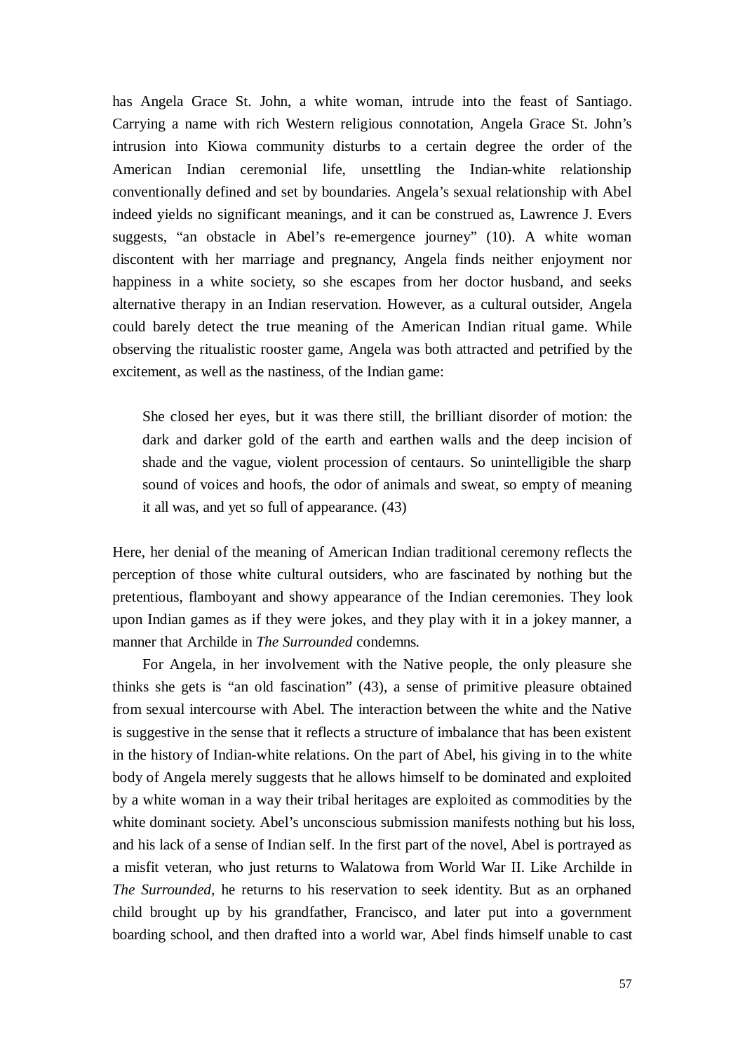has Angela Grace St. John, a white woman, intrude into the feast of Santiago. Carrying a name with rich Western religious connotation, Angela Grace St. John's intrusion into Kiowa community disturbs to a certain degree the order of the American Indian ceremonial life, unsettling the Indian-white relationship conventionally defined and set by boundaries. Angela's sexual relationship with Abel indeed yields no significant meanings, and it can be construed as, Lawrence J. Evers suggests, "an obstacle in Abel's re-emergence journey" (10). A white woman discontent with her marriage and pregnancy, Angela finds neither enjoyment nor happiness in a white society, so she escapes from her doctor husband, and seeks alternative therapy in an Indian reservation. However, as a cultural outsider, Angela could barely detect the true meaning of the American Indian ritual game. While observing the ritualistic rooster game, Angela was both attracted and petrified by the excitement, as well as the nastiness, of the Indian game:

> She closed her eyes, but it was there still, the brilliant disorder of motion: the dark and darker gold of the earth and earthen walls and the deep incision of shade and the vague, violent procession of centaurs. So unintelligible the sharp sound of voices and hoofs, the odor of animals and sweat, so empty of meaning it all was, and yet so full of appearance. (43)

Here, her denial of the meaning of American Indian traditional ceremony reflects the perception of those white cultural outsiders, who are fascinated by nothing but the pretentious, flamboyant and showy appearance of the Indian ceremonies. They look upon Indian games as if they were jokes, and they play with it in a jokey manner, a manner that Archilde in *The Surrounded* condemns.

For Angela, in her involvement with the Native people, the only pleasure she thinks she gets is "an old fascination" (43), a sense of primitive pleasure obtained from sexual intercourse with Abel. The interaction between the white and the Native is suggestive in the sense that it reflects a structure of imbalance that has been existent in the history of Indian-white relations. On the part of Abel, his giving in to the white body of Angela merely suggests that he allows himself to be dominated and exploited by a white woman in a way their tribal heritages are exploited as commodities by the white dominant society. Abel's unconscious submission manifests nothing but his loss, and his lack of a sense of Indian self. In the first part of the novel, Abel is portrayed as a misfit veteran, who just returns to Walatowa from World War II. Like Archilde in *The Surrounded*, he returns to his reservation to seek identity. But as an orphaned child brought up by his grandfather, Francisco, and later put into a government boarding school, and then drafted into a world war, Abel finds himself unable to cast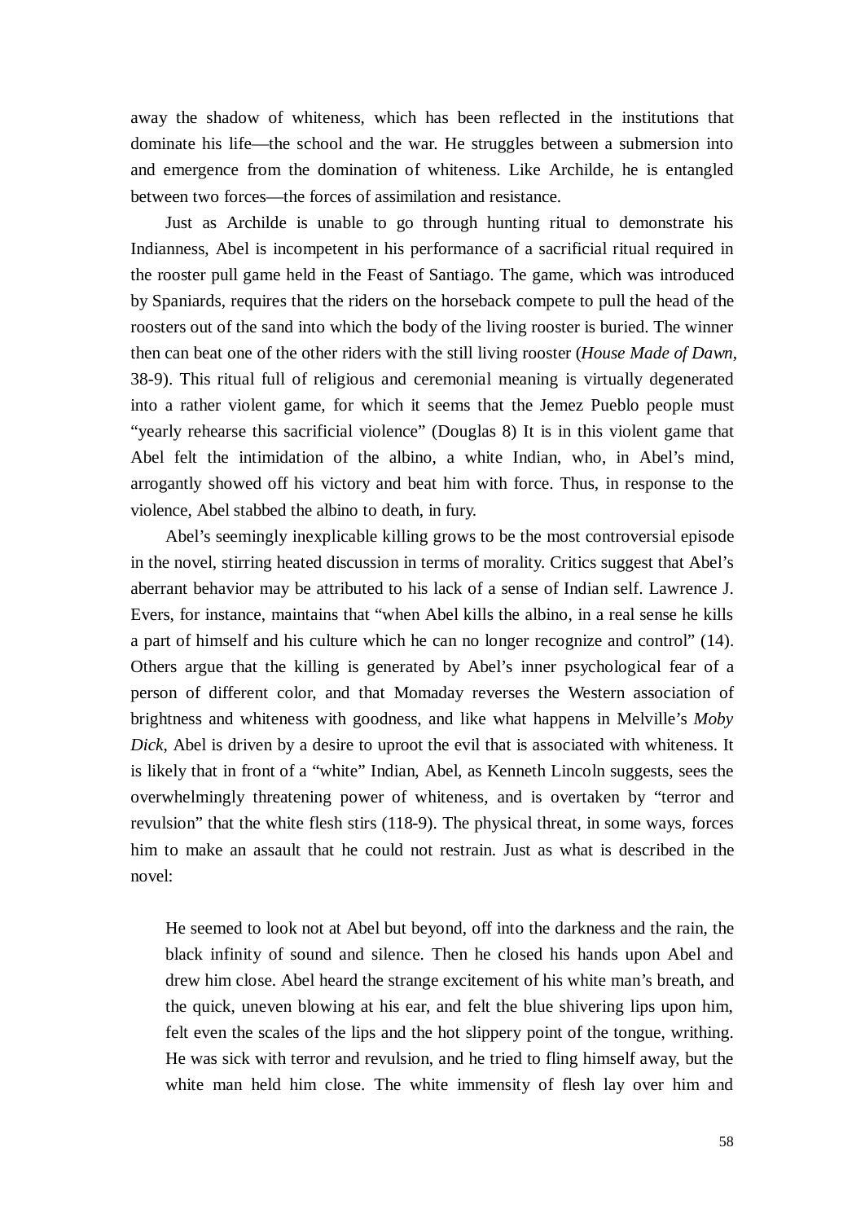away the shadow of whiteness, which has been reflected in the institutions that dominate his life—the school and the war. He struggles between a submersion into and emergence from the domination of whiteness. Like Archilde, he is entangled between two forces—the forces of assimilation and resistance.

Just as Archilde is unable to go through hunting ritual to demonstrate his Indianness, Abel is incompetent in his performance of a sacrificial ritual required in the rooster pull game held in the Feast of Santiago. The game, which was introduced by Spaniards, requires that the riders on the horseback compete to pull the head of the roosters out of the sand into which the body of the living rooster is buried. The winner then can beat one of the other riders with the still living rooster (*House Made of Dawn*, 38-9). This ritual full of religious and ceremonial meaning is virtually degenerated into a rather violent game, for which it seems that the Jemez Pueblo people must "yearly rehearse this sacrificial violence" (Douglas 8) It is in this violent game that Abel felt the intimidation of the albino, a white Indian, who, in Abel's mind, arrogantly showed off his victory and beat him with force. Thus, in response to the violence, Abel stabbed the albino to death, in fury.

Abel's seemingly inexplicable killing grows to be the most controversial episode in the novel, stirring heated discussion in terms of morality. Critics suggest that Abel's aberrant behavior may be attributed to his lack of a sense of Indian self. Lawrence J. Evers, for instance, maintains that "when Abel kills the albino, in a real sense he kills a part of himself and his culture which he can no longer recognize and control" (14). Others argue that the killing is generated by Abel's inner psychological fear of a person of different color, and that Momaday reverses the Western association of brightness and whiteness with goodness, and like what happens in Melville's *Moby Dick*, Abel is driven by a desire to uproot the evil that is associated with whiteness. It is likely that in front of a "white" Indian, Abel, as Kenneth Lincoln suggests, sees the overwhelmingly threatening power of whiteness, and is overtaken by "terror and revulsion" that the white flesh stirs (118-9). The physical threat, in some ways, forces him to make an assault that he could not restrain. Just as what is described in the novel:

> He seemed to look not at Abel but beyond, off into the darkness and the rain, the black infinity of sound and silence. Then he closed his hands upon Abel and drew him close. Abel heard the strange excitement of his white man's breath, and the quick, uneven blowing at his ear, and felt the blue shivering lips upon him, felt even the scales of the lips and the hot slippery point of the tongue, writhing. He was sick with terror and revulsion, and he tried to fling himself away, but the white man held him close. The white immensity of flesh lay over him and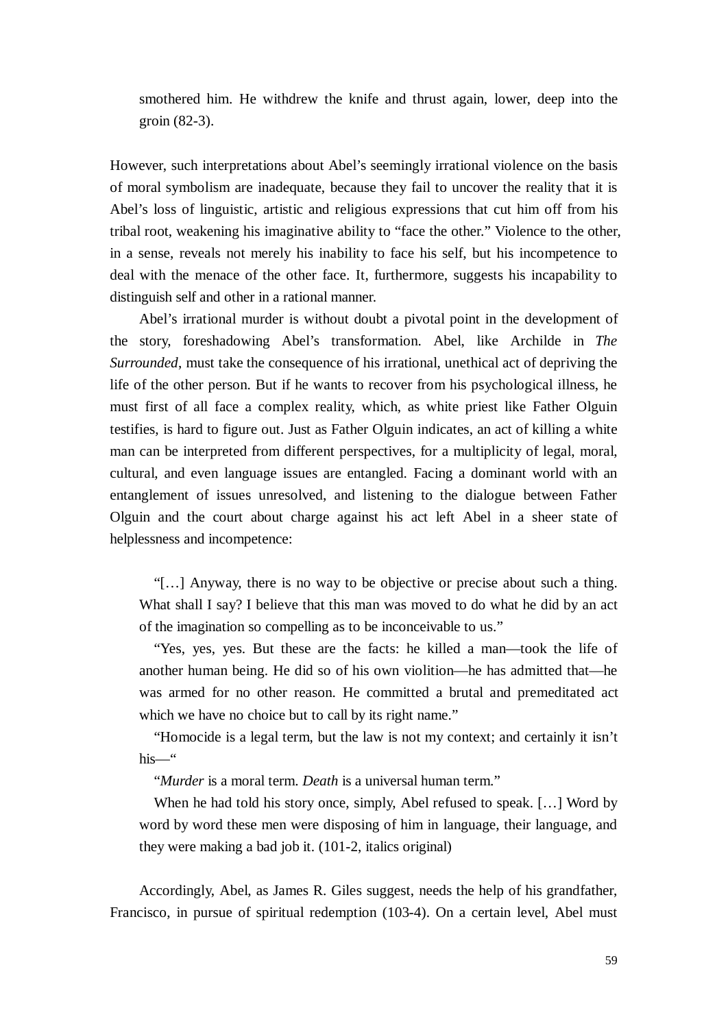> smothered him. He withdrew the knife and thrust again, lower, deep into the groin (82-3).

However, such interpretations about Abel's seemingly irrational violence on the basis of moral symbolism are inadequate, because they fail to uncover the reality that it is Abel's loss of linguistic, artistic and religious expressions that cut him off from his tribal root, weakening his imaginative ability to "face the other." Violence to the other, in a sense, reveals not merely his inability to face his self, but his incompetence to deal with the menace of the other face. It, furthermore, suggests his incapability to distinguish self and other in a rational manner.

Abel's irrational murder is without doubt a pivotal point in the development of the story, foreshadowing Abel's transformation. Abel, like Archilde in *The Surrounded*, must take the consequence of his irrational, unethical act of depriving the life of the other person. But if he wants to recover from his psychological illness, he must first of all face a complex reality, which, as white priest like Father Olguin testifies, is hard to figure out. Just as Father Olguin indicates, an act of killing a white man can be interpreted from different perspectives, for a multiplicity of legal, moral, cultural, and even language issues are entangled. Facing a dominant world with an entanglement of issues unresolved, and listening to the dialogue between Father Olguin and the court about charge against his act left Abel in a sheer state of helplessness and incompetence:

> "[…] Anyway, there is no way to be objective or precise about such a thing. What shall I say? I believe that this man was moved to do what he did by an act of the imagination so compelling as to be inconceivable to us."
>
> "Yes, yes, yes. But these are the facts: he killed a man—took the life of another human being. He did so of his own violition—he has admitted that—he was armed for no other reason. He committed a brutal and premeditated act which we have no choice but to call by its right name."
>
> "Homocide is a legal term, but the law is not my context; and certainly it isn't his—"
>
> "*Murder* is a moral term. *Death* is a universal human term."
>
> When he had told his story once, simply, Abel refused to speak. […] Word by word by word these men were disposing of him in language, their language, and they were making a bad job it. (101-2, italics original)

Accordingly, Abel, as James R. Giles suggest, needs the help of his grandfather, Francisco, in pursue of spiritual redemption (103-4). On a certain level, Abel must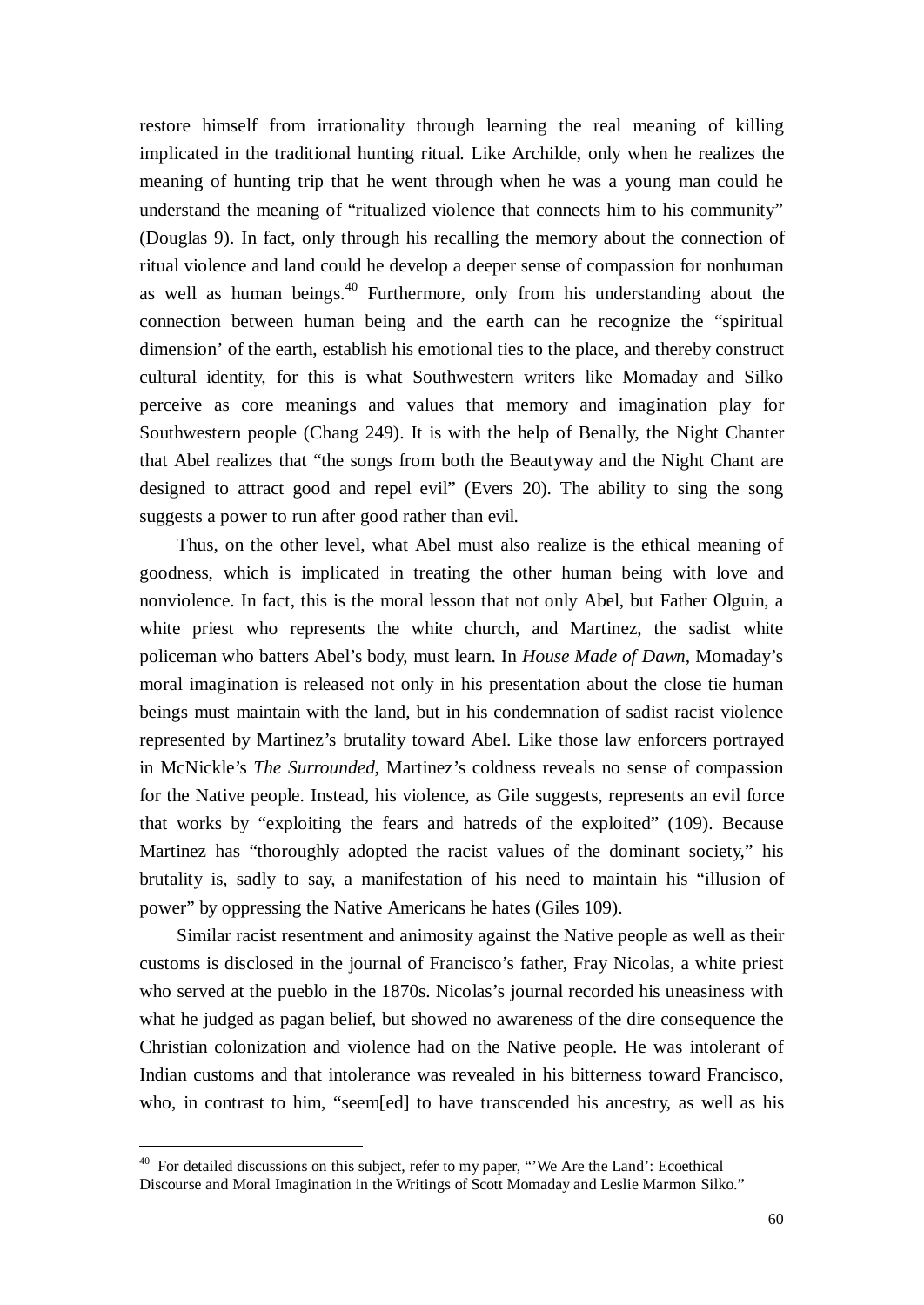restore himself from irrationality through learning the real meaning of killing implicated in the traditional hunting ritual. Like Archilde, only when he realizes the meaning of hunting trip that he went through when he was a young man could he understand the meaning of "ritualized violence that connects him to his community" (Douglas 9). In fact, only through his recalling the memory about the connection of ritual violence and land could he develop a deeper sense of compassion for nonhuman as well as human beings.[40] Furthermore, only from his understanding about the connection between human being and the earth can he recognize the "spiritual dimension' of the earth, establish his emotional ties to the place, and thereby construct cultural identity, for this is what Southwestern writers like Momaday and Silko perceive as core meanings and values that memory and imagination play for Southwestern people (Chang 249). It is with the help of Benally, the Night Chanter that Abel realizes that "the songs from both the Beautyway and the Night Chant are designed to attract good and repel evil" (Evers 20). The ability to sing the song suggests a power to run after good rather than evil.

Thus, on the other level, what Abel must also realize is the ethical meaning of goodness, which is implicated in treating the other human being with love and nonviolence. In fact, this is the moral lesson that not only Abel, but Father Olguin, a white priest who represents the white church, and Martinez, the sadist white policeman who batters Abel's body, must learn. In *House Made of Dawn*, Momaday's moral imagination is released not only in his presentation about the close tie human beings must maintain with the land, but in his condemnation of sadist racist violence represented by Martinez's brutality toward Abel. Like those law enforcers portrayed in McNickle's *The Surrounded*, Martinez's coldness reveals no sense of compassion for the Native people. Instead, his violence, as Gile suggests, represents an evil force that works by "exploiting the fears and hatreds of the exploited" (109). Because Martinez has "thoroughly adopted the racist values of the dominant society," his brutality is, sadly to say, a manifestation of his need to maintain his "illusion of power" by oppressing the Native Americans he hates (Giles 109).

Similar racist resentment and animosity against the Native people as well as their customs is disclosed in the journal of Francisco's father, Fray Nicolas, a white priest who served at the pueblo in the 1870s. Nicolas's journal recorded his uneasiness with what he judged as pagan belief, but showed no awareness of the dire consequence the Christian colonization and violence had on the Native people. He was intolerant of Indian customs and that intolerance was revealed in his bitterness toward Francisco, who, in contrast to him, "seem[ed] to have transcended his ancestry, as well as his

---

[40] For detailed discussions on this subject, refer to my paper, "'We Are the Land': Ecoethical Discourse and Moral Imagination in the Writings of Scott Momaday and Leslie Marmon Silko."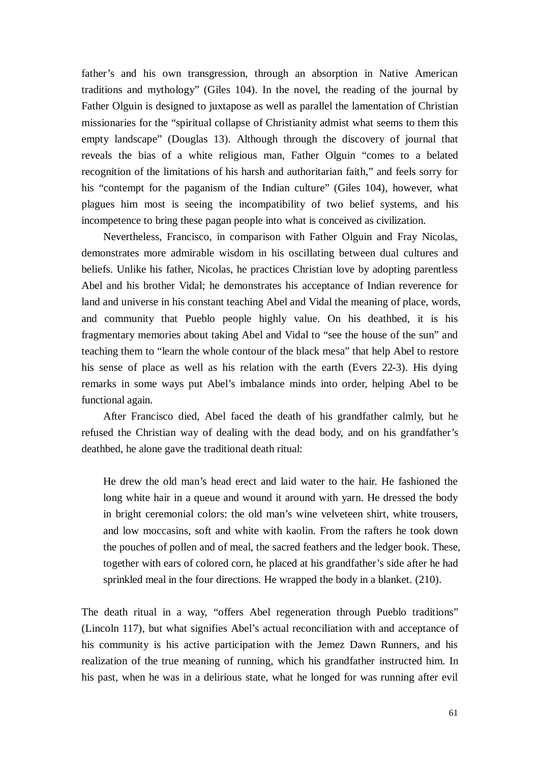father's and his own transgression, through an absorption in Native American traditions and mythology" (Giles 104). In the novel, the reading of the journal by Father Olguin is designed to juxtapose as well as parallel the lamentation of Christian missionaries for the "spiritual collapse of Christianity admist what seems to them this empty landscape" (Douglas 13). Although through the discovery of journal that reveals the bias of a white religious man, Father Olguin "comes to a belated recognition of the limitations of his harsh and authoritarian faith," and feels sorry for his "contempt for the paganism of the Indian culture" (Giles 104), however, what plagues him most is seeing the incompatibility of two belief systems, and his incompetence to bring these pagan people into what is conceived as civilization.

Nevertheless, Francisco, in comparison with Father Olguin and Fray Nicolas, demonstrates more admirable wisdom in his oscillating between dual cultures and beliefs. Unlike his father, Nicolas, he practices Christian love by adopting parentless Abel and his brother Vidal; he demonstrates his acceptance of Indian reverence for land and universe in his constant teaching Abel and Vidal the meaning of place, words, and community that Pueblo people highly value. On his deathbed, it is his fragmentary memories about taking Abel and Vidal to "see the house of the sun" and teaching them to "learn the whole contour of the black mesa" that help Abel to restore his sense of place as well as his relation with the earth (Evers 22-3). His dying remarks in some ways put Abel's imbalance minds into order, helping Abel to be functional again.

After Francisco died, Abel faced the death of his grandfather calmly, but he refused the Christian way of dealing with the dead body, and on his grandfather's deathbed, he alone gave the traditional death ritual:

> He drew the old man's head erect and laid water to the hair. He fashioned the long white hair in a queue and wound it around with yarn. He dressed the body in bright ceremonial colors: the old man's wine velveteen shirt, white trousers, and low moccasins, soft and white with kaolin. From the rafters he took down the pouches of pollen and of meal, the sacred feathers and the ledger book. These, together with ears of colored corn, he placed at his grandfather's side after he had sprinkled meal in the four directions. He wrapped the body in a blanket. (210).

The death ritual in a way, "offers Abel regeneration through Pueblo traditions" (Lincoln 117), but what signifies Abel's actual reconciliation with and acceptance of his community is his active participation with the Jemez Dawn Runners, and his realization of the true meaning of running, which his grandfather instructed him. In his past, when he was in a delirious state, what he longed for was running after evil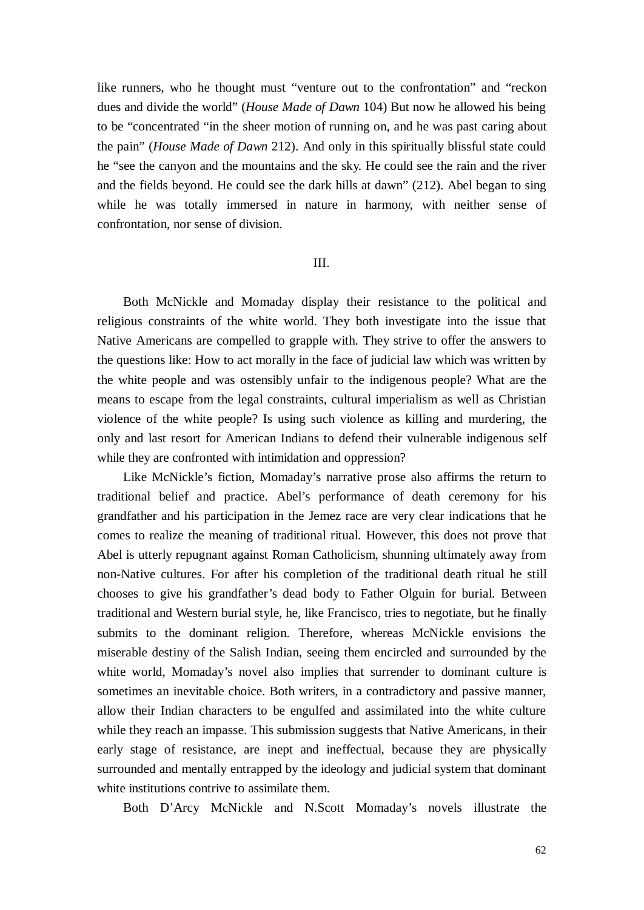like runners, who he thought must “venture out to the confrontation” and “reckon dues and divide the world” (*House Made of Dawn* 104) But now he allowed his being to be “concentrated “in the sheer motion of running on, and he was past caring about the pain” (*House Made of Dawn* 212). And only in this spiritually blissful state could he “see the canyon and the mountains and the sky. He could see the rain and the river and the fields beyond. He could see the dark hills at dawn” (212). Abel began to sing while he was totally immersed in nature in harmony, with neither sense of confrontation, nor sense of division.

## III.

Both McNickle and Momaday display their resistance to the political and religious constraints of the white world. They both investigate into the issue that Native Americans are compelled to grapple with. They strive to offer the answers to the questions like: How to act morally in the face of judicial law which was written by the white people and was ostensibly unfair to the indigenous people? What are the means to escape from the legal constraints, cultural imperialism as well as Christian violence of the white people? Is using such violence as killing and murdering, the only and last resort for American Indians to defend their vulnerable indigenous self while they are confronted with intimidation and oppression?

Like McNickle’s fiction, Momaday’s narrative prose also affirms the return to traditional belief and practice. Abel’s performance of death ceremony for his grandfather and his participation in the Jemez race are very clear indications that he comes to realize the meaning of traditional ritual. However, this does not prove that Abel is utterly repugnant against Roman Catholicism, shunning ultimately away from non-Native cultures. For after his completion of the traditional death ritual he still chooses to give his grandfather’s dead body to Father Olguin for burial. Between traditional and Western burial style, he, like Francisco, tries to negotiate, but he finally submits to the dominant religion. Therefore, whereas McNickle envisions the miserable destiny of the Salish Indian, seeing them encircled and surrounded by the white world, Momaday’s novel also implies that surrender to dominant culture is sometimes an inevitable choice. Both writers, in a contradictory and passive manner, allow their Indian characters to be engulfed and assimilated into the white culture while they reach an impasse. This submission suggests that Native Americans, in their early stage of resistance, are inept and ineffectual, because they are physically surrounded and mentally entrapped by the ideology and judicial system that dominant white institutions contrive to assimilate them.

Both D’Arcy McNickle and N.Scott Momaday’s novels illustrate the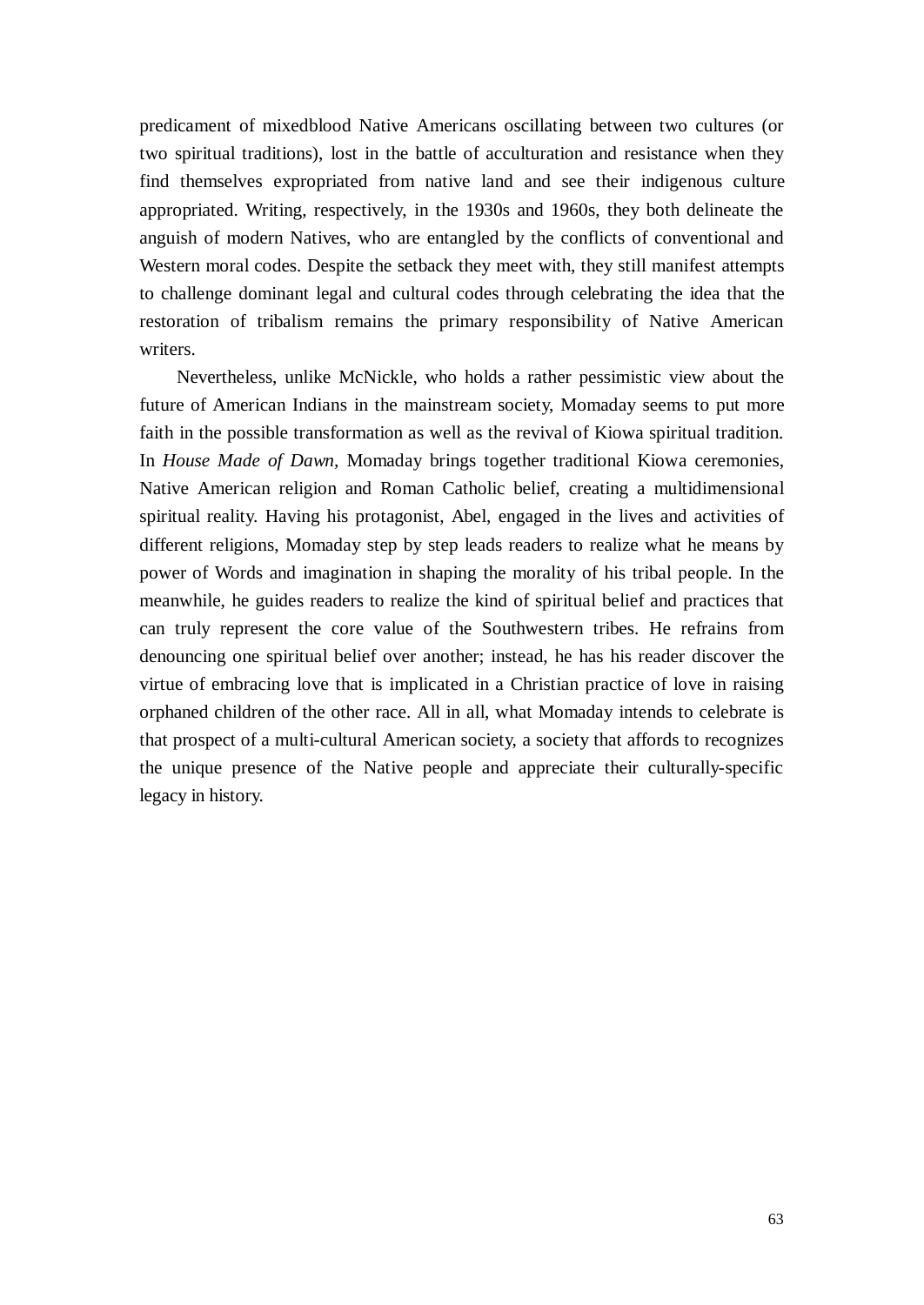predicament of mixedblood Native Americans oscillating between two cultures (or two spiritual traditions), lost in the battle of acculturation and resistance when they find themselves expropriated from native land and see their indigenous culture appropriated. Writing, respectively, in the 1930s and 1960s, they both delineate the anguish of modern Natives, who are entangled by the conflicts of conventional and Western moral codes. Despite the setback they meet with, they still manifest attempts to challenge dominant legal and cultural codes through celebrating the idea that the restoration of tribalism remains the primary responsibility of Native American writers.

Nevertheless, unlike McNickle, who holds a rather pessimistic view about the future of American Indians in the mainstream society, Momaday seems to put more faith in the possible transformation as well as the revival of Kiowa spiritual tradition. In *House Made of Dawn*, Momaday brings together traditional Kiowa ceremonies, Native American religion and Roman Catholic belief, creating a multidimensional spiritual reality. Having his protagonist, Abel, engaged in the lives and activities of different religions, Momaday step by step leads readers to realize what he means by power of Words and imagination in shaping the morality of his tribal people. In the meanwhile, he guides readers to realize the kind of spiritual belief and practices that can truly represent the core value of the Southwestern tribes. He refrains from denouncing one spiritual belief over another; instead, he has his reader discover the virtue of embracing love that is implicated in a Christian practice of love in raising orphaned children of the other race. All in all, what Momaday intends to celebrate is that prospect of a multi-cultural American society, a society that affords to recognizes the unique presence of the Native people and appreciate their culturally-specific legacy in history.